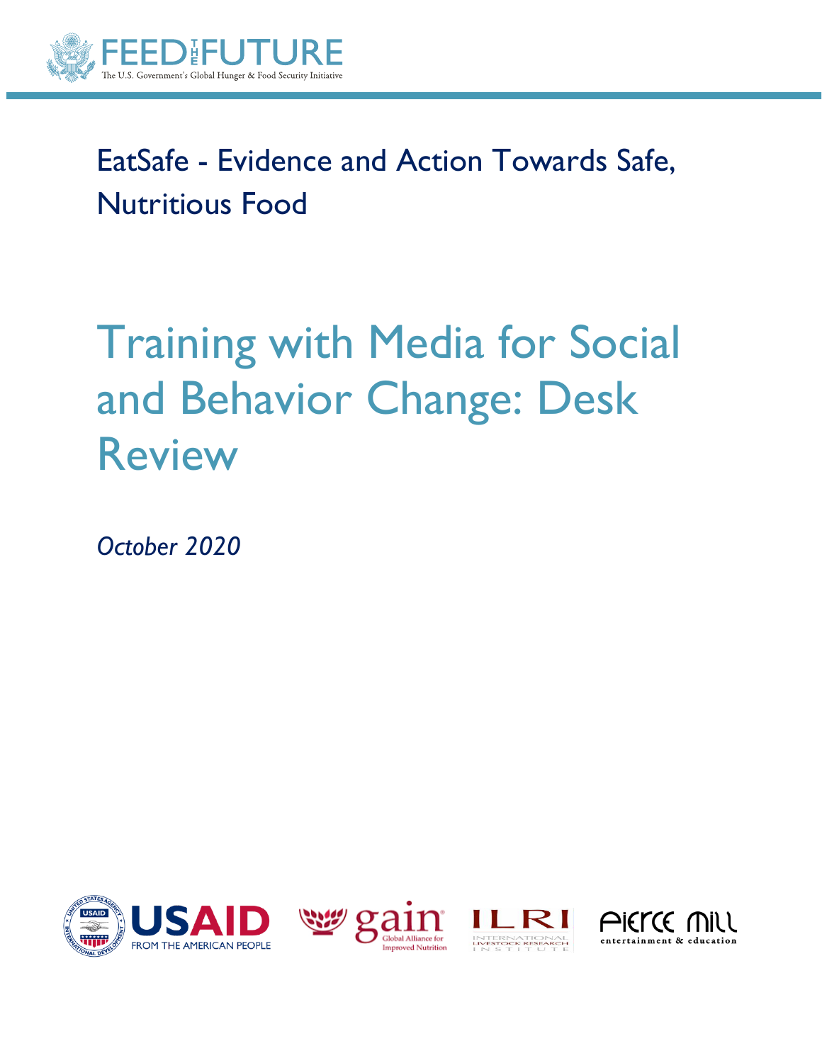FEED THE FUTURE

The U.S. Government's Global Hunger & Food Security Initiative

EatSafe - Evidence and Action Towards Safe, Nutritious Food

# Training with Media for Social and Behavior Change: Desk Review

*October 2020*

USAID FROM THE AMERICAN PEOPLE

gain Global Alliance for Improved Nutrition

ILRI INTERNATIONAL LIVESTOCK RESEARCH INSTITUTE

PIERCE MILL entertainment & education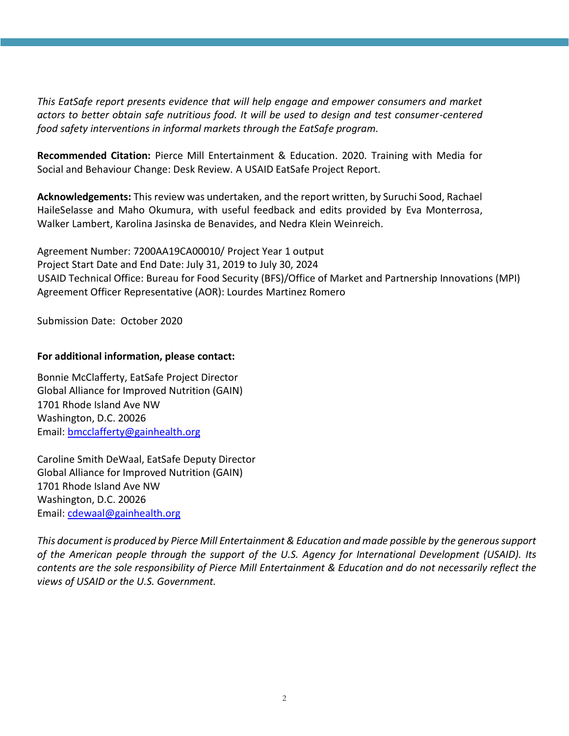*This EatSafe report presents evidence that will help engage and empower consumers and market actors to better obtain safe nutritious food. It will be used to design and test consumer-centered food safety interventions in informal markets through the EatSafe program.*

**Recommended Citation:** Pierce Mill Entertainment & Education. 2020. Training with Media for Social and Behaviour Change: Desk Review. A USAID EatSafe Project Report.

**Acknowledgements:** This review was undertaken, and the report written, by Suruchi Sood, Rachael HaileSelasse and Maho Okumura, with useful feedback and edits provided by Eva Monterrosa, Walker Lambert, Karolina Jasinska de Benavides, and Nedra Klein Weinreich.

Agreement Number: 7200AA19CA00010/ Project Year 1 output
Project Start Date and End Date: July 31, 2019 to July 30, 2024
USAID Technical Office: Bureau for Food Security (BFS)/Office of Market and Partnership Innovations (MPI)
Agreement Officer Representative (AOR): Lourdes Martinez Romero

Submission Date: October 2020

**For additional information, please contact:**

Bonnie McClafferty, EatSafe Project Director
Global Alliance for Improved Nutrition (GAIN)
1701 Rhode Island Ave NW
Washington, D.C. 20026
Email: bmcclafferty@gainhealth.org

Caroline Smith DeWaal, EatSafe Deputy Director
Global Alliance for Improved Nutrition (GAIN)
1701 Rhode Island Ave NW
Washington, D.C. 20026
Email: cdewaal@gainhealth.org

*This document is produced by Pierce Mill Entertainment & Education and made possible by the generous support of the American people through the support of the U.S. Agency for International Development (USAID). Its contents are the sole responsibility of Pierce Mill Entertainment & Education and do not necessarily reflect the views of USAID or the U.S. Government.*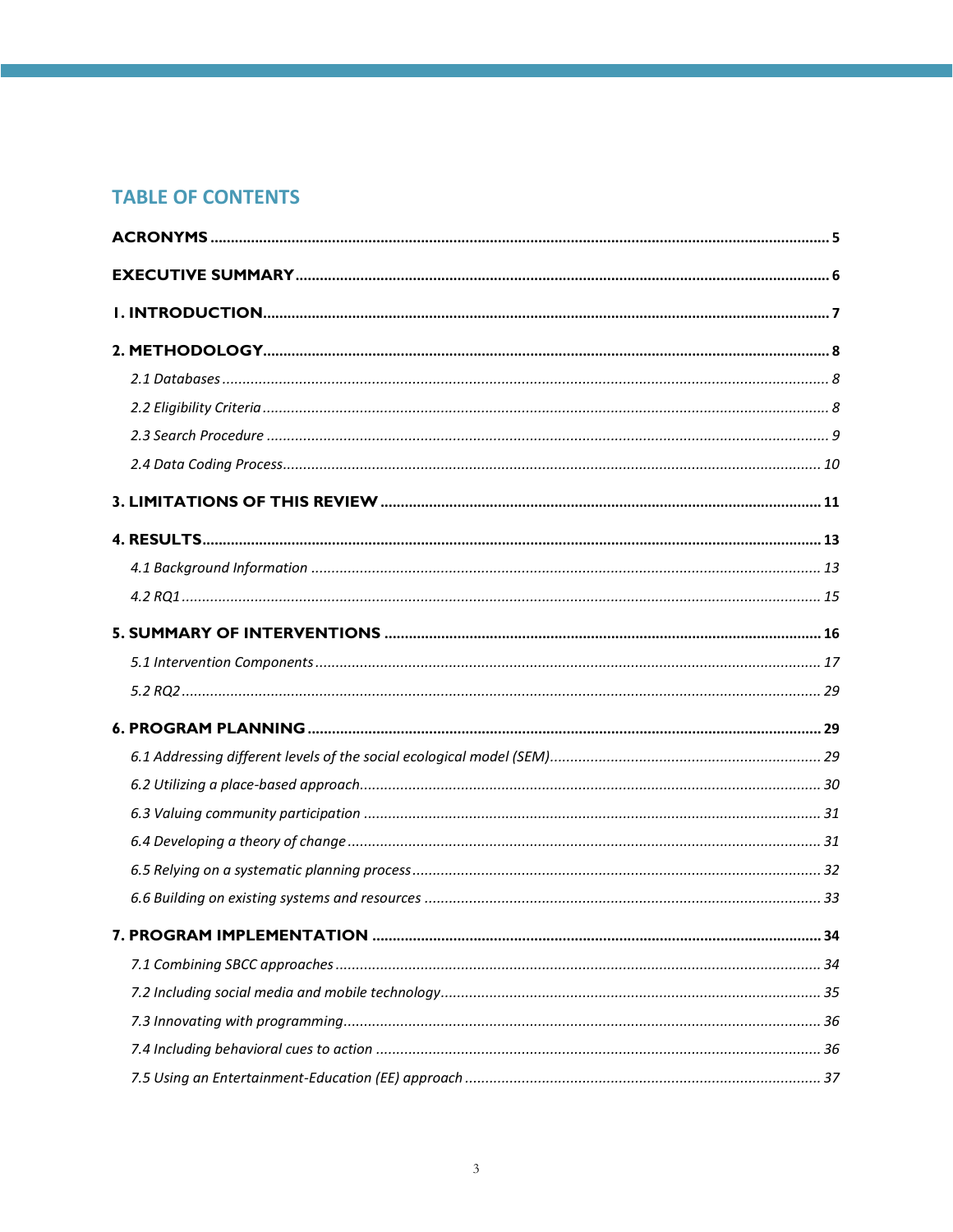## TABLE OF CONTENTS

**ACRONYMS** .......... 5

**EXECUTIVE SUMMARY** .......... 6

**1. INTRODUCTION** .......... 7

**2. METHODOLOGY** .......... 8

*2.1 Databases* .......... 8

*2.2 Eligibility Criteria* .......... 8

*2.3 Search Procedure* .......... 9

*2.4 Data Coding Process* .......... 10

**3. LIMITATIONS OF THIS REVIEW** .......... 11

**4. RESULTS** .......... 13

*4.1 Background Information* .......... 13

*4.2 RQ1* .......... 15

**5. SUMMARY OF INTERVENTIONS** .......... 16

*5.1 Intervention Components* .......... 17

*5.2 RQ2* .......... 29

**6. PROGRAM PLANNING** .......... 29

*6.1 Addressing different levels of the social ecological model (SEM)* .......... 29

*6.2 Utilizing a place-based approach* .......... 30

*6.3 Valuing community participation* .......... 31

*6.4 Developing a theory of change* .......... 31

*6.5 Relying on a systematic planning process* .......... 32

*6.6 Building on existing systems and resources* .......... 33

**7. PROGRAM IMPLEMENTATION** .......... 34

*7.1 Combining SBCC approaches* .......... 34

*7.2 Including social media and mobile technology* .......... 35

*7.3 Innovating with programming* .......... 36

*7.4 Including behavioral cues to action* .......... 36

*7.5 Using an Entertainment-Education (EE) approach* .......... 37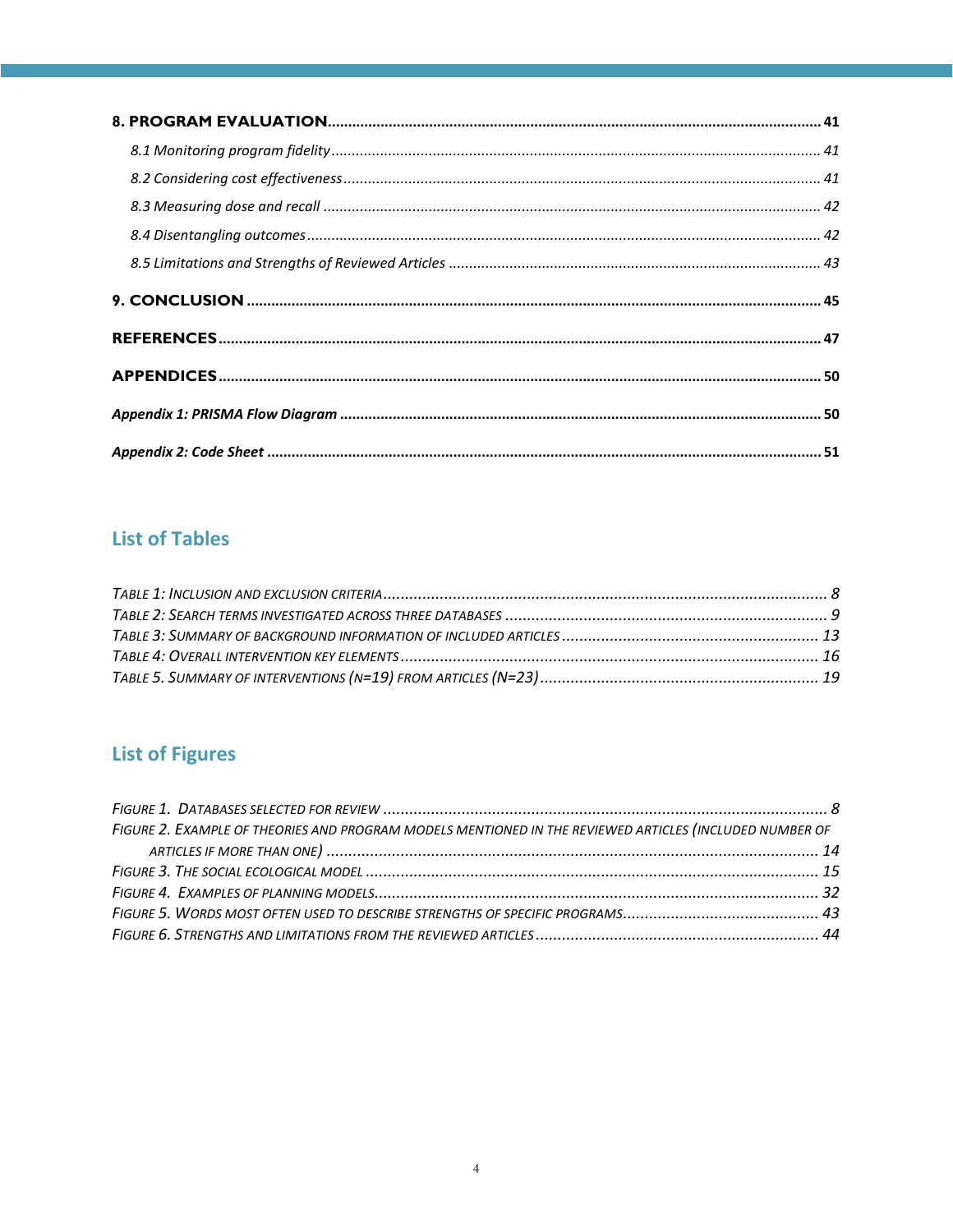**8. PROGRAM EVALUATION** ........................................................................ 41

*8.1 Monitoring program fidelity* ........................................................................ 41

*8.2 Considering cost effectiveness* ........................................................................ 41

*8.3 Measuring dose and recall* ........................................................................ 42

*8.4 Disentangling outcomes* ........................................................................ 42

*8.5 Limitations and Strengths of Reviewed Articles* ........................................................................ 43

**9. CONCLUSION** ........................................................................ 45

**REFERENCES** ........................................................................ 47

**APPENDICES** ........................................................................ 50

***Appendix 1: PRISMA Flow Diagram*** ........................................................................ 50

***Appendix 2: Code Sheet*** ........................................................................ 51

## List of Tables

*TABLE 1: INCLUSION AND EXCLUSION CRITERIA* ........................................................................ 8
*TABLE 2: SEARCH TERMS INVESTIGATED ACROSS THREE DATABASES* ........................................................................ 9
*TABLE 3: SUMMARY OF BACKGROUND INFORMATION OF INCLUDED ARTICLES* ........................................................................ 13
*TABLE 4: OVERALL INTERVENTION KEY ELEMENTS* ........................................................................ 16
*TABLE 5. SUMMARY OF INTERVENTIONS (N=19) FROM ARTICLES (N=23)* ........................................................................ 19

## List of Figures

*FIGURE 1. DATABASES SELECTED FOR REVIEW* ........................................................................ 8
*FIGURE 2. EXAMPLE OF THEORIES AND PROGRAM MODELS MENTIONED IN THE REVIEWED ARTICLES (INCLUDED NUMBER OF ARTICLES IF MORE THAN ONE)* ........................................................................ 14
*FIGURE 3. THE SOCIAL ECOLOGICAL MODEL* ........................................................................ 15
*FIGURE 4. EXAMPLES OF PLANNING MODELS* ........................................................................ 32
*FIGURE 5. WORDS MOST OFTEN USED TO DESCRIBE STRENGTHS OF SPECIFIC PROGRAMS* ........................................................................ 43
*FIGURE 6. STRENGTHS AND LIMITATIONS FROM THE REVIEWED ARTICLES* ........................................................................ 44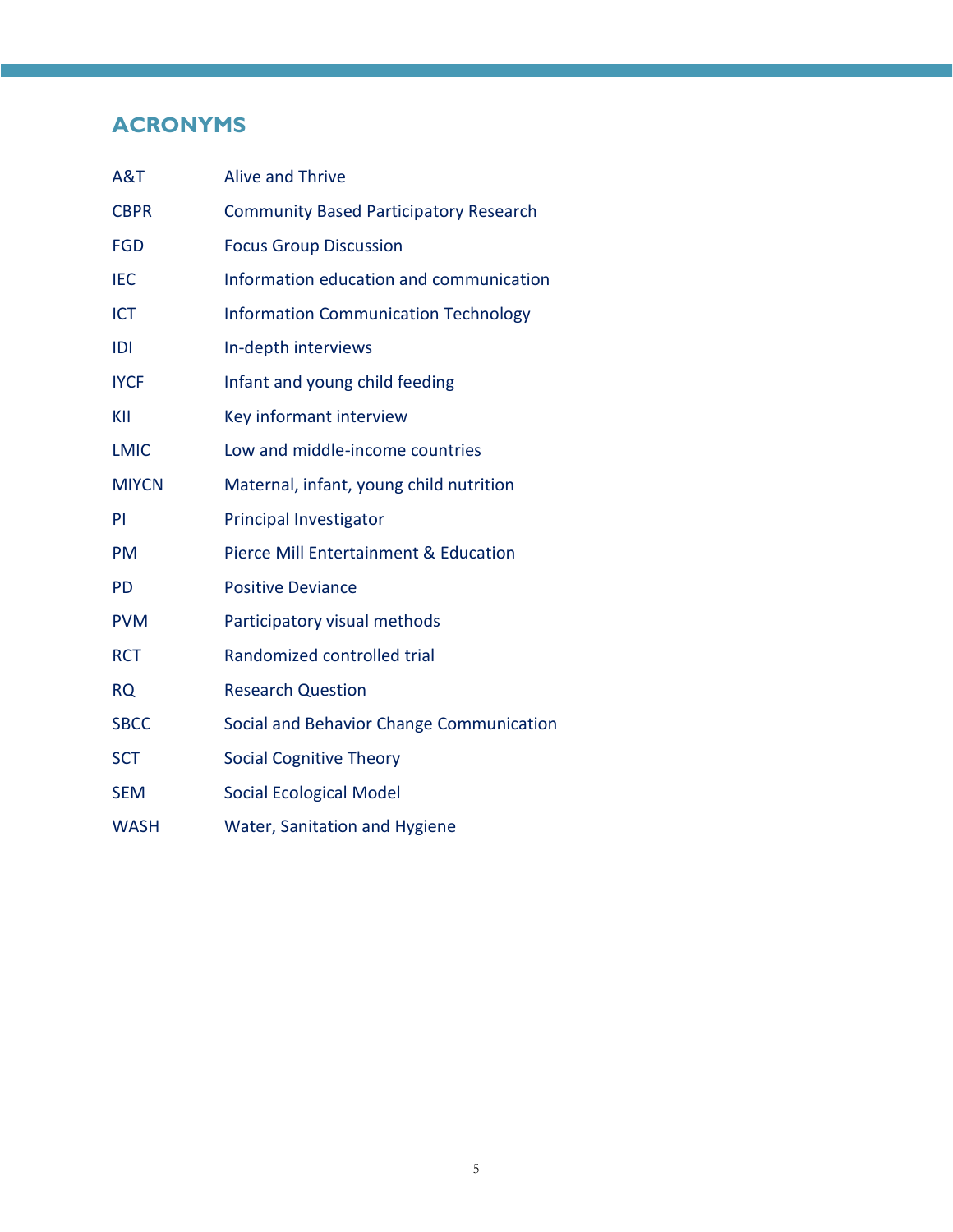## ACRONYMS

| | |
|---|---|
| A&T | Alive and Thrive |
| CBPR | Community Based Participatory Research |
| FGD | Focus Group Discussion |
| IEC | Information education and communication |
| ICT | Information Communication Technology |
| IDI | In-depth interviews |
| IYCF | Infant and young child feeding |
| KII | Key informant interview |
| LMIC | Low and middle-income countries |
| MIYCN | Maternal, infant, young child nutrition |
| PI | Principal Investigator |
| PM | Pierce Mill Entertainment & Education |
| PD | Positive Deviance |
| PVM | Participatory visual methods |
| RCT | Randomized controlled trial |
| RQ | Research Question |
| SBCC | Social and Behavior Change Communication |
| SCT | Social Cognitive Theory |
| SEM | Social Ecological Model |
| WASH | Water, Sanitation and Hygiene |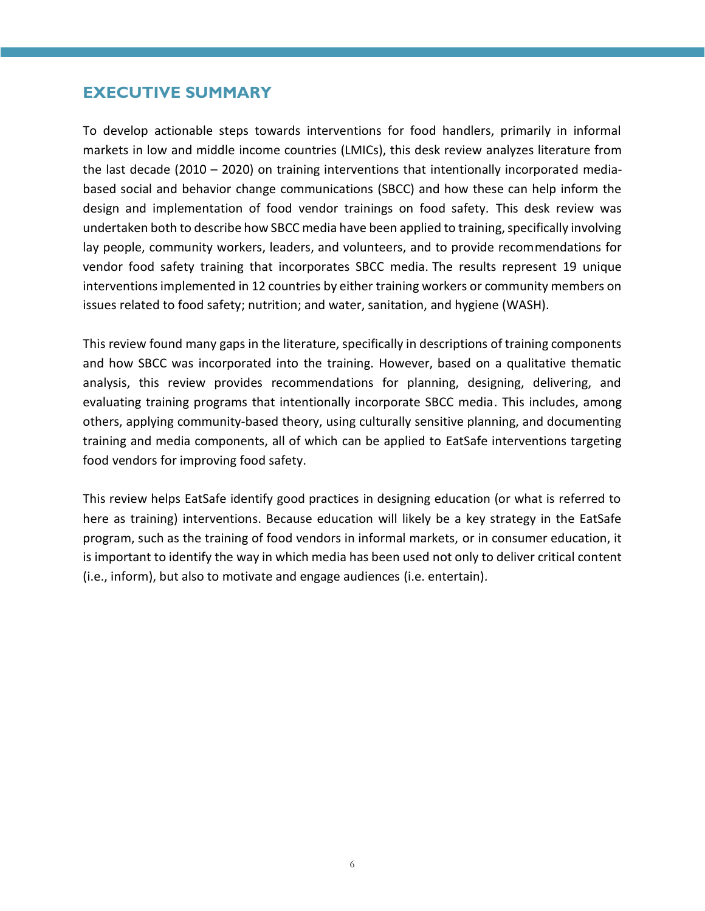## EXECUTIVE SUMMARY

To develop actionable steps towards interventions for food handlers, primarily in informal markets in low and middle income countries (LMICs), this desk review analyzes literature from the last decade (2010 – 2020) on training interventions that intentionally incorporated media-based social and behavior change communications (SBCC) and how these can help inform the design and implementation of food vendor trainings on food safety. This desk review was undertaken both to describe how SBCC media have been applied to training, specifically involving lay people, community workers, leaders, and volunteers, and to provide recommendations for vendor food safety training that incorporates SBCC media. The results represent 19 unique interventions implemented in 12 countries by either training workers or community members on issues related to food safety; nutrition; and water, sanitation, and hygiene (WASH).

This review found many gaps in the literature, specifically in descriptions of training components and how SBCC was incorporated into the training. However, based on a qualitative thematic analysis, this review provides recommendations for planning, designing, delivering, and evaluating training programs that intentionally incorporate SBCC media. This includes, among others, applying community-based theory, using culturally sensitive planning, and documenting training and media components, all of which can be applied to EatSafe interventions targeting food vendors for improving food safety.

This review helps EatSafe identify good practices in designing education (or what is referred to here as training) interventions. Because education will likely be a key strategy in the EatSafe program, such as the training of food vendors in informal markets, or in consumer education, it is important to identify the way in which media has been used not only to deliver critical content (i.e., inform), but also to motivate and engage audiences (i.e. entertain).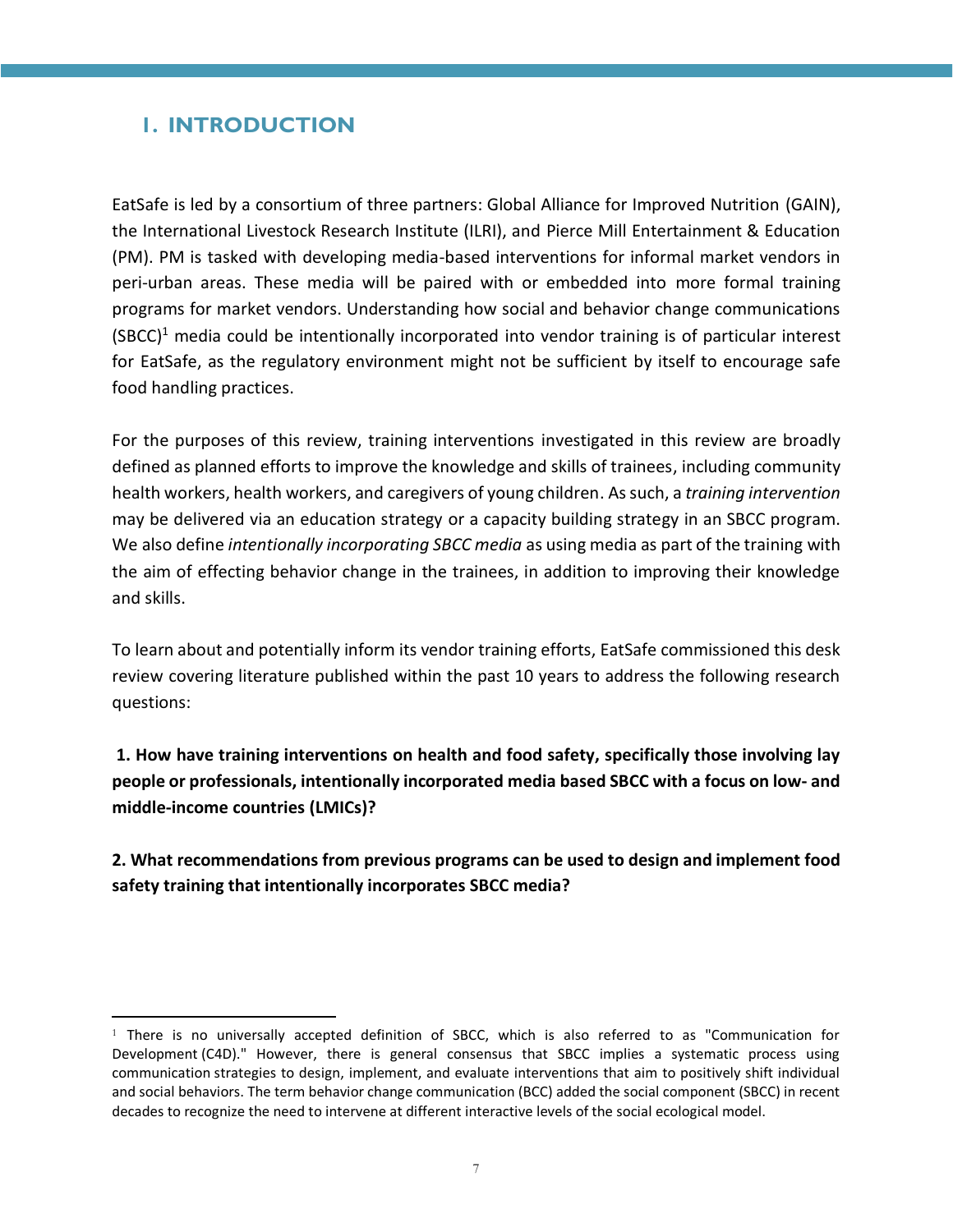# 1. INTRODUCTION

EatSafe is led by a consortium of three partners: Global Alliance for Improved Nutrition (GAIN), the International Livestock Research Institute (ILRI), and Pierce Mill Entertainment & Education (PM). PM is tasked with developing media-based interventions for informal market vendors in peri-urban areas. These media will be paired with or embedded into more formal training programs for market vendors. Understanding how social and behavior change communications (SBCC)[1] media could be intentionally incorporated into vendor training is of particular interest for EatSafe, as the regulatory environment might not be sufficient by itself to encourage safe food handling practices.

For the purposes of this review, training interventions investigated in this review are broadly defined as planned efforts to improve the knowledge and skills of trainees, including community health workers, health workers, and caregivers of young children. As such, a *training intervention* may be delivered via an education strategy or a capacity building strategy in an SBCC program. We also define *intentionally incorporating SBCC media* as using media as part of the training with the aim of effecting behavior change in the trainees, in addition to improving their knowledge and skills.

To learn about and potentially inform its vendor training efforts, EatSafe commissioned this desk review covering literature published within the past 10 years to address the following research questions:

**1. How have training interventions on health and food safety, specifically those involving lay people or professionals, intentionally incorporated media based SBCC with a focus on low- and middle-income countries (LMICs)?**

**2. What recommendations from previous programs can be used to design and implement food safety training that intentionally incorporates SBCC media?**

---

[1] There is no universally accepted definition of SBCC, which is also referred to as "Communication for Development (C4D)." However, there is general consensus that SBCC implies a systematic process using communication strategies to design, implement, and evaluate interventions that aim to positively shift individual and social behaviors. The term behavior change communication (BCC) added the social component (SBCC) in recent decades to recognize the need to intervene at different interactive levels of the social ecological model.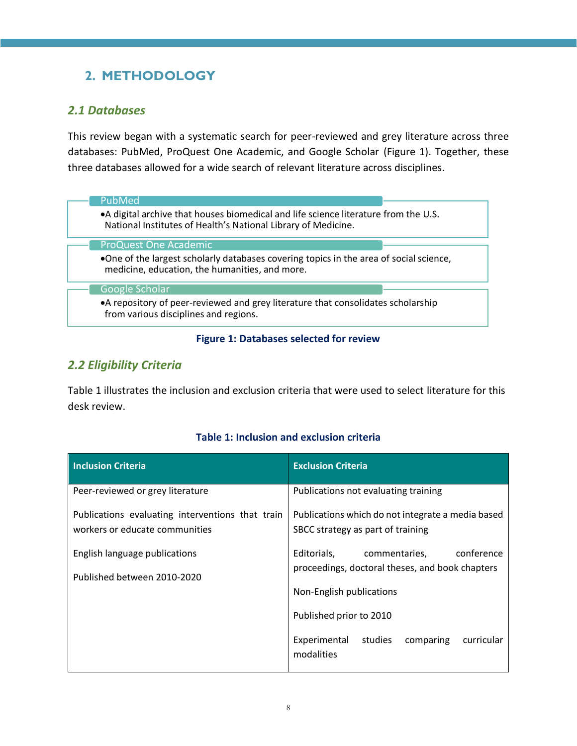## 2. METHODOLOGY

### *2.1 Databases*

This review began with a systematic search for peer-reviewed and grey literature across three databases: PubMed, ProQuest One Academic, and Google Scholar (Figure 1). Together, these three databases allowed for a wide search of relevant literature across disciplines.

**PubMed**
- A digital archive that houses biomedical and life science literature from the U.S. National Institutes of Health's National Library of Medicine.

**ProQuest One Academic**
- One of the largest scholarly databases covering topics in the area of social science, medicine, education, the humanities, and more.

**Google Scholar**
- A repository of peer-reviewed and grey literature that consolidates scholarship from various disciplines and regions.

**Figure 1: Databases selected for review**

### *2.2 Eligibility Criteria*

Table 1 illustrates the inclusion and exclusion criteria that were used to select literature for this desk review.

**Table 1: Inclusion and exclusion criteria**

| Inclusion Criteria | Exclusion Criteria |
|---|---|
| Peer-reviewed or grey literature | Publications not evaluating training |
| Publications evaluating interventions that train workers or educate communities | Publications which do not integrate a media based SBCC strategy as part of training |
| English language publications | Editorials, commentaries, conference proceedings, doctoral theses, and book chapters |
| Published between 2010-2020 | Non-English publications |
| | Published prior to 2010 |
| | Experimental studies comparing curricular modalities |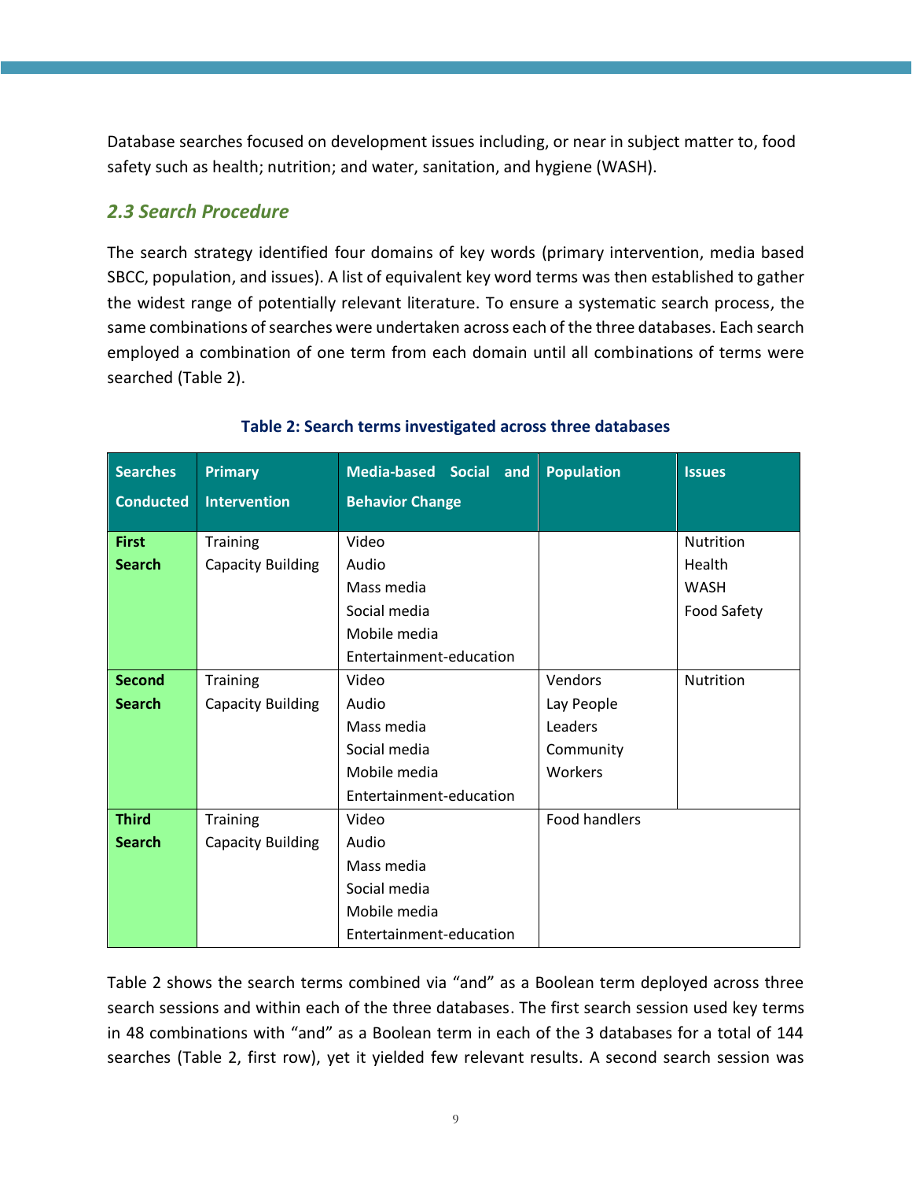Database searches focused on development issues including, or near in subject matter to, food safety such as health; nutrition; and water, sanitation, and hygiene (WASH).

## *2.3 Search Procedure*

The search strategy identified four domains of key words (primary intervention, media based SBCC, population, and issues). A list of equivalent key word terms was then established to gather the widest range of potentially relevant literature. To ensure a systematic search process, the same combinations of searches were undertaken across each of the three databases. Each search employed a combination of one term from each domain until all combinations of terms were searched (Table 2).

**Table 2: Search terms investigated across three databases**

| Searches Conducted | Primary Intervention | Media-based Social and Behavior Change | Population | Issues |
|---|---|---|---|---|
| **First Search** | Training<br>Capacity Building | Video<br>Audio<br>Mass media<br>Social media<br>Mobile media<br>Entertainment-education | | Nutrition<br>Health<br>WASH<br>Food Safety |
| **Second Search** | Training<br>Capacity Building | Video<br>Audio<br>Mass media<br>Social media<br>Mobile media<br>Entertainment-education | Vendors<br>Lay People<br>Leaders<br>Community<br>Workers | Nutrition |
| **Third Search** | Training<br>Capacity Building | Video<br>Audio<br>Mass media<br>Social media<br>Mobile media<br>Entertainment-education | Food handlers | |

Table 2 shows the search terms combined via "and" as a Boolean term deployed across three search sessions and within each of the three databases. The first search session used key terms in 48 combinations with "and" as a Boolean term in each of the 3 databases for a total of 144 searches (Table 2, first row), yet it yielded few relevant results. A second search session was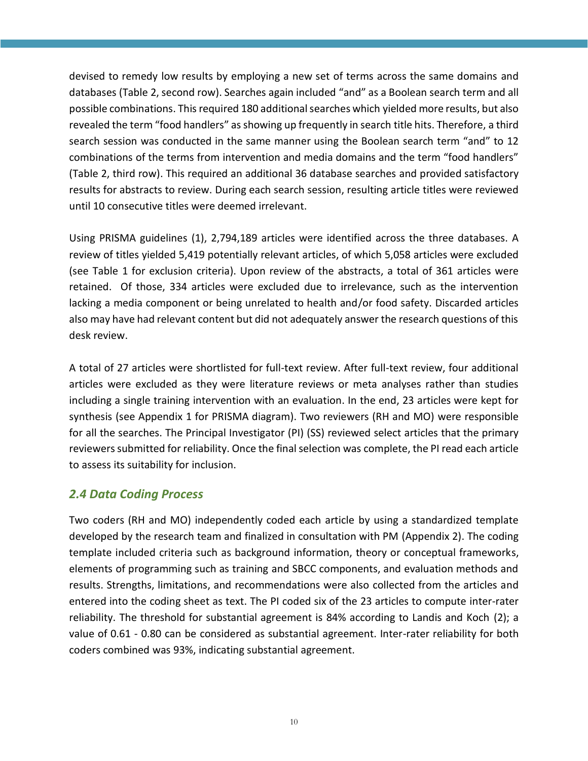devised to remedy low results by employing a new set of terms across the same domains and databases (Table 2, second row). Searches again included "and" as a Boolean search term and all possible combinations. This required 180 additional searches which yielded more results, but also revealed the term "food handlers" as showing up frequently in search title hits. Therefore, a third search session was conducted in the same manner using the Boolean search term "and" to 12 combinations of the terms from intervention and media domains and the term "food handlers" (Table 2, third row). This required an additional 36 database searches and provided satisfactory results for abstracts to review. During each search session, resulting article titles were reviewed until 10 consecutive titles were deemed irrelevant.

Using PRISMA guidelines (1), 2,794,189 articles were identified across the three databases. A review of titles yielded 5,419 potentially relevant articles, of which 5,058 articles were excluded (see Table 1 for exclusion criteria). Upon review of the abstracts, a total of 361 articles were retained. Of those, 334 articles were excluded due to irrelevance, such as the intervention lacking a media component or being unrelated to health and/or food safety. Discarded articles also may have had relevant content but did not adequately answer the research questions of this desk review.

A total of 27 articles were shortlisted for full-text review. After full-text review, four additional articles were excluded as they were literature reviews or meta analyses rather than studies including a single training intervention with an evaluation. In the end, 23 articles were kept for synthesis (see Appendix 1 for PRISMA diagram). Two reviewers (RH and MO) were responsible for all the searches. The Principal Investigator (PI) (SS) reviewed select articles that the primary reviewers submitted for reliability. Once the final selection was complete, the PI read each article to assess its suitability for inclusion.

### *2.4 Data Coding Process*

Two coders (RH and MO) independently coded each article by using a standardized template developed by the research team and finalized in consultation with PM (Appendix 2). The coding template included criteria such as background information, theory or conceptual frameworks, elements of programming such as training and SBCC components, and evaluation methods and results. Strengths, limitations, and recommendations were also collected from the articles and entered into the coding sheet as text. The PI coded six of the 23 articles to compute inter-rater reliability. The threshold for substantial agreement is 84% according to Landis and Koch (2); a value of 0.61 - 0.80 can be considered as substantial agreement. Inter-rater reliability for both coders combined was 93%, indicating substantial agreement.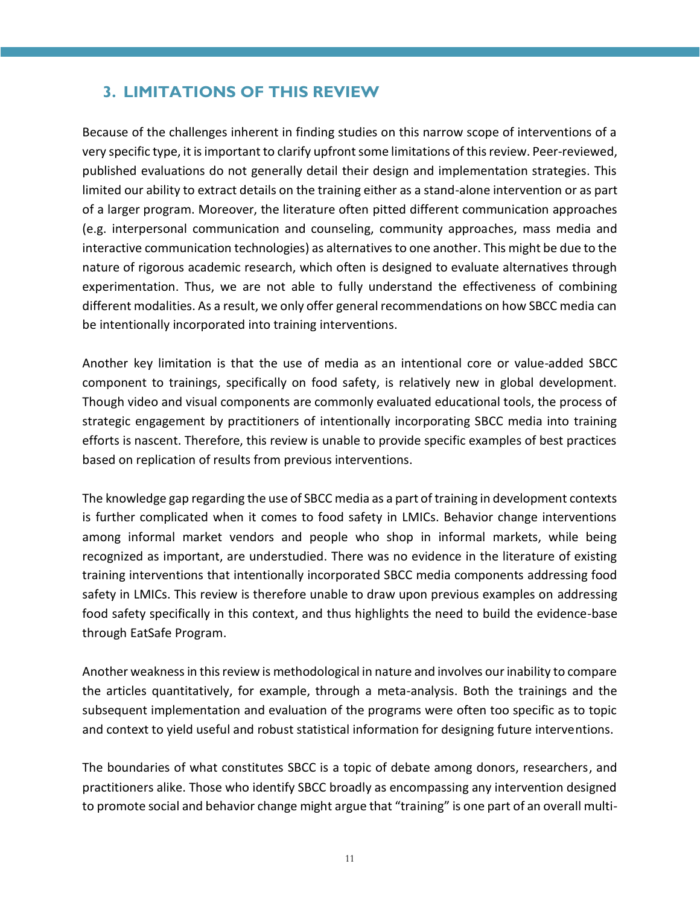## 3. LIMITATIONS OF THIS REVIEW

Because of the challenges inherent in finding studies on this narrow scope of interventions of a very specific type, it is important to clarify upfront some limitations of this review. Peer-reviewed, published evaluations do not generally detail their design and implementation strategies. This limited our ability to extract details on the training either as a stand-alone intervention or as part of a larger program. Moreover, the literature often pitted different communication approaches (e.g. interpersonal communication and counseling, community approaches, mass media and interactive communication technologies) as alternatives to one another. This might be due to the nature of rigorous academic research, which often is designed to evaluate alternatives through experimentation. Thus, we are not able to fully understand the effectiveness of combining different modalities. As a result, we only offer general recommendations on how SBCC media can be intentionally incorporated into training interventions.

Another key limitation is that the use of media as an intentional core or value-added SBCC component to trainings, specifically on food safety, is relatively new in global development. Though video and visual components are commonly evaluated educational tools, the process of strategic engagement by practitioners of intentionally incorporating SBCC media into training efforts is nascent. Therefore, this review is unable to provide specific examples of best practices based on replication of results from previous interventions.

The knowledge gap regarding the use of SBCC media as a part of training in development contexts is further complicated when it comes to food safety in LMICs. Behavior change interventions among informal market vendors and people who shop in informal markets, while being recognized as important, are understudied. There was no evidence in the literature of existing training interventions that intentionally incorporated SBCC media components addressing food safety in LMICs. This review is therefore unable to draw upon previous examples on addressing food safety specifically in this context, and thus highlights the need to build the evidence-base through EatSafe Program.

Another weakness in this review is methodological in nature and involves our inability to compare the articles quantitatively, for example, through a meta-analysis. Both the trainings and the subsequent implementation and evaluation of the programs were often too specific as to topic and context to yield useful and robust statistical information for designing future interventions.

The boundaries of what constitutes SBCC is a topic of debate among donors, researchers, and practitioners alike. Those who identify SBCC broadly as encompassing any intervention designed to promote social and behavior change might argue that "training" is one part of an overall multi-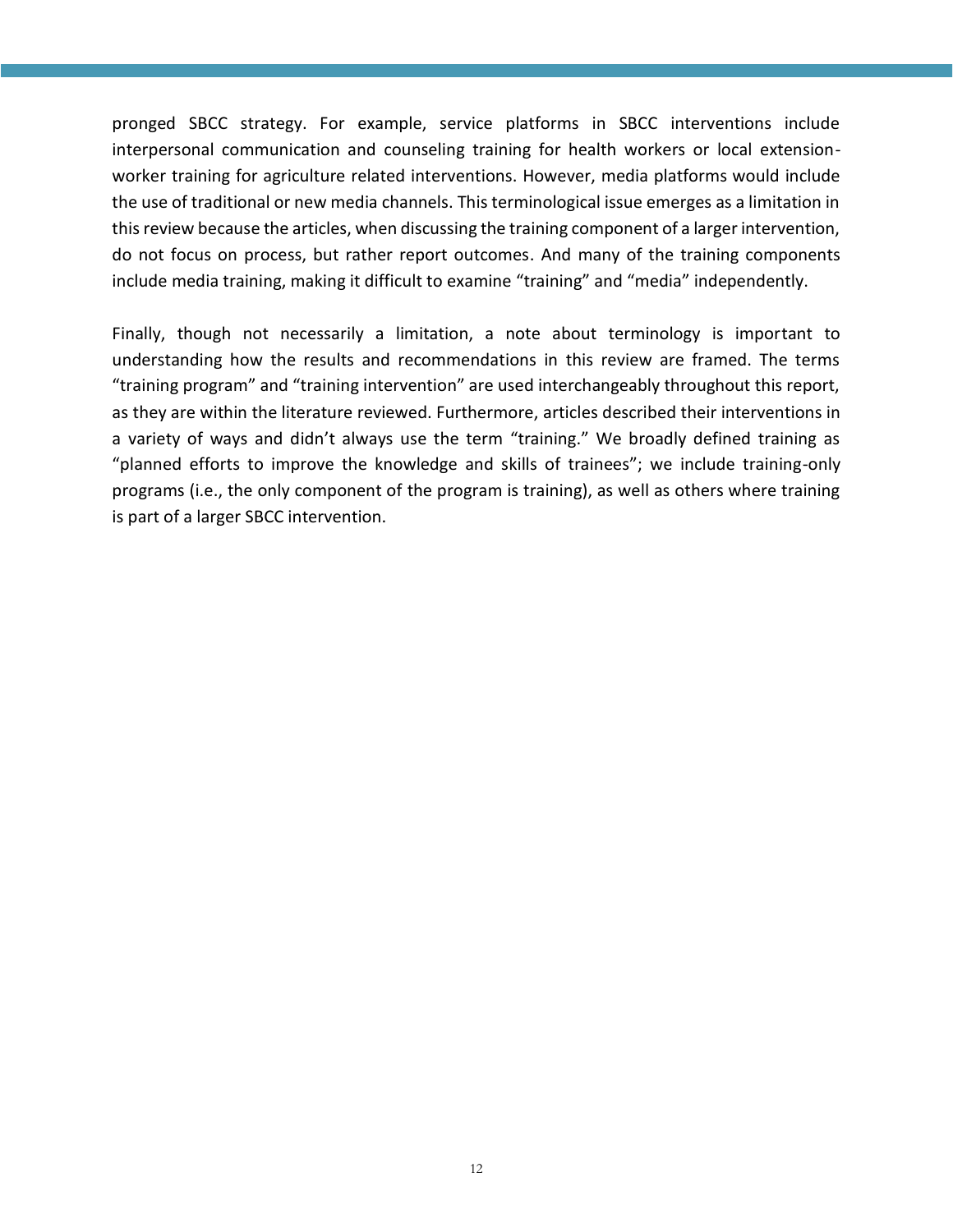pronged SBCC strategy. For example, service platforms in SBCC interventions include interpersonal communication and counseling training for health workers or local extension-worker training for agriculture related interventions. However, media platforms would include the use of traditional or new media channels. This terminological issue emerges as a limitation in this review because the articles, when discussing the training component of a larger intervention, do not focus on process, but rather report outcomes. And many of the training components include media training, making it difficult to examine "training" and "media" independently.

Finally, though not necessarily a limitation, a note about terminology is important to understanding how the results and recommendations in this review are framed. The terms "training program" and "training intervention" are used interchangeably throughout this report, as they are within the literature reviewed. Furthermore, articles described their interventions in a variety of ways and didn't always use the term "training." We broadly defined training as "planned efforts to improve the knowledge and skills of trainees"; we include training-only programs (i.e., the only component of the program is training), as well as others where training is part of a larger SBCC intervention.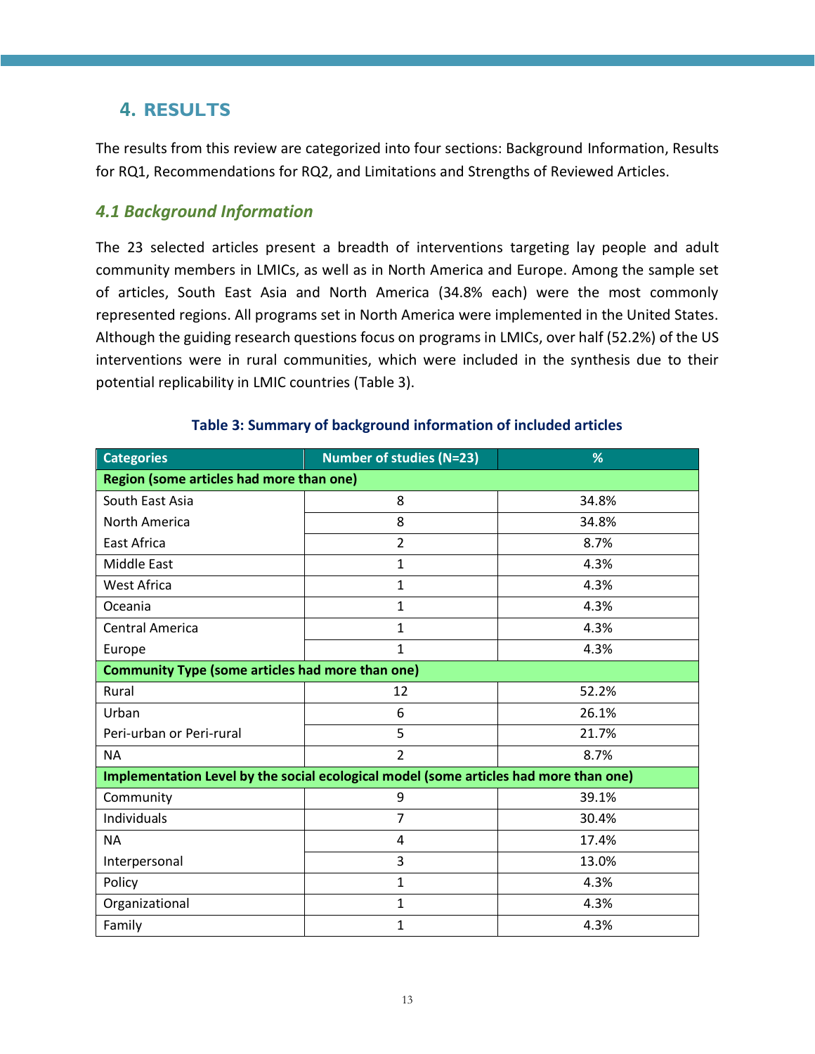## 4. RESULTS

The results from this review are categorized into four sections: Background Information, Results for RQ1, Recommendations for RQ2, and Limitations and Strengths of Reviewed Articles.

### *4.1 Background Information*

The 23 selected articles present a breadth of interventions targeting lay people and adult community members in LMICs, as well as in North America and Europe. Among the sample set of articles, South East Asia and North America (34.8% each) were the most commonly represented regions. All programs set in North America were implemented in the United States. Although the guiding research questions focus on programs in LMICs, over half (52.2%) of the US interventions were in rural communities, which were included in the synthesis due to their potential replicability in LMIC countries (Table 3).

**Table 3: Summary of background information of included articles**

| Categories | Number of studies (N=23) | % |
|---|---|---|
| **Region (some articles had more than one)** | | |
| South East Asia | 8 | 34.8% |
| North America | 8 | 34.8% |
| East Africa | 2 | 8.7% |
| Middle East | 1 | 4.3% |
| West Africa | 1 | 4.3% |
| Oceania | 1 | 4.3% |
| Central America | 1 | 4.3% |
| Europe | 1 | 4.3% |
| **Community Type (some articles had more than one)** | | |
| Rural | 12 | 52.2% |
| Urban | 6 | 26.1% |
| Peri-urban or Peri-rural | 5 | 21.7% |
| NA | 2 | 8.7% |
| **Implementation Level by the social ecological model (some articles had more than one)** | | |
| Community | 9 | 39.1% |
| Individuals | 7 | 30.4% |
| NA | 4 | 17.4% |
| Interpersonal | 3 | 13.0% |
| Policy | 1 | 4.3% |
| Organizational | 1 | 4.3% |
| Family | 1 | 4.3% |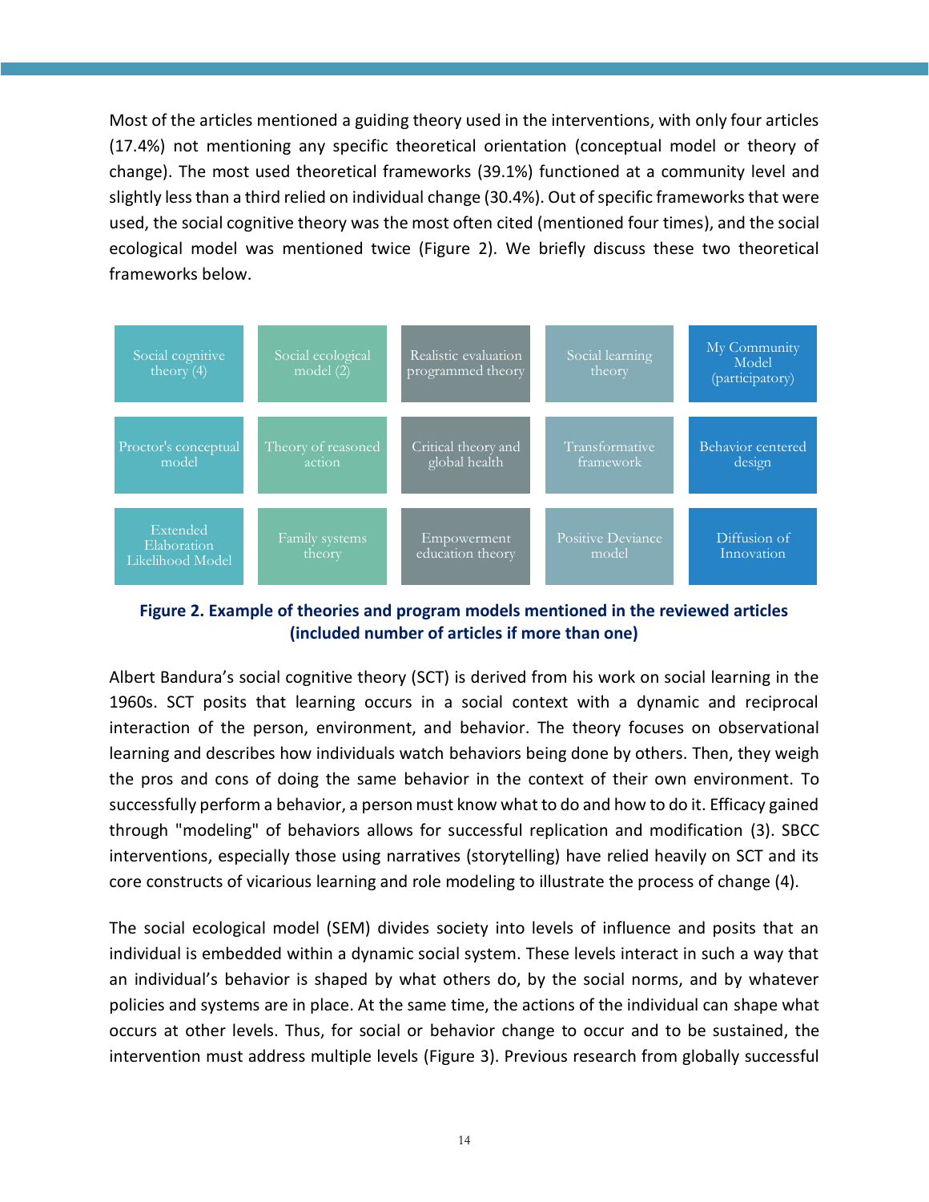Most of the articles mentioned a guiding theory used in the interventions, with only four articles (17.4%) not mentioning any specific theoretical orientation (conceptual model or theory of change). The most used theoretical frameworks (39.1%) functioned at a community level and slightly less than a third relied on individual change (30.4%). Out of specific frameworks that were used, the social cognitive theory was the most often cited (mentioned four times), and the social ecological model was mentioned twice (Figure 2). We briefly discuss these two theoretical frameworks below.

| | | | | |
|---|---|---|---|---|
| Social cognitive theory (4) | Social ecological model (2) | Realistic evaluation programmed theory | Social learning theory | My Community Model (participatory) |
| Proctor's conceptual model | Theory of reasoned action | Critical theory and global health | Transformative framework | Behavior centered design |
| Extended Elaboration Likelihood Model | Family systems theory | Empowerment education theory | Positive Deviance model | Diffusion of Innovation |

**Figure 2. Example of theories and program models mentioned in the reviewed articles (included number of articles if more than one)**

Albert Bandura's social cognitive theory (SCT) is derived from his work on social learning in the 1960s. SCT posits that learning occurs in a social context with a dynamic and reciprocal interaction of the person, environment, and behavior. The theory focuses on observational learning and describes how individuals watch behaviors being done by others. Then, they weigh the pros and cons of doing the same behavior in the context of their own environment. To successfully perform a behavior, a person must know what to do and how to do it. Efficacy gained through "modeling" of behaviors allows for successful replication and modification (3). SBCC interventions, especially those using narratives (storytelling) have relied heavily on SCT and its core constructs of vicarious learning and role modeling to illustrate the process of change (4).

The social ecological model (SEM) divides society into levels of influence and posits that an individual is embedded within a dynamic social system. These levels interact in such a way that an individual's behavior is shaped by what others do, by the social norms, and by whatever policies and systems are in place. At the same time, the actions of the individual can shape what occurs at other levels. Thus, for social or behavior change to occur and to be sustained, the intervention must address multiple levels (Figure 3). Previous research from globally successful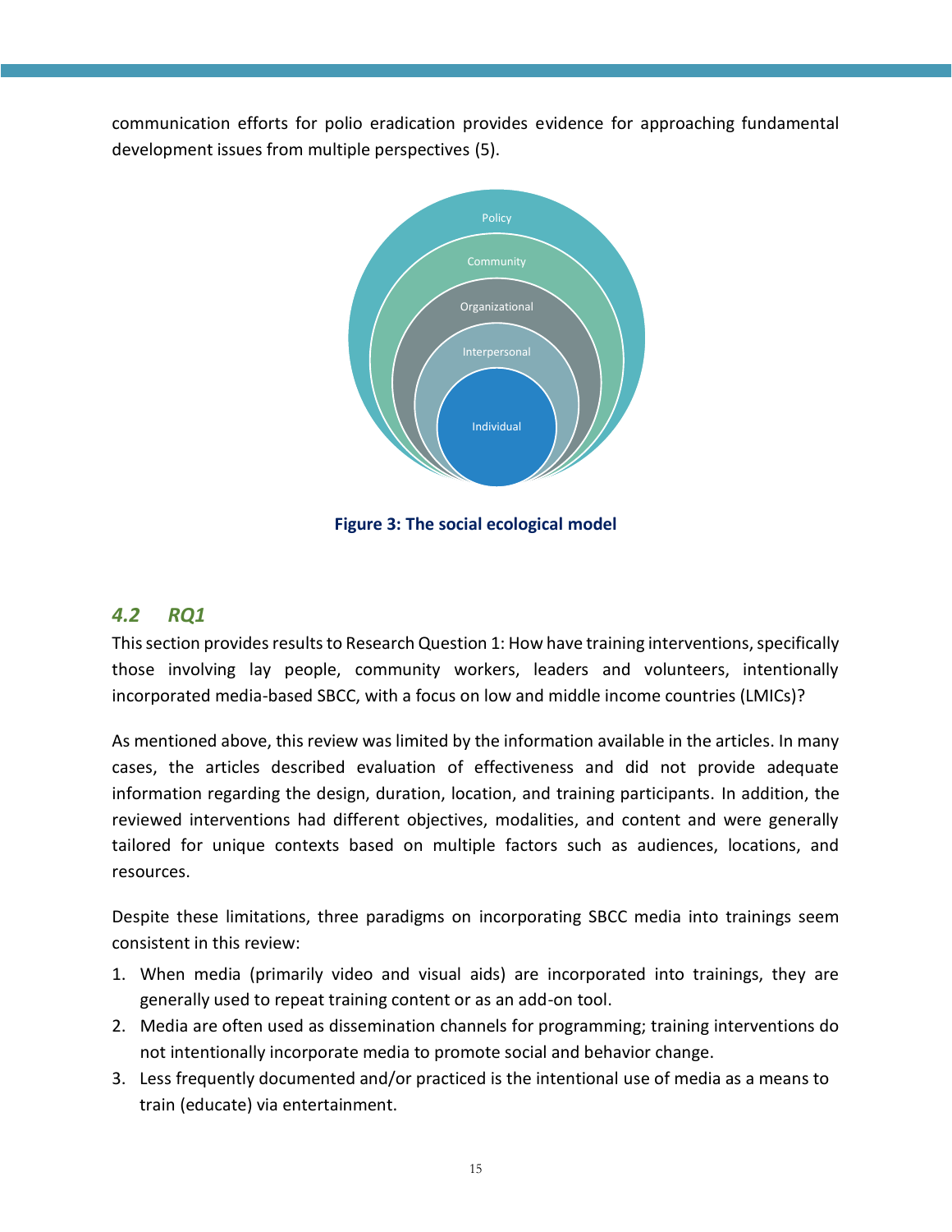communication efforts for polio eradication provides evidence for approaching fundamental development issues from multiple perspectives (5).

Policy

Community

Organizational

Interpersonal

Individual

**Figure 3: The social ecological model**

## *4.2 RQ1*

This section provides results to Research Question 1: How have training interventions, specifically those involving lay people, community workers, leaders and volunteers, intentionally incorporated media-based SBCC, with a focus on low and middle income countries (LMICs)?

As mentioned above, this review was limited by the information available in the articles. In many cases, the articles described evaluation of effectiveness and did not provide adequate information regarding the design, duration, location, and training participants. In addition, the reviewed interventions had different objectives, modalities, and content and were generally tailored for unique contexts based on multiple factors such as audiences, locations, and resources.

Despite these limitations, three paradigms on incorporating SBCC media into trainings seem consistent in this review:

1. When media (primarily video and visual aids) are incorporated into trainings, they are generally used to repeat training content or as an add-on tool.
2. Media are often used as dissemination channels for programming; training interventions do not intentionally incorporate media to promote social and behavior change.
3. Less frequently documented and/or practiced is the intentional use of media as a means to train (educate) via entertainment.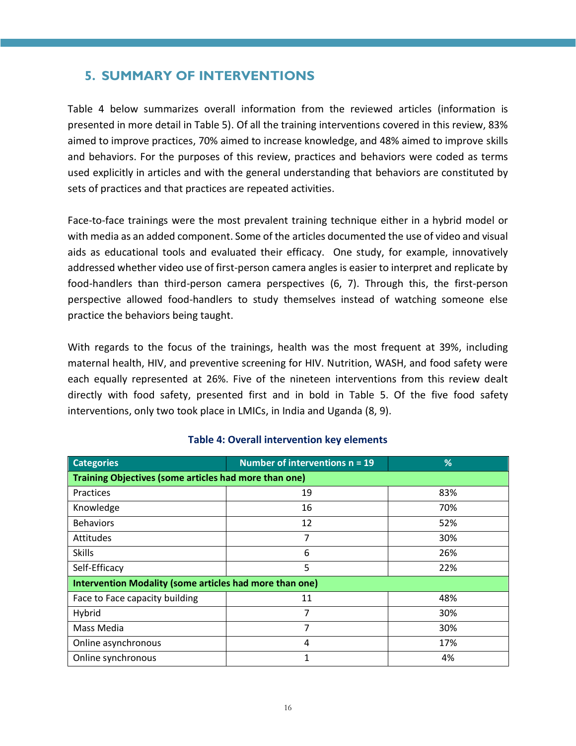## 5. SUMMARY OF INTERVENTIONS

Table 4 below summarizes overall information from the reviewed articles (information is presented in more detail in Table 5). Of all the training interventions covered in this review, 83% aimed to improve practices, 70% aimed to increase knowledge, and 48% aimed to improve skills and behaviors. For the purposes of this review, practices and behaviors were coded as terms used explicitly in articles and with the general understanding that behaviors are constituted by sets of practices and that practices are repeated activities.

Face-to-face trainings were the most prevalent training technique either in a hybrid model or with media as an added component. Some of the articles documented the use of video and visual aids as educational tools and evaluated their efficacy. One study, for example, innovatively addressed whether video use of first-person camera angles is easier to interpret and replicate by food-handlers than third-person camera perspectives (6, 7). Through this, the first-person perspective allowed food-handlers to study themselves instead of watching someone else practice the behaviors being taught.

With regards to the focus of the trainings, health was the most frequent at 39%, including maternal health, HIV, and preventive screening for HIV. Nutrition, WASH, and food safety were each equally represented at 26%. Five of the nineteen interventions from this review dealt directly with food safety, presented first and in bold in Table 5. Of the five food safety interventions, only two took place in LMICs, in India and Uganda (8, 9).

**Table 4: Overall intervention key elements**

| Categories | Number of interventions n = 19 | % |
|---|---|---|
| **Training Objectives (some articles had more than one)** | | |
| Practices | 19 | 83% |
| Knowledge | 16 | 70% |
| Behaviors | 12 | 52% |
| Attitudes | 7 | 30% |
| Skills | 6 | 26% |
| Self-Efficacy | 5 | 22% |
| **Intervention Modality (some articles had more than one)** | | |
| Face to Face capacity building | 11 | 48% |
| Hybrid | 7 | 30% |
| Mass Media | 7 | 30% |
| Online asynchronous | 4 | 17% |
| Online synchronous | 1 | 4% |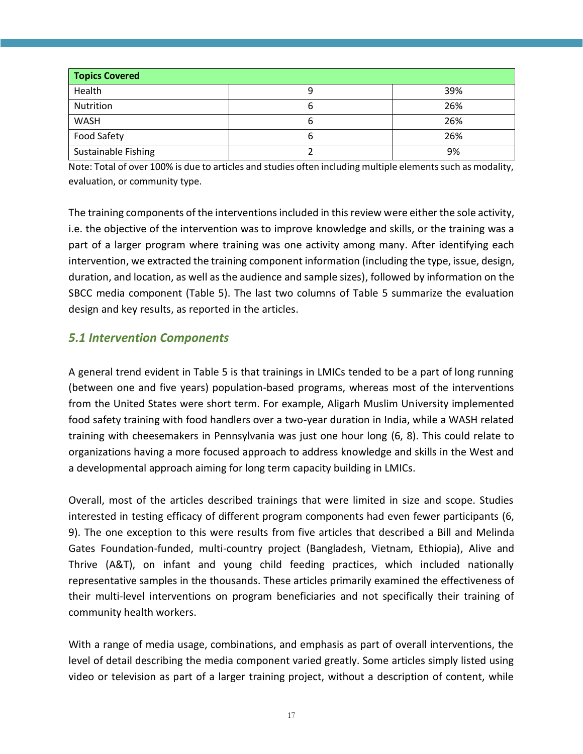| Topics Covered | | |
|---|---|---|
| Health | 9 | 39% |
| Nutrition | 6 | 26% |
| WASH | 6 | 26% |
| Food Safety | 6 | 26% |
| Sustainable Fishing | 2 | 9% |

Note: Total of over 100% is due to articles and studies often including multiple elements such as modality, evaluation, or community type.

The training components of the interventions included in this review were either the sole activity, i.e. the objective of the intervention was to improve knowledge and skills, or the training was a part of a larger program where training was one activity among many. After identifying each intervention, we extracted the training component information (including the type, issue, design, duration, and location, as well as the audience and sample sizes), followed by information on the SBCC media component (Table 5). The last two columns of Table 5 summarize the evaluation design and key results, as reported in the articles.

## *5.1 Intervention Components*

A general trend evident in Table 5 is that trainings in LMICs tended to be a part of long running (between one and five years) population-based programs, whereas most of the interventions from the United States were short term. For example, Aligarh Muslim University implemented food safety training with food handlers over a two-year duration in India, while a WASH related training with cheesemakers in Pennsylvania was just one hour long (6, 8). This could relate to organizations having a more focused approach to address knowledge and skills in the West and a developmental approach aiming for long term capacity building in LMICs.

Overall, most of the articles described trainings that were limited in size and scope. Studies interested in testing efficacy of different program components had even fewer participants (6, 9). The one exception to this were results from five articles that described a Bill and Melinda Gates Foundation-funded, multi-country project (Bangladesh, Vietnam, Ethiopia), Alive and Thrive (A&T), on infant and young child feeding practices, which included nationally representative samples in the thousands. These articles primarily examined the effectiveness of their multi-level interventions on program beneficiaries and not specifically their training of community health workers.

With a range of media usage, combinations, and emphasis as part of overall interventions, the level of detail describing the media component varied greatly. Some articles simply listed using video or television as part of a larger training project, without a description of content, while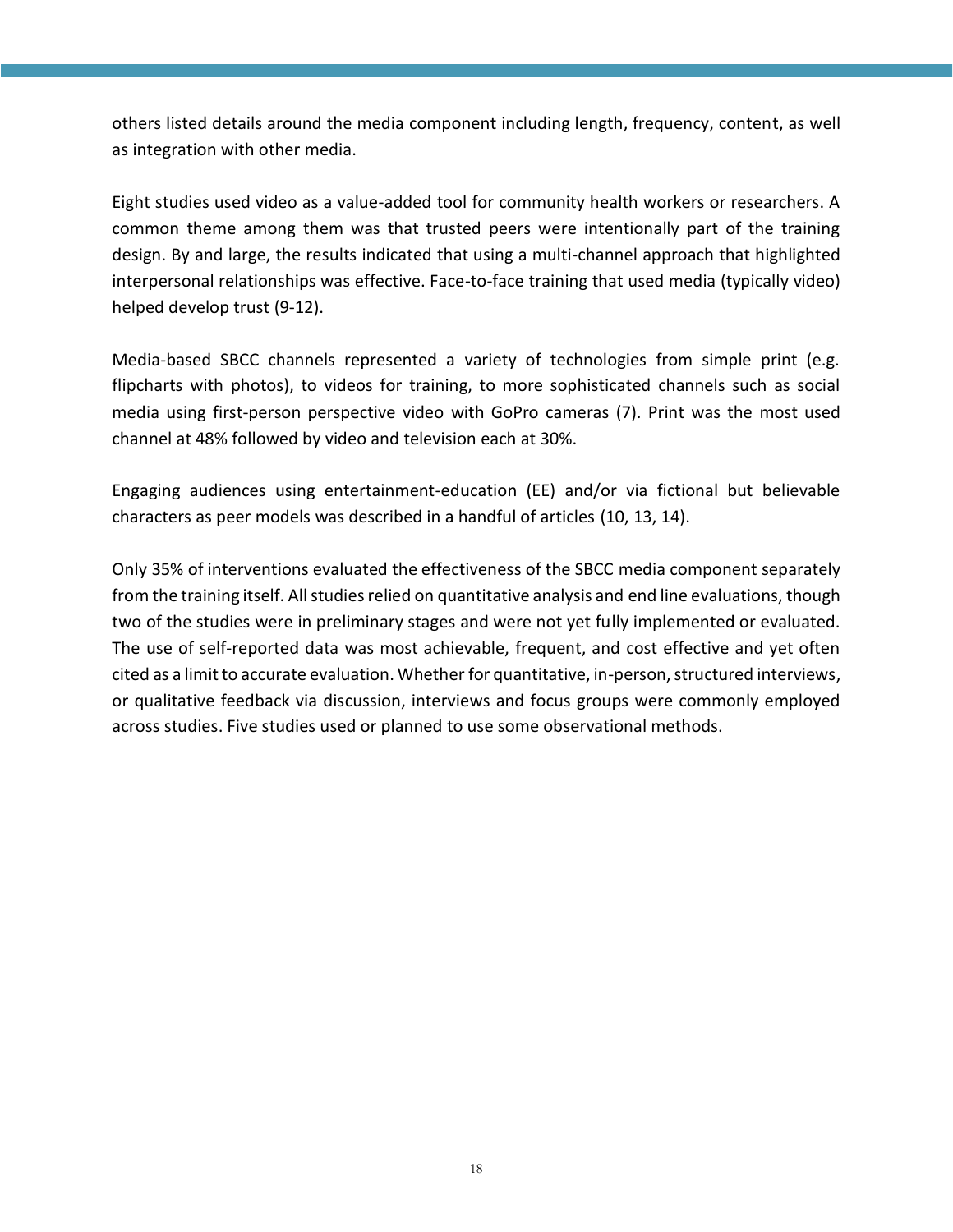others listed details around the media component including length, frequency, content, as well as integration with other media.

Eight studies used video as a value-added tool for community health workers or researchers. A common theme among them was that trusted peers were intentionally part of the training design. By and large, the results indicated that using a multi-channel approach that highlighted interpersonal relationships was effective. Face-to-face training that used media (typically video) helped develop trust (9-12).

Media-based SBCC channels represented a variety of technologies from simple print (e.g. flipcharts with photos), to videos for training, to more sophisticated channels such as social media using first-person perspective video with GoPro cameras (7). Print was the most used channel at 48% followed by video and television each at 30%.

Engaging audiences using entertainment-education (EE) and/or via fictional but believable characters as peer models was described in a handful of articles (10, 13, 14).

Only 35% of interventions evaluated the effectiveness of the SBCC media component separately from the training itself. All studies relied on quantitative analysis and end line evaluations, though two of the studies were in preliminary stages and were not yet fully implemented or evaluated. The use of self-reported data was most achievable, frequent, and cost effective and yet often cited as a limit to accurate evaluation. Whether for quantitative, in-person, structured interviews, or qualitative feedback via discussion, interviews and focus groups were commonly employed across studies. Five studies used or planned to use some observational methods.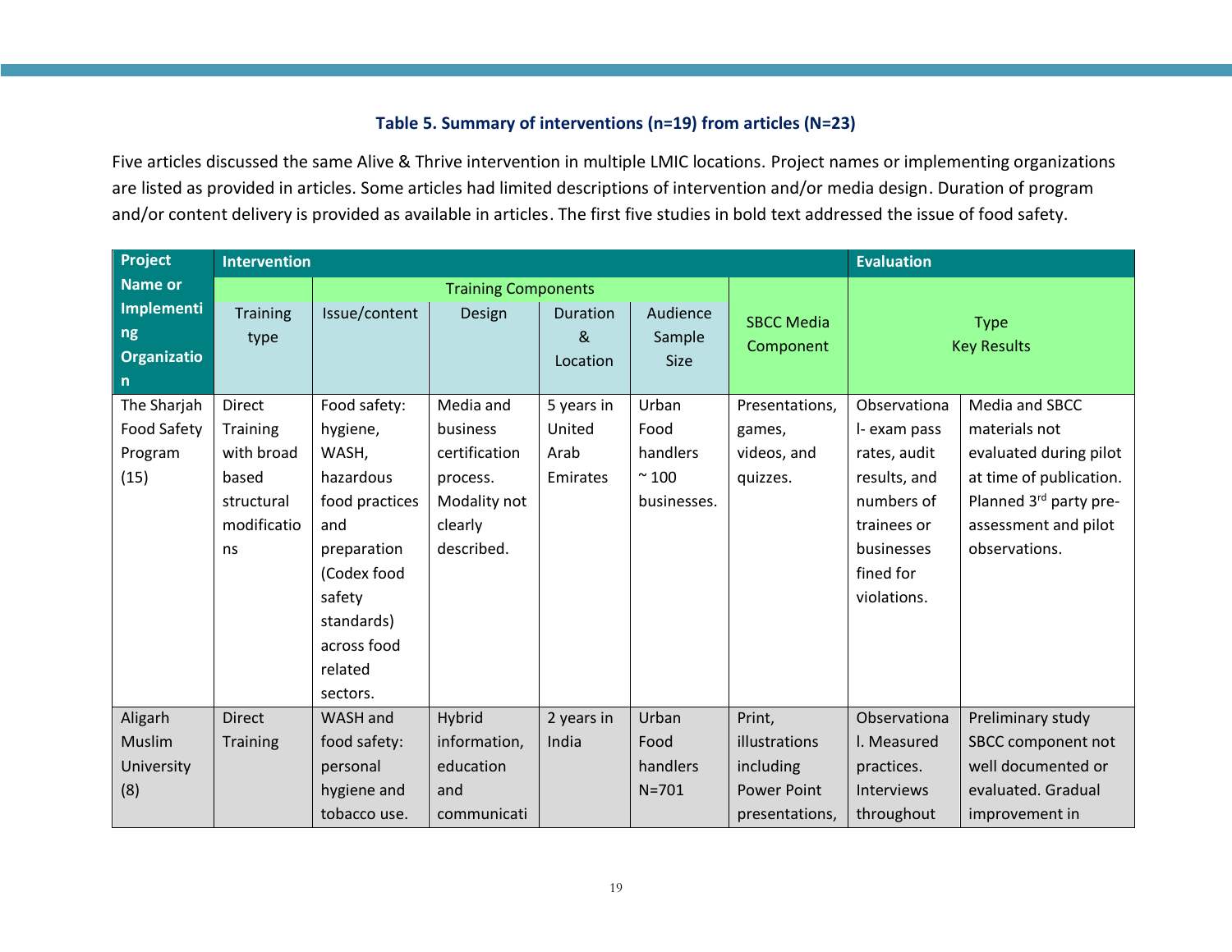### Table 5. Summary of interventions (n=19) from articles (N=23)

Five articles discussed the same Alive & Thrive intervention in multiple LMIC locations. Project names or implementing organizations are listed as provided in articles. Some articles had limited descriptions of intervention and/or media design. Duration of program and/or content delivery is provided as available in articles. The first five studies in bold text addressed the issue of food safety.

| Project Name or Implementing Organization | Intervention | | | | | | Evaluation | |
|---|---|---|---|---|---|---|---|---|
| | | Training Components | | | | | | |
| | Training type | Issue/content | Design | Duration & Location | Audience Sample Size | SBCC Media Component | Type | Key Results |
| The Sharjah Food Safety Program (15) | Direct Training with broad based structural modifications | Food safety: hygiene, WASH, hazardous food practices and preparation (Codex food safety standards) across food related sectors. | Media and business certification process. Modality not clearly described. | 5 years in United Arab Emirates | Urban Food handlers ~ 100 businesses. | Presentations, games, videos, and quizzes. | Observational- exam pass rates, audit results, and numbers of trainees or businesses fined for violations. | Media and SBCC materials not evaluated during pilot at time of publication. Planned 3rd party pre-assessment and pilot observations. |
| Aligarh Muslim University (8) | Direct Training | WASH and food safety: personal hygiene and tobacco use. | Hybrid information, education and communicati | 2 years in India | Urban Food handlers N=701 | Print, illustrations including Power Point presentations, | Observational. Measured practices. Interviews throughout | Preliminary study SBCC component not well documented or evaluated. Gradual improvement in |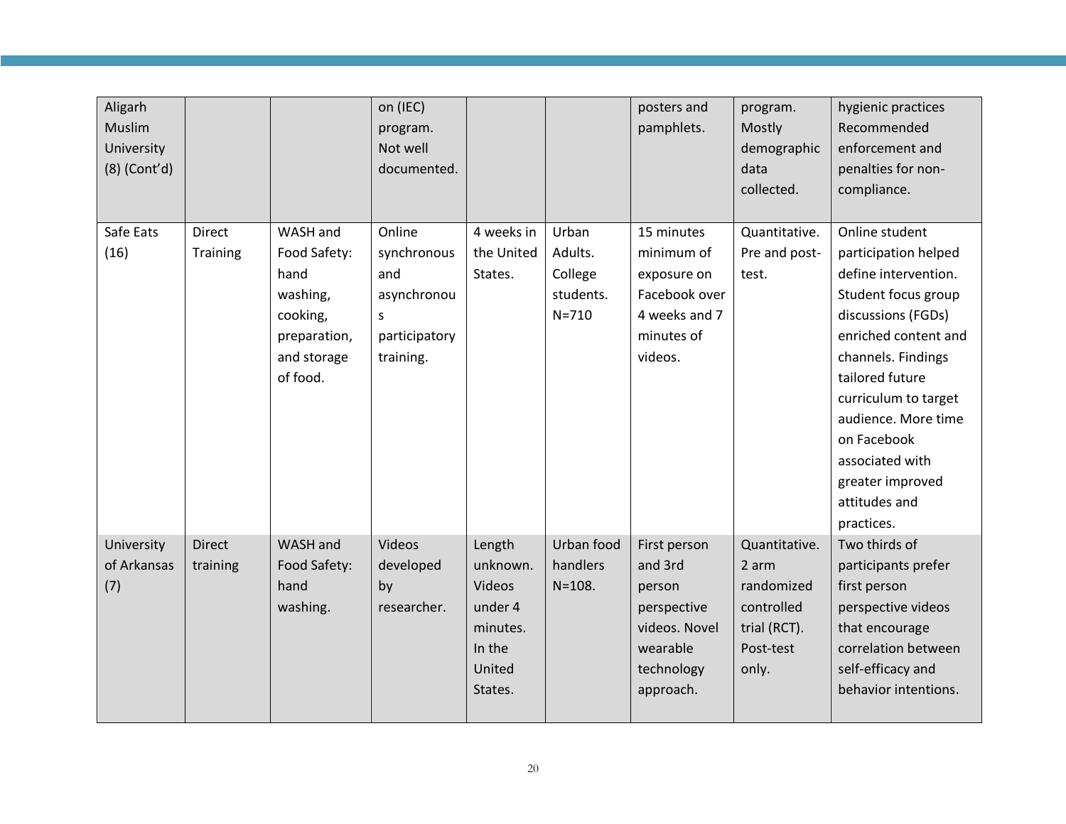| | | | | | | | | |
|---|---|---|---|---|---|---|---|---|
| Aligarh Muslim University (8) (Cont'd) | | | on (IEC) program. Not well documented. | | | posters and pamphlets. | program. Mostly demographic data collected. | hygienic practices Recommended enforcement and penalties for non-compliance. |
| Safe Eats (16) | Direct Training | WASH and Food Safety: hand washing, cooking, preparation, and storage of food. | Online synchronous and asynchronous participatory training. | 4 weeks in the United States. | Urban Adults. College students. N=710 | 15 minutes minimum of exposure on Facebook over 4 weeks and 7 minutes of videos. | Quantitative. Pre and post-test. | Online student participation helped define intervention. Student focus group discussions (FGDs) enriched content and channels. Findings tailored future curriculum to target audience. More time on Facebook associated with greater improved attitudes and practices. |
| University of Arkansas (7) | Direct training | WASH and Food Safety: hand washing. | Videos developed by researcher. | Length unknown. Videos under 4 minutes. In the United States. | Urban food handlers N=108. | First person and 3rd person perspective videos. Novel wearable technology approach. | Quantitative. 2 arm randomized controlled trial (RCT). Post-test only. | Two thirds of participants prefer first person perspective videos that encourage correlation between self-efficacy and behavior intentions. |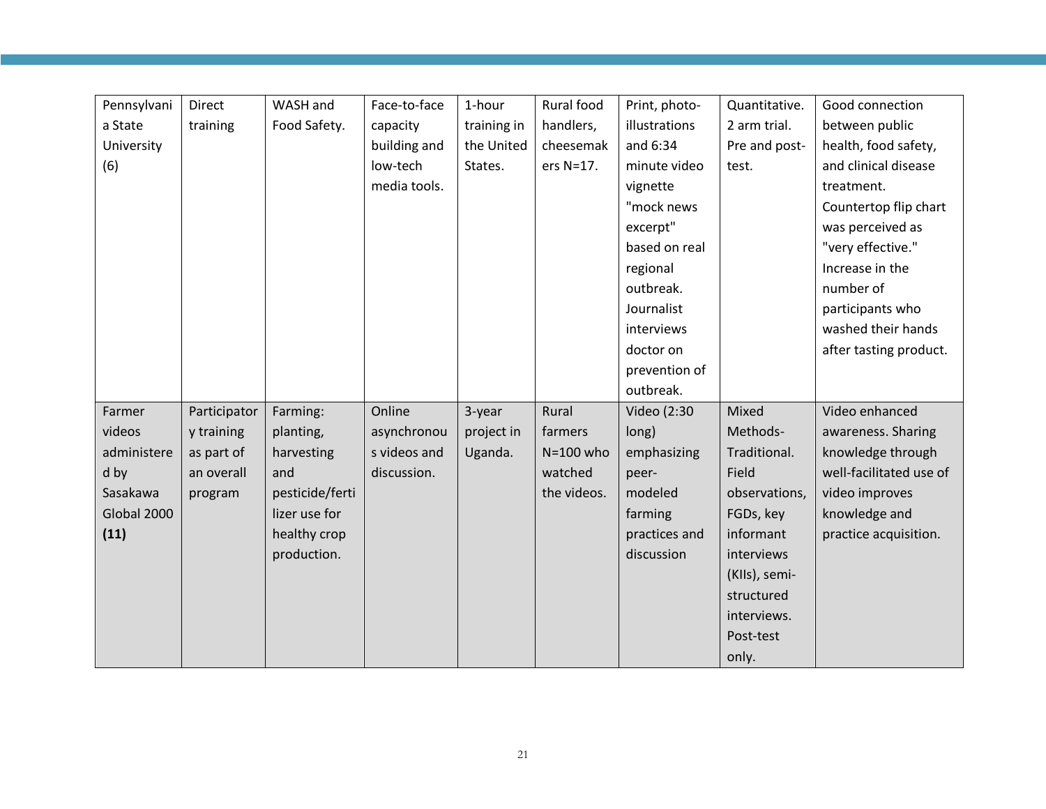| Pennsylvania State University (6) | Direct training | WASH and Food Safety. | Face-to-face capacity building and low-tech media tools. | 1-hour training in the United States. | Rural food handlers, cheesemakers N=17. | Print, photo-illustrations and 6:34 minute video vignette "mock news excerpt" based on real regional outbreak. Journalist interviews doctor on prevention of outbreak. | Quantitative. 2 arm trial. Pre and post-test. | Good connection between public health, food safety, and clinical disease treatment. Countertop flip chart was perceived as "very effective." Increase in the number of participants who washed their hands after tasting product. |
|---|---|---|---|---|---|---|---|---|
| Farmer videos administered by Sasakawa Global 2000 **(11)** | Participatory training as part of an overall program | Farming: planting, harvesting and pesticide/fertilizer use for healthy crop production. | Online asynchronous videos and discussion. | 3-year project in Uganda. | Rural farmers N=100 who watched the videos. | Video (2:30 long) emphasizing peer-modeled farming practices and discussion | Mixed Methods-Traditional. Field observations, FGDs, key informant interviews (KIIs), semi-structured interviews. Post-test only. | Video enhanced awareness. Sharing knowledge through well-facilitated use of video improves knowledge and practice acquisition. |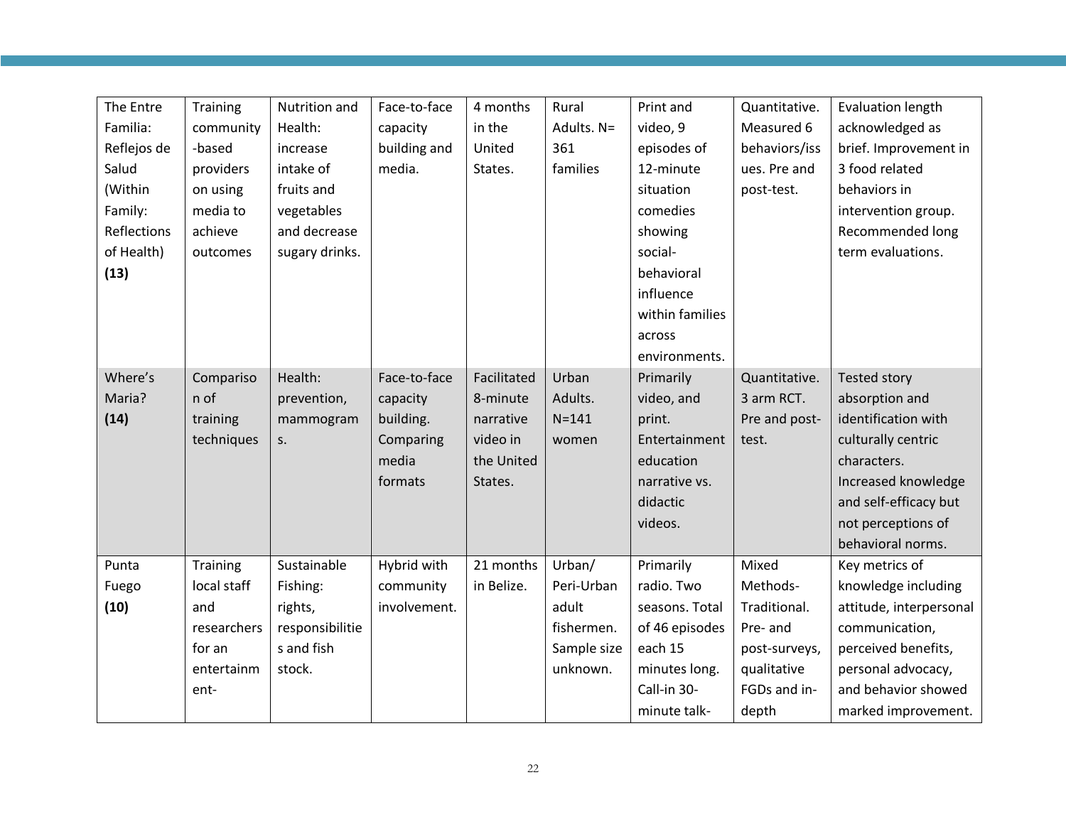| | | | | | | | | |
|---|---|---|---|---|---|---|---|---|
| The Entre Familia: Reflejos de Salud (Within Family: Reflections of Health) **(13)** | Training community-based providers on using media to achieve outcomes | Nutrition and Health: increase intake of fruits and vegetables and decrease sugary drinks. | Face-to-face capacity building and media. | 4 months in the United States. | Rural Adults. N= 361 families | Print and video, 9 episodes of 12-minute situation comedies showing social-behavioral influence within families across environments. | Quantitative. Measured 6 behaviors/issues. Pre and post-test. | Evaluation length acknowledged as brief. Improvement in 3 food related behaviors in intervention group. Recommended long term evaluations. |
| Where's Maria? **(14)** | Comparison of training techniques | Health: prevention, mammograms. | Face-to-face capacity building. Comparing media formats | Facilitated 8-minute narrative video in the United States. | Urban Adults. N=141 women | Primarily video, and print. Entertainment education narrative vs. didactic videos. | Quantitative. 3 arm RCT. Pre and post-test. | Tested story absorption and identification with culturally centric characters. Increased knowledge and self-efficacy but not perceptions of behavioral norms. |
| Punta Fuego **(10)** | Training local staff and researchers for an entertainment- | Sustainable Fishing: rights, responsibilities and fish stock. | Hybrid with community involvement. | 21 months in Belize. | Urban/ Peri-Urban adult fishermen. Sample size unknown. | Primarily radio. Two seasons. Total of 46 episodes each 15 minutes long. Call-in 30-minute talk- | Mixed Methods-Traditional. Pre- and post-surveys, qualitative FGDs and in-depth | Key metrics of knowledge including attitude, interpersonal communication, perceived benefits, personal advocacy, and behavior showed marked improvement. |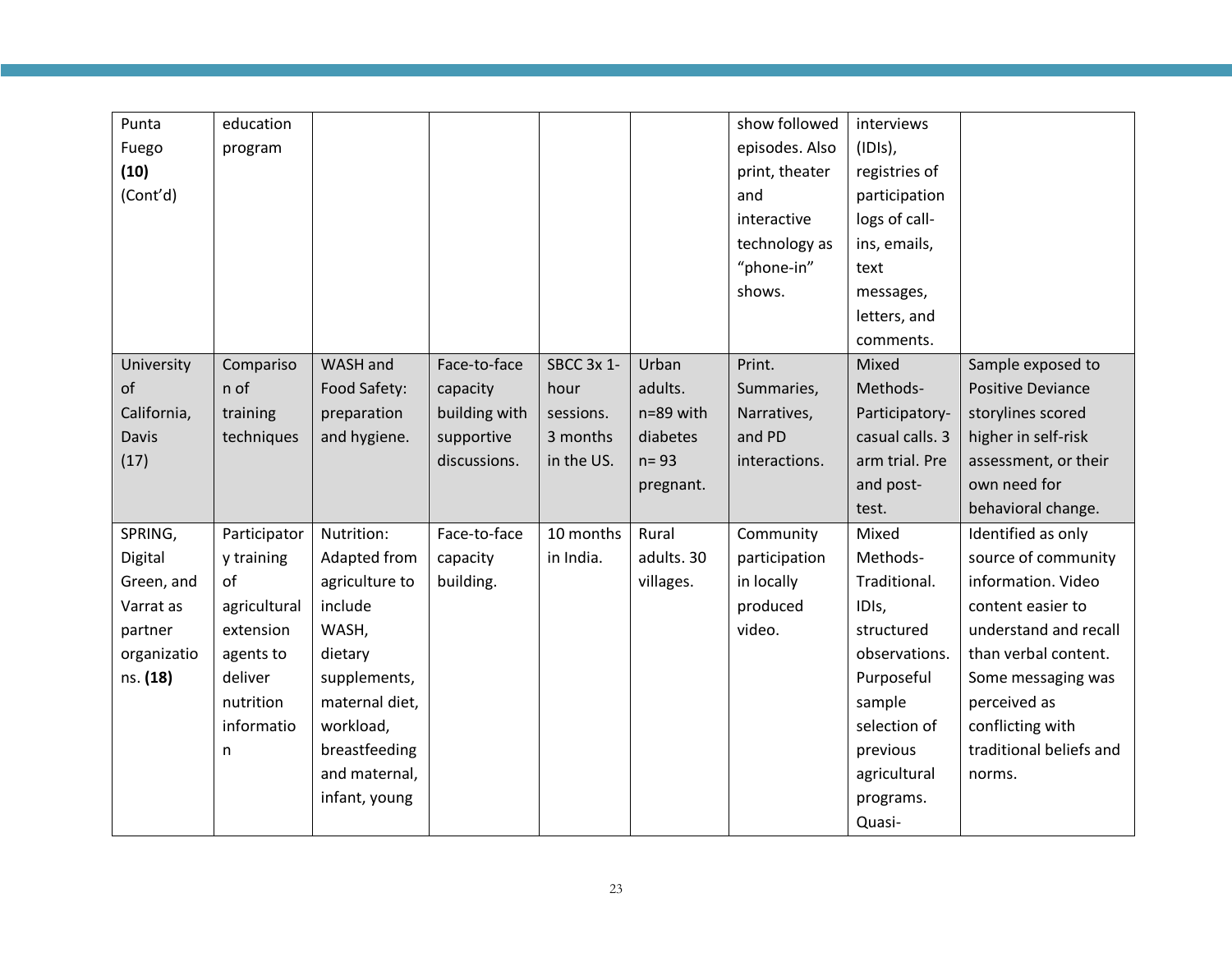| Punta Fuego **(10)** (Cont'd) | education program | | | | | show followed episodes. Also print, theater and interactive technology as "phone-in" shows. | interviews (IDIs), registries of participation logs of call-ins, emails, text messages, letters, and comments. | |
|---|---|---|---|---|---|---|---|---|
| University of California, Davis (17) | Comparison of training techniques | WASH and Food Safety: preparation and hygiene. | Face-to-face capacity building with supportive discussions. | SBCC 3x 1-hour sessions. 3 months in the US. | Urban adults. n=89 with diabetes n= 93 pregnant. | Print. Summaries, Narratives, and PD interactions. | Mixed Methods-Participatory-casual calls. 3 arm trial. Pre and post-test. | Sample exposed to Positive Deviance storylines scored higher in self-risk assessment, or their own need for behavioral change. |
| SPRING, Digital Green, and Varrat as partner organizations. **(18)** | Participatory training of agricultural extension agents to deliver nutrition information | Nutrition: Adapted from agriculture to include WASH, dietary supplements, maternal diet, workload, breastfeeding and maternal, infant, young | Face-to-face capacity building. | 10 months in India. | Rural adults. 30 villages. | Community participation in locally produced video. | Mixed Methods-Traditional. IDIs, structured observations. Purposeful sample selection of previous agricultural programs. Quasi- | Identified as only source of community information. Video content easier to understand and recall than verbal content. Some messaging was perceived as conflicting with traditional beliefs and norms. |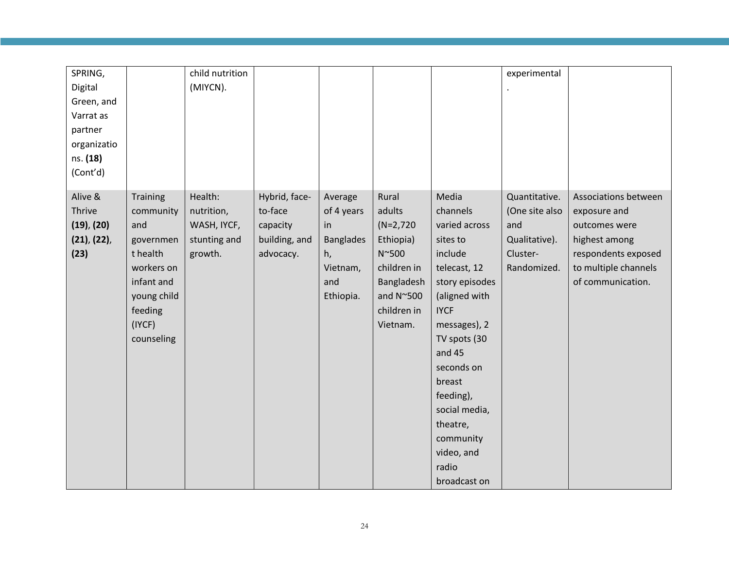| | | | | | | | | |
|---|---|---|---|---|---|---|---|---|
| SPRING, Digital Green, and Varrat as partner organizations. **(18)** (Cont'd) | | child nutrition (MIYCN). | | | | | experimental. | |
| Alive & Thrive **(19)**, **(20)** **(21)**, **(22)**, **(23)** | Training community and government health workers on infant and young child feeding (IYCF) counseling | Health: nutrition, WASH, IYCF, stunting and growth. | Hybrid, face-to-face capacity building, and advocacy. | Average of 4 years in Bangladesh, Vietnam, and Ethiopia. | Rural adults (N=2,720 Ethiopia) N~500 children in Bangladesh and N~500 children in Vietnam. | Media channels varied across sites to include telecast, 12 story episodes (aligned with IYCF messages), 2 TV spots (30 and 45 seconds on breast feeding), social media, theatre, community video, and radio broadcast on | Quantitative. (One site also and Qualitative). Cluster-Randomized. | Associations between exposure and outcomes were highest among respondents exposed to multiple channels of communication. |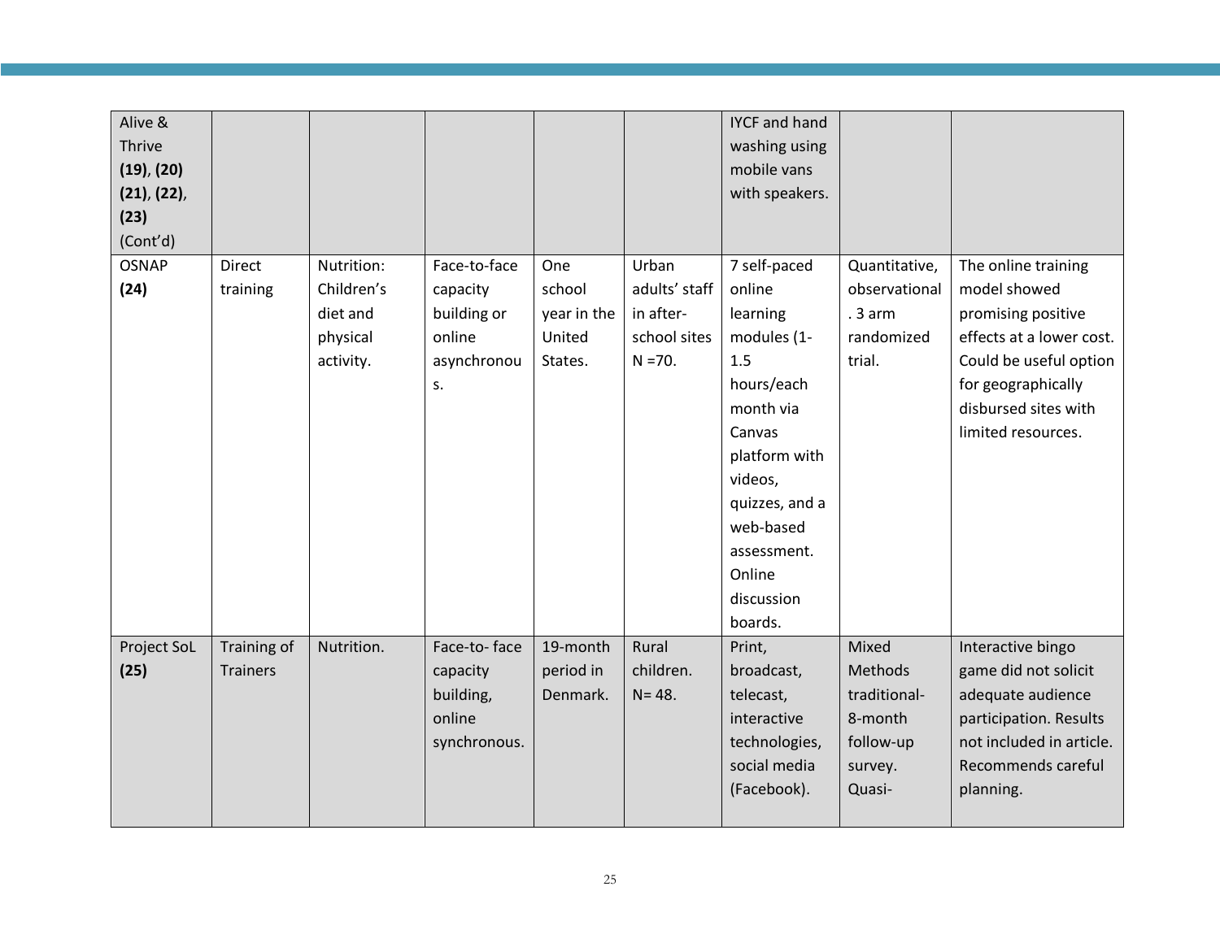| Alive & Thrive **(19)**, **(20)** **(21)**, **(22)**, **(23)** (Cont'd) | | | | | | IYCF and hand washing using mobile vans with speakers. | | |
|---|---|---|---|---|---|---|---|---|
| OSNAP **(24)** | Direct training | Nutrition: Children's diet and physical activity. | Face-to-face capacity building or online asynchronous. | One school year in the United States. | Urban adults' staff in after-school sites N =70. | 7 self-paced online learning modules (1-1.5 hours/each month via Canvas platform with videos, quizzes, and a web-based assessment. Online discussion boards. | Quantitative, observational. 3 arm randomized trial. | The online training model showed promising positive effects at a lower cost. Could be useful option for geographically disbursed sites with limited resources. |
| Project SoL **(25)** | Training of Trainers | Nutrition. | Face-to- face capacity building, online synchronous. | 19-month period in Denmark. | Rural children. N= 48. | Print, broadcast, telecast, interactive technologies, social media (Facebook). | Mixed Methods traditional-8-month follow-up survey. Quasi- | Interactive bingo game did not solicit adequate audience participation. Results not included in article. Recommends careful planning. |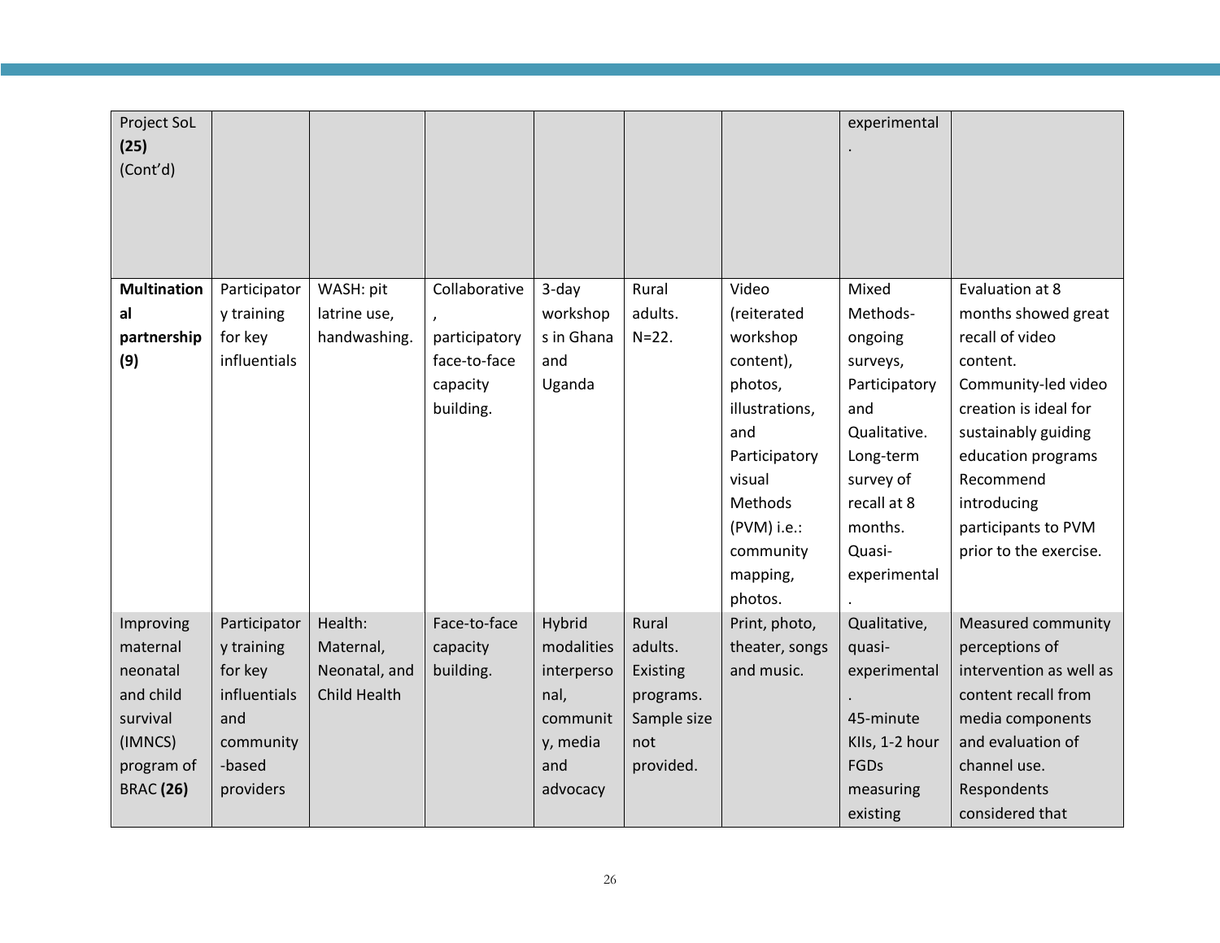| | | | | | | | | |
|---|---|---|---|---|---|---|---|---|
| Project SoL **(25)** (Cont'd) | | | | | | | experimental. | |
| **Multinational partnership (9)** | Participatory training for key influentials | WASH: pit latrine use, handwashing. | Collaborative, participatory face-to-face capacity building. | 3-day workshops in Ghana and Uganda | Rural adults. N=22. | Video (reiterated workshop content), photos, illustrations, and Participatory visual Methods (PVM) i.e.: community mapping, photos. | Mixed Methods- ongoing surveys, Participatory and Qualitative. Long-term survey of recall at 8 months. Quasi-experimental. | Evaluation at 8 months showed great recall of video content. Community-led video creation is ideal for sustainably guiding education programs Recommend introducing participants to PVM prior to the exercise. |
| Improving maternal neonatal and child survival (IMNCS) program of BRAC **(26)** | Participatory training for key influentials and community-based providers | Health: Maternal, Neonatal, and Child Health | Face-to-face capacity building. | Hybrid modalities interpersonal, community, media and advocacy | Rural adults. Existing programs. Sample size not provided. | Print, photo, theater, songs and music. | Qualitative, quasi-experimental. 45-minute KIIs, 1-2 hour FGDs measuring existing | Measured community perceptions of intervention as well as content recall from media components and evaluation of channel use. Respondents considered that |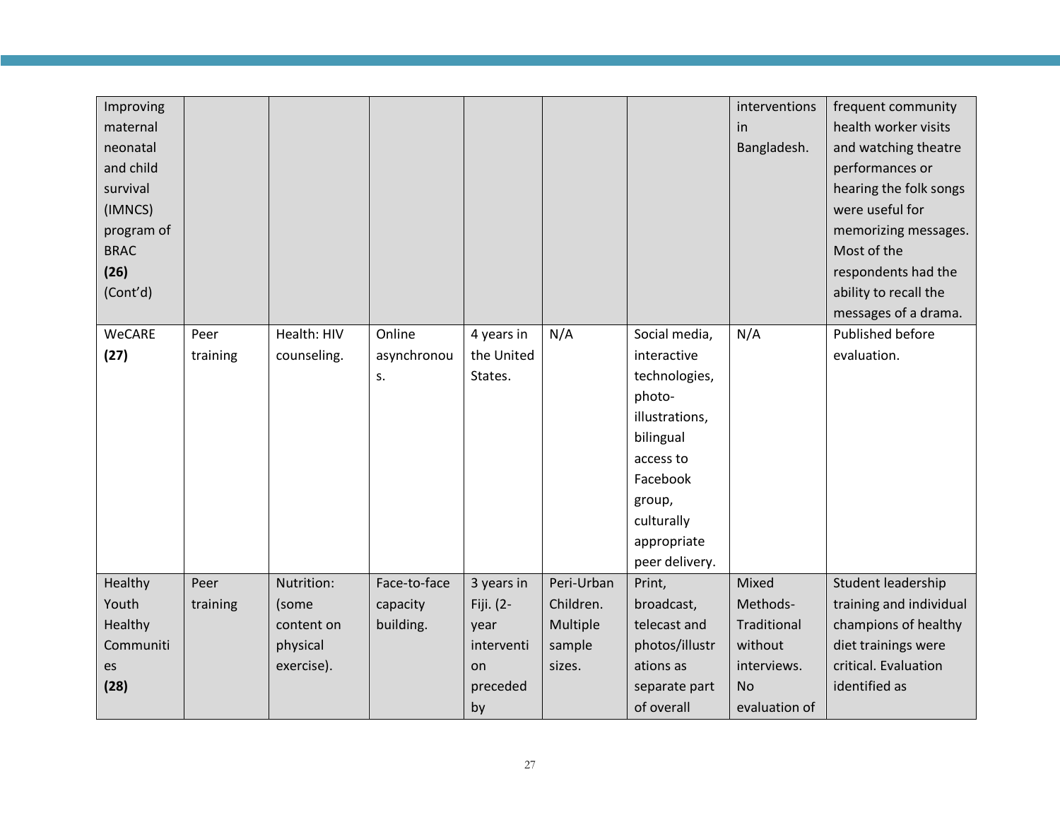| Improving maternal neonatal and child survival (IMNCS) program of BRAC **(26)** (Cont'd) | | | | | | | interventions in Bangladesh. | frequent community health worker visits and watching theatre performances or hearing the folk songs were useful for memorizing messages. Most of the respondents had the ability to recall the messages of a drama. |
|---|---|---|---|---|---|---|---|---|
| WeCARE **(27)** | Peer training | Health: HIV counseling. | Online asynchronous. | 4 years in the United States. | N/A | Social media, interactive technologies, photo-illustrations, bilingual access to Facebook group, culturally appropriate peer delivery. | N/A | Published before evaluation. |
| Healthy Youth Healthy Communities **(28)** | Peer training | Nutrition: (some content on physical exercise). | Face-to-face capacity building. | 3 years in Fiji. (2-year intervention preceded by | Peri-Urban Children. Multiple sample sizes. | Print, broadcast, telecast and photos/illustrations as separate part of overall | Mixed Methods-Traditional without interviews. No evaluation of | Student leadership training and individual champions of healthy diet trainings were critical. Evaluation identified as |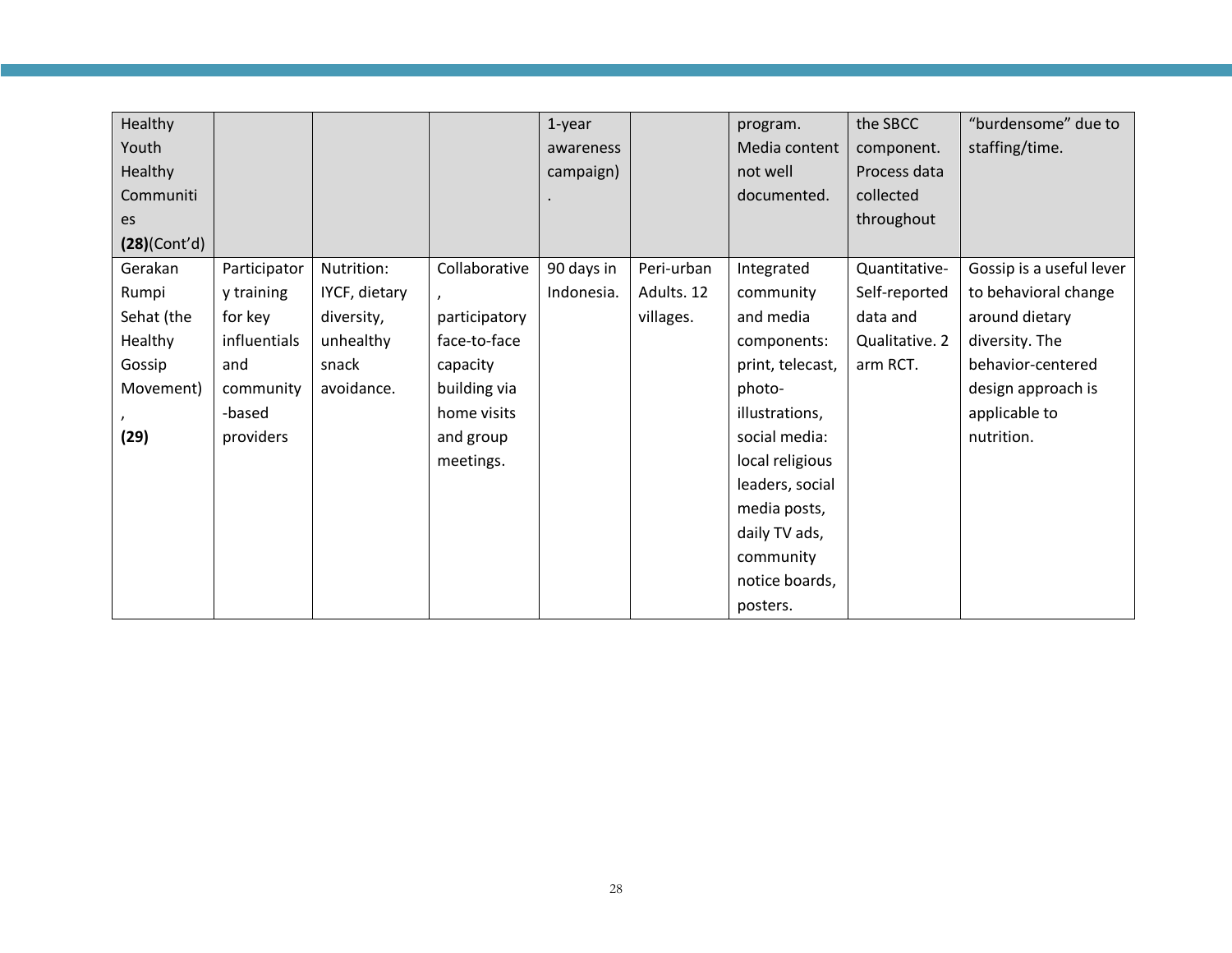| Healthy Youth Healthy Communities **(28)**(Cont'd) | | | | 1-year awareness campaign). | | program. Media content not well documented. | the SBCC component. Process data collected throughout | "burdensome" due to staffing/time. |
|---|---|---|---|---|---|---|---|---|
| Gerakan Rumpi Sehat (the Healthy Gossip Movement), **(29)** | Participatory training for key influentials and community-based providers | Nutrition: IYCF, dietary diversity, unhealthy snack avoidance. | Collaborative, participatory face-to-face capacity building via home visits and group meetings. | 90 days in Indonesia. | Peri-urban Adults. 12 villages. | Integrated community and media components: print, telecast, photo-illustrations, social media: local religious leaders, social media posts, daily TV ads, community notice boards, posters. | Quantitative-Self-reported data and Qualitative. 2 arm RCT. | Gossip is a useful lever to behavioral change around dietary diversity. The behavior-centered design approach is applicable to nutrition. |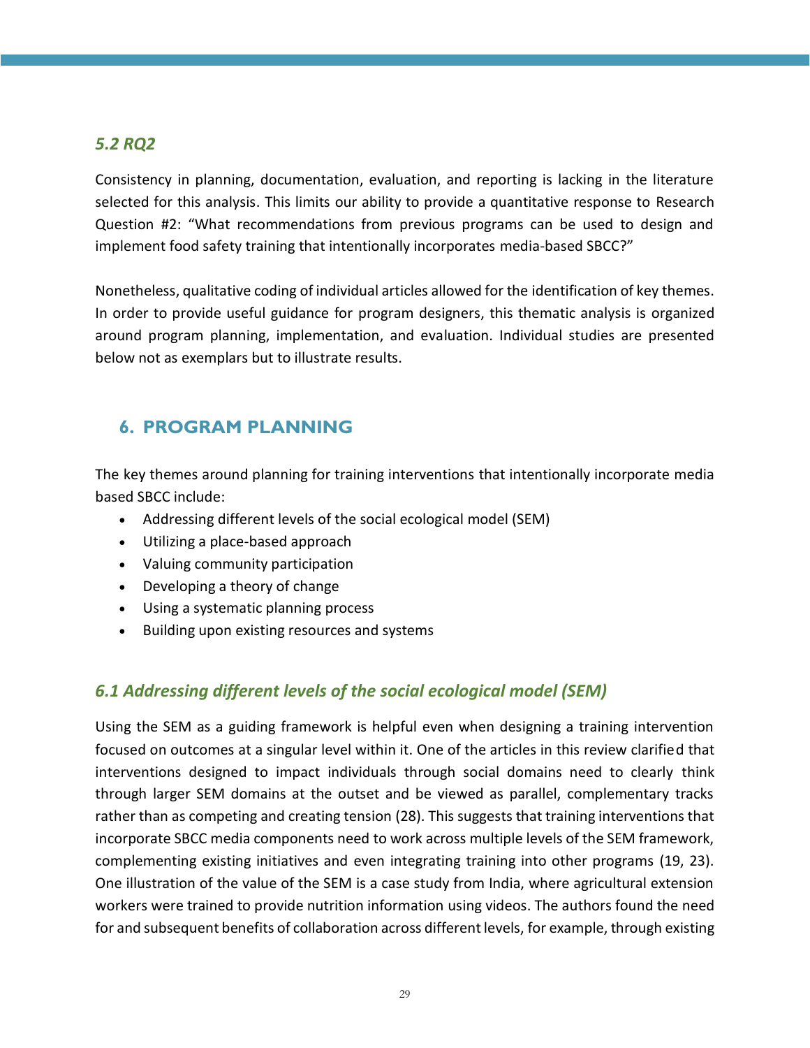### *5.2 RQ2*

Consistency in planning, documentation, evaluation, and reporting is lacking in the literature selected for this analysis. This limits our ability to provide a quantitative response to Research Question #2: "What recommendations from previous programs can be used to design and implement food safety training that intentionally incorporates media-based SBCC?"

Nonetheless, qualitative coding of individual articles allowed for the identification of key themes. In order to provide useful guidance for program designers, this thematic analysis is organized around program planning, implementation, and evaluation. Individual studies are presented below not as exemplars but to illustrate results.

## 6. PROGRAM PLANNING

The key themes around planning for training interventions that intentionally incorporate media based SBCC include:

- Addressing different levels of the social ecological model (SEM)
- Utilizing a place-based approach
- Valuing community participation
- Developing a theory of change
- Using a systematic planning process
- Building upon existing resources and systems

### *6.1 Addressing different levels of the social ecological model (SEM)*

Using the SEM as a guiding framework is helpful even when designing a training intervention focused on outcomes at a singular level within it. One of the articles in this review clarified that interventions designed to impact individuals through social domains need to clearly think through larger SEM domains at the outset and be viewed as parallel, complementary tracks rather than as competing and creating tension (28). This suggests that training interventions that incorporate SBCC media components need to work across multiple levels of the SEM framework, complementing existing initiatives and even integrating training into other programs (19, 23). One illustration of the value of the SEM is a case study from India, where agricultural extension workers were trained to provide nutrition information using videos. The authors found the need for and subsequent benefits of collaboration across different levels, for example, through existing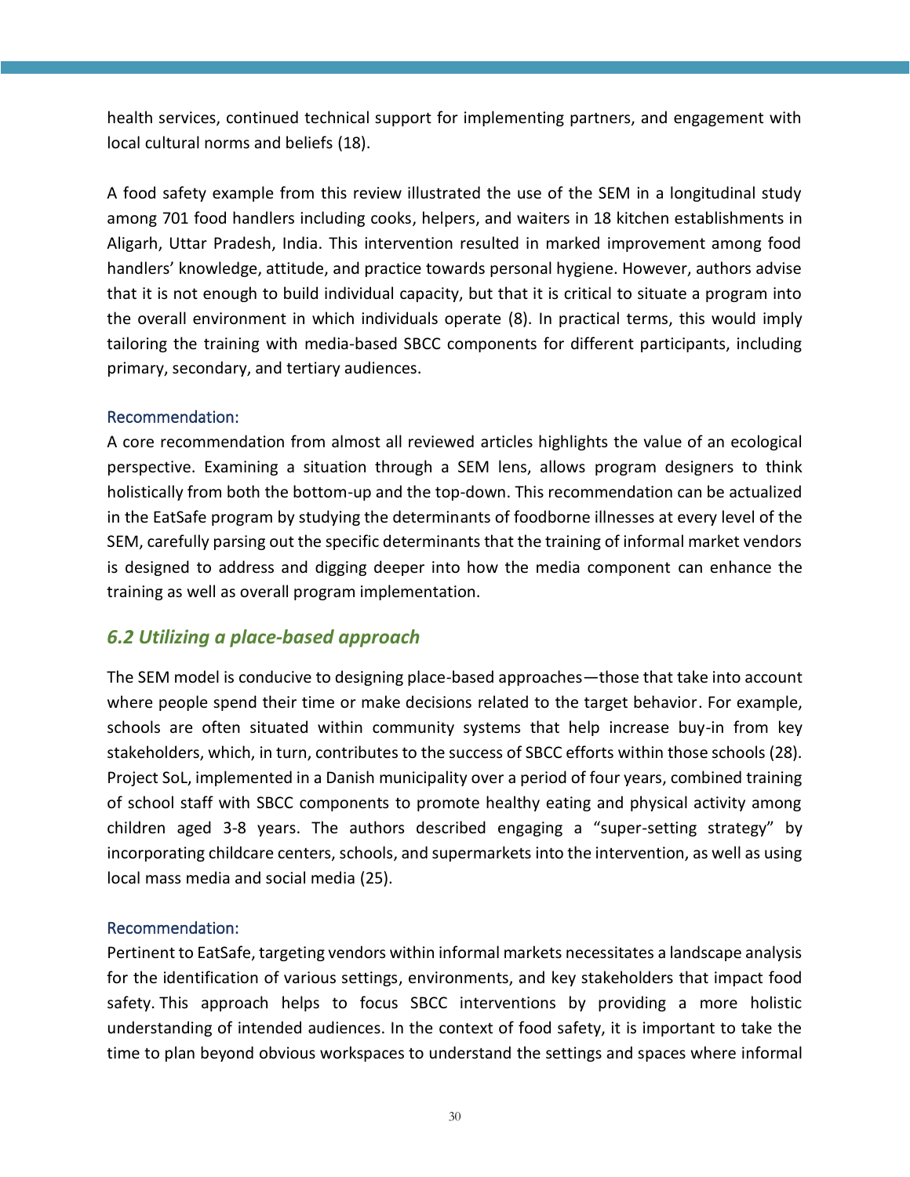health services, continued technical support for implementing partners, and engagement with local cultural norms and beliefs (18).

A food safety example from this review illustrated the use of the SEM in a longitudinal study among 701 food handlers including cooks, helpers, and waiters in 18 kitchen establishments in Aligarh, Uttar Pradesh, India. This intervention resulted in marked improvement among food handlers' knowledge, attitude, and practice towards personal hygiene. However, authors advise that it is not enough to build individual capacity, but that it is critical to situate a program into the overall environment in which individuals operate (8). In practical terms, this would imply tailoring the training with media-based SBCC components for different participants, including primary, secondary, and tertiary audiences.

#### Recommendation:

A core recommendation from almost all reviewed articles highlights the value of an ecological perspective. Examining a situation through a SEM lens, allows program designers to think holistically from both the bottom-up and the top-down. This recommendation can be actualized in the EatSafe program by studying the determinants of foodborne illnesses at every level of the SEM, carefully parsing out the specific determinants that the training of informal market vendors is designed to address and digging deeper into how the media component can enhance the training as well as overall program implementation.

### *6.2 Utilizing a place-based approach*

The SEM model is conducive to designing place-based approaches—those that take into account where people spend their time or make decisions related to the target behavior. For example, schools are often situated within community systems that help increase buy-in from key stakeholders, which, in turn, contributes to the success of SBCC efforts within those schools (28). Project SoL, implemented in a Danish municipality over a period of four years, combined training of school staff with SBCC components to promote healthy eating and physical activity among children aged 3-8 years. The authors described engaging a "super-setting strategy" by incorporating childcare centers, schools, and supermarkets into the intervention, as well as using local mass media and social media (25).

#### Recommendation:

Pertinent to EatSafe, targeting vendors within informal markets necessitates a landscape analysis for the identification of various settings, environments, and key stakeholders that impact food safety. This approach helps to focus SBCC interventions by providing a more holistic understanding of intended audiences. In the context of food safety, it is important to take the time to plan beyond obvious workspaces to understand the settings and spaces where informal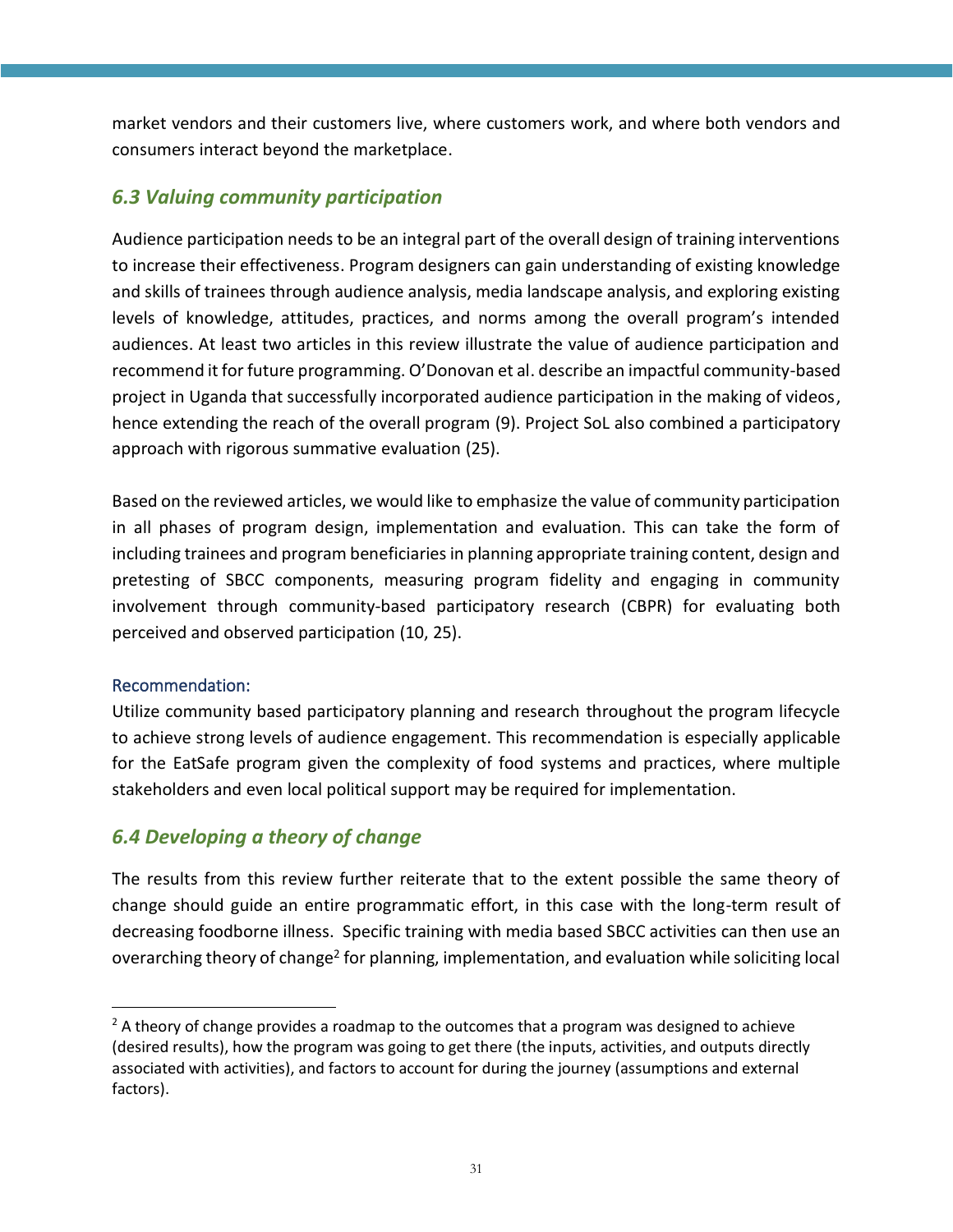market vendors and their customers live, where customers work, and where both vendors and consumers interact beyond the marketplace.

### *6.3 Valuing community participation*

Audience participation needs to be an integral part of the overall design of training interventions to increase their effectiveness. Program designers can gain understanding of existing knowledge and skills of trainees through audience analysis, media landscape analysis, and exploring existing levels of knowledge, attitudes, practices, and norms among the overall program's intended audiences. At least two articles in this review illustrate the value of audience participation and recommend it for future programming. O'Donovan et al. describe an impactful community-based project in Uganda that successfully incorporated audience participation in the making of videos, hence extending the reach of the overall program (9). Project SoL also combined a participatory approach with rigorous summative evaluation (25).

Based on the reviewed articles, we would like to emphasize the value of community participation in all phases of program design, implementation and evaluation. This can take the form of including trainees and program beneficiaries in planning appropriate training content, design and pretesting of SBCC components, measuring program fidelity and engaging in community involvement through community-based participatory research (CBPR) for evaluating both perceived and observed participation (10, 25).

Recommendation:

Utilize community based participatory planning and research throughout the program lifecycle to achieve strong levels of audience engagement. This recommendation is especially applicable for the EatSafe program given the complexity of food systems and practices, where multiple stakeholders and even local political support may be required for implementation.

### *6.4 Developing a theory of change*

The results from this review further reiterate that to the extent possible the same theory of change should guide an entire programmatic effort, in this case with the long-term result of decreasing foodborne illness. Specific training with media based SBCC activities can then use an overarching theory of change[2] for planning, implementation, and evaluation while soliciting local

[2] A theory of change provides a roadmap to the outcomes that a program was designed to achieve (desired results), how the program was going to get there (the inputs, activities, and outputs directly associated with activities), and factors to account for during the journey (assumptions and external factors).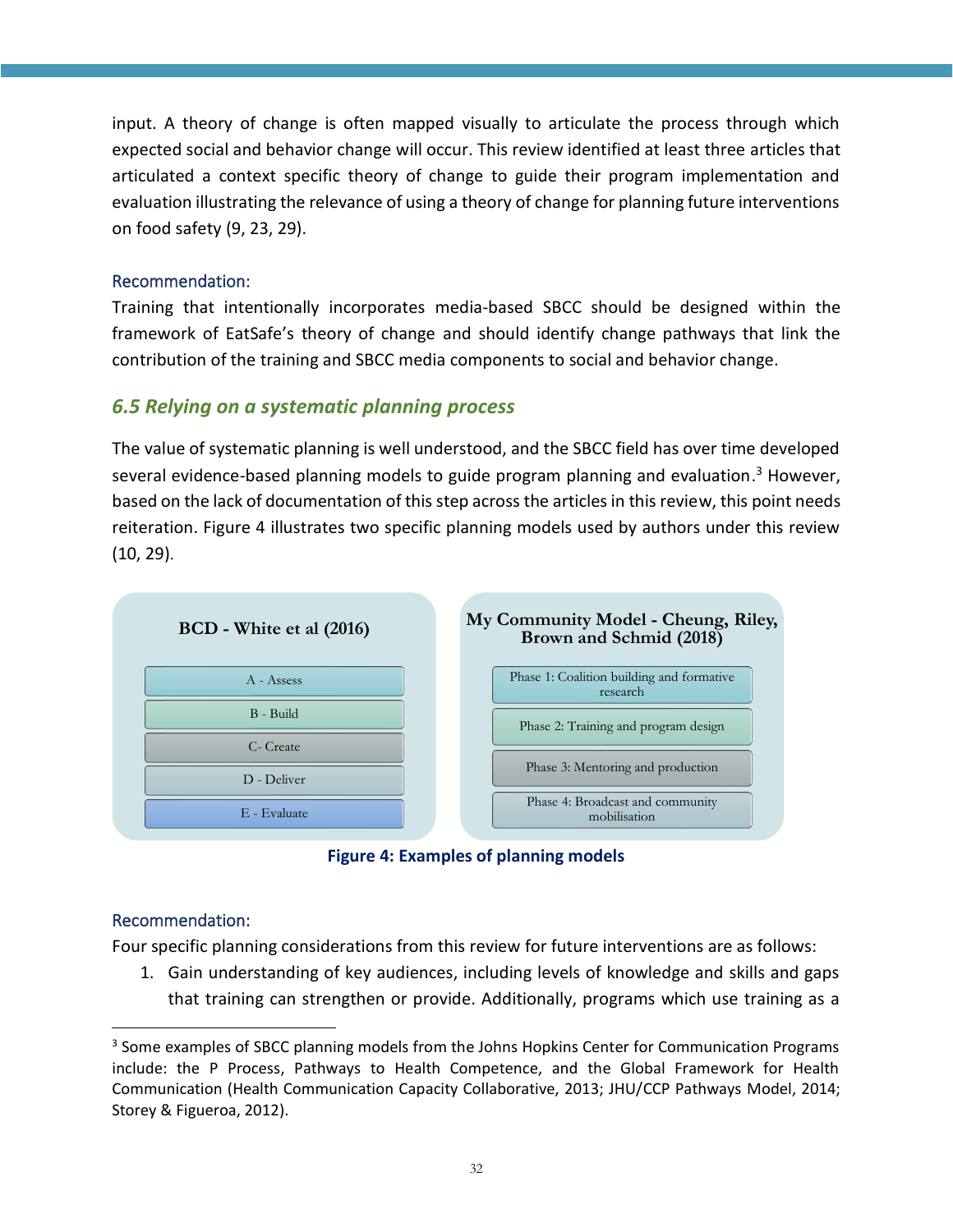input. A theory of change is often mapped visually to articulate the process through which expected social and behavior change will occur. This review identified at least three articles that articulated a context specific theory of change to guide their program implementation and evaluation illustrating the relevance of using a theory of change for planning future interventions on food safety (9, 23, 29).

#### Recommendation:

Training that intentionally incorporates media-based SBCC should be designed within the framework of EatSafe's theory of change and should identify change pathways that link the contribution of the training and SBCC media components to social and behavior change.

### *6.5 Relying on a systematic planning process*

The value of systematic planning is well understood, and the SBCC field has over time developed several evidence-based planning models to guide program planning and evaluation.[3] However, based on the lack of documentation of this step across the articles in this review, this point needs reiteration. Figure 4 illustrates two specific planning models used by authors under this review (10, 29).

**BCD - White et al (2016)**

- A - Assess
- B - Build
- C- Create
- D - Deliver
- E - Evaluate

**My Community Model - Cheung, Riley, Brown and Schmid (2018)**

- Phase 1: Coalition building and formative research
- Phase 2: Training and program design
- Phase 3: Mentoring and production
- Phase 4: Broadcast and community mobilisation

**Figure 4: Examples of planning models**

#### Recommendation:

Four specific planning considerations from this review for future interventions are as follows:

1. Gain understanding of key audiences, including levels of knowledge and skills and gaps that training can strengthen or provide. Additionally, programs which use training as a

---

[3] Some examples of SBCC planning models from the Johns Hopkins Center for Communication Programs include: the P Process, Pathways to Health Competence, and the Global Framework for Health Communication (Health Communication Capacity Collaborative, 2013; JHU/CCP Pathways Model, 2014; Storey & Figueroa, 2012).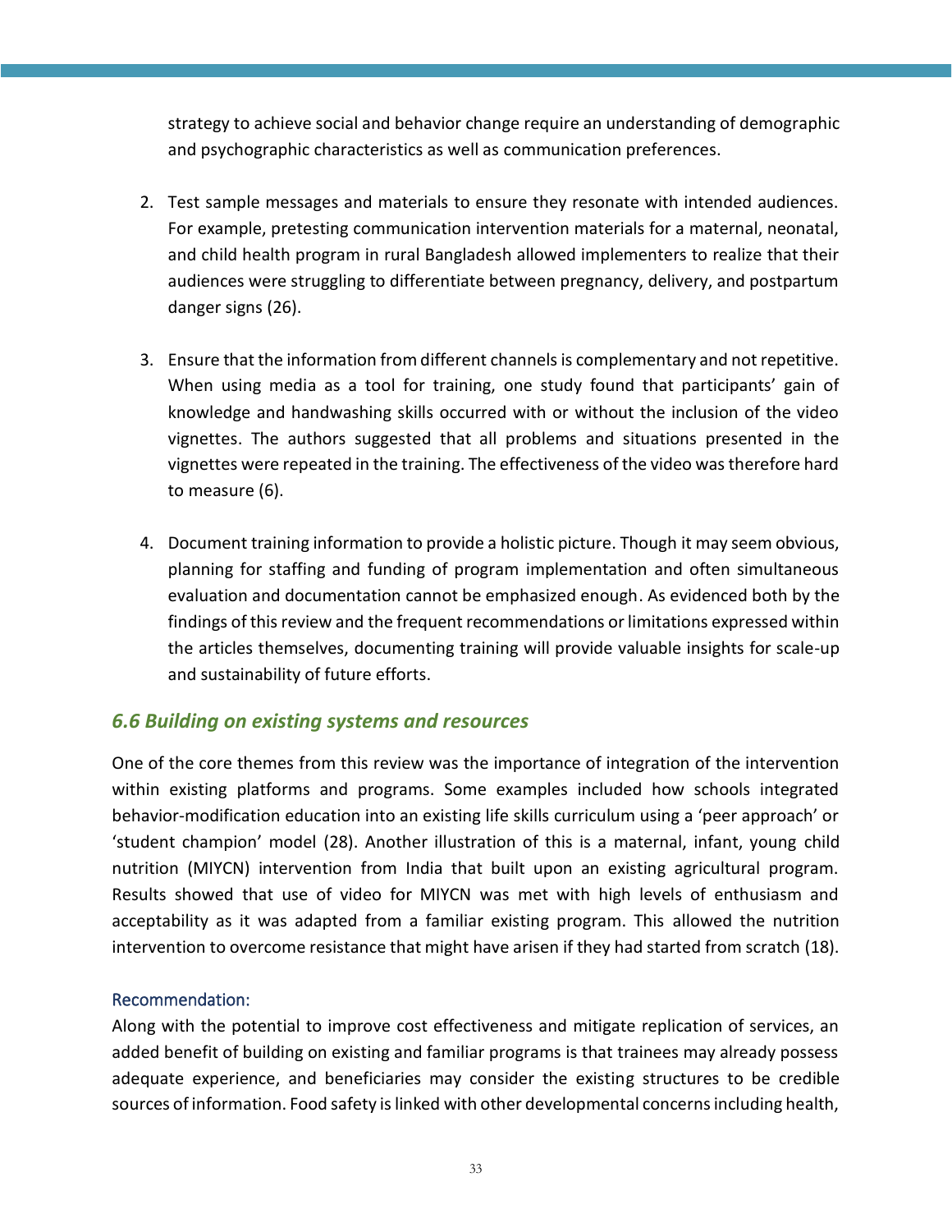strategy to achieve social and behavior change require an understanding of demographic and psychographic characteristics as well as communication preferences.

2. Test sample messages and materials to ensure they resonate with intended audiences. For example, pretesting communication intervention materials for a maternal, neonatal, and child health program in rural Bangladesh allowed implementers to realize that their audiences were struggling to differentiate between pregnancy, delivery, and postpartum danger signs (26).

3. Ensure that the information from different channels is complementary and not repetitive. When using media as a tool for training, one study found that participants' gain of knowledge and handwashing skills occurred with or without the inclusion of the video vignettes. The authors suggested that all problems and situations presented in the vignettes were repeated in the training. The effectiveness of the video was therefore hard to measure (6).

4. Document training information to provide a holistic picture. Though it may seem obvious, planning for staffing and funding of program implementation and often simultaneous evaluation and documentation cannot be emphasized enough. As evidenced both by the findings of this review and the frequent recommendations or limitations expressed within the articles themselves, documenting training will provide valuable insights for scale-up and sustainability of future efforts.

### *6.6 Building on existing systems and resources*

One of the core themes from this review was the importance of integration of the intervention within existing platforms and programs. Some examples included how schools integrated behavior-modification education into an existing life skills curriculum using a 'peer approach' or 'student champion' model (28). Another illustration of this is a maternal, infant, young child nutrition (MIYCN) intervention from India that built upon an existing agricultural program. Results showed that use of video for MIYCN was met with high levels of enthusiasm and acceptability as it was adapted from a familiar existing program. This allowed the nutrition intervention to overcome resistance that might have arisen if they had started from scratch (18).

#### Recommendation:

Along with the potential to improve cost effectiveness and mitigate replication of services, an added benefit of building on existing and familiar programs is that trainees may already possess adequate experience, and beneficiaries may consider the existing structures to be credible sources of information. Food safety is linked with other developmental concerns including health,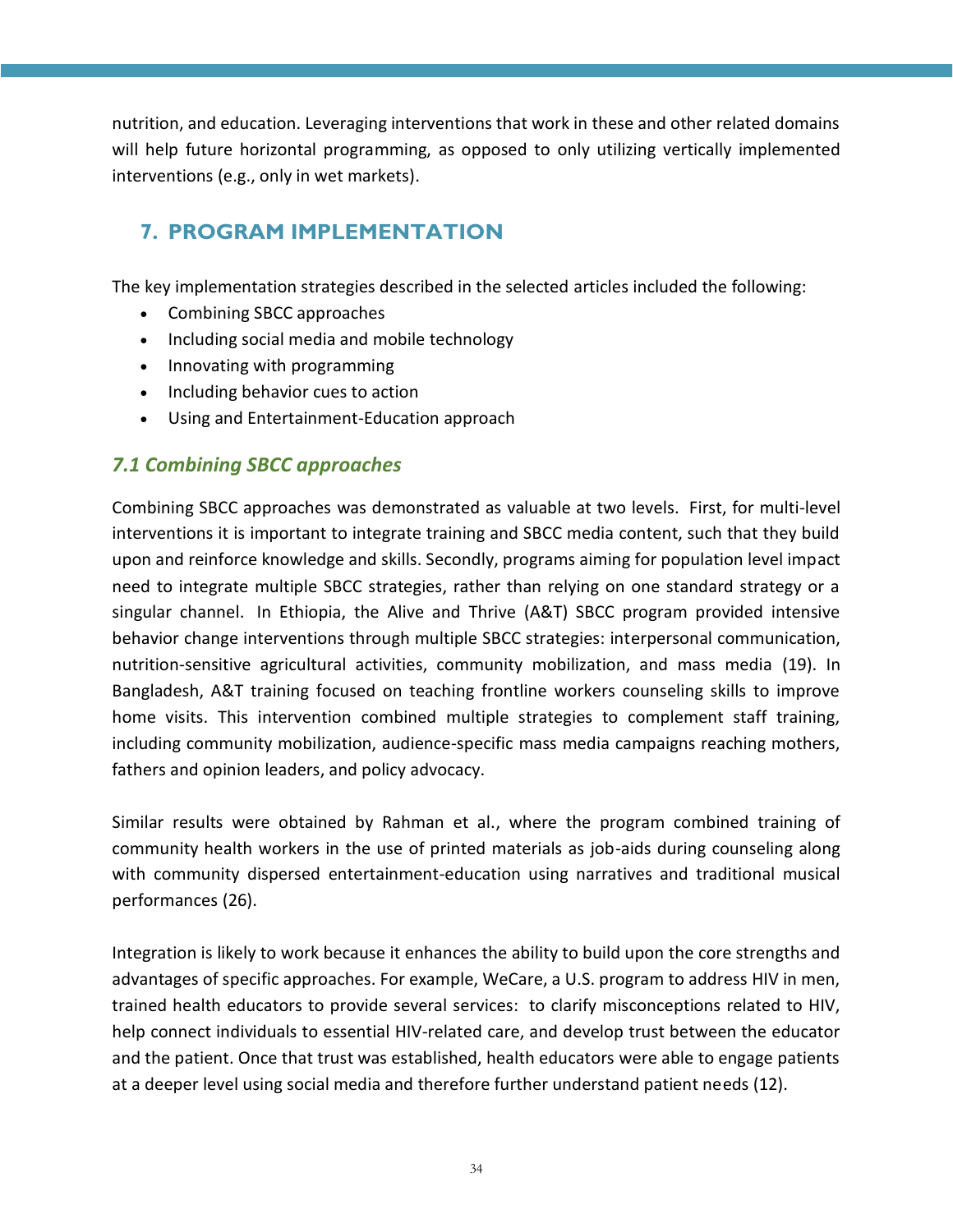nutrition, and education. Leveraging interventions that work in these and other related domains will help future horizontal programming, as opposed to only utilizing vertically implemented interventions (e.g., only in wet markets).

## 7. PROGRAM IMPLEMENTATION

The key implementation strategies described in the selected articles included the following:

- Combining SBCC approaches
- Including social media and mobile technology
- Innovating with programming
- Including behavior cues to action
- Using and Entertainment-Education approach

### *7.1 Combining SBCC approaches*

Combining SBCC approaches was demonstrated as valuable at two levels. First, for multi-level interventions it is important to integrate training and SBCC media content, such that they build upon and reinforce knowledge and skills. Secondly, programs aiming for population level impact need to integrate multiple SBCC strategies, rather than relying on one standard strategy or a singular channel. In Ethiopia, the Alive and Thrive (A&T) SBCC program provided intensive behavior change interventions through multiple SBCC strategies: interpersonal communication, nutrition-sensitive agricultural activities, community mobilization, and mass media (19). In Bangladesh, A&T training focused on teaching frontline workers counseling skills to improve home visits. This intervention combined multiple strategies to complement staff training, including community mobilization, audience-specific mass media campaigns reaching mothers, fathers and opinion leaders, and policy advocacy.

Similar results were obtained by Rahman et al., where the program combined training of community health workers in the use of printed materials as job-aids during counseling along with community dispersed entertainment-education using narratives and traditional musical performances (26).

Integration is likely to work because it enhances the ability to build upon the core strengths and advantages of specific approaches. For example, WeCare, a U.S. program to address HIV in men, trained health educators to provide several services: to clarify misconceptions related to HIV, help connect individuals to essential HIV-related care, and develop trust between the educator and the patient. Once that trust was established, health educators were able to engage patients at a deeper level using social media and therefore further understand patient needs (12).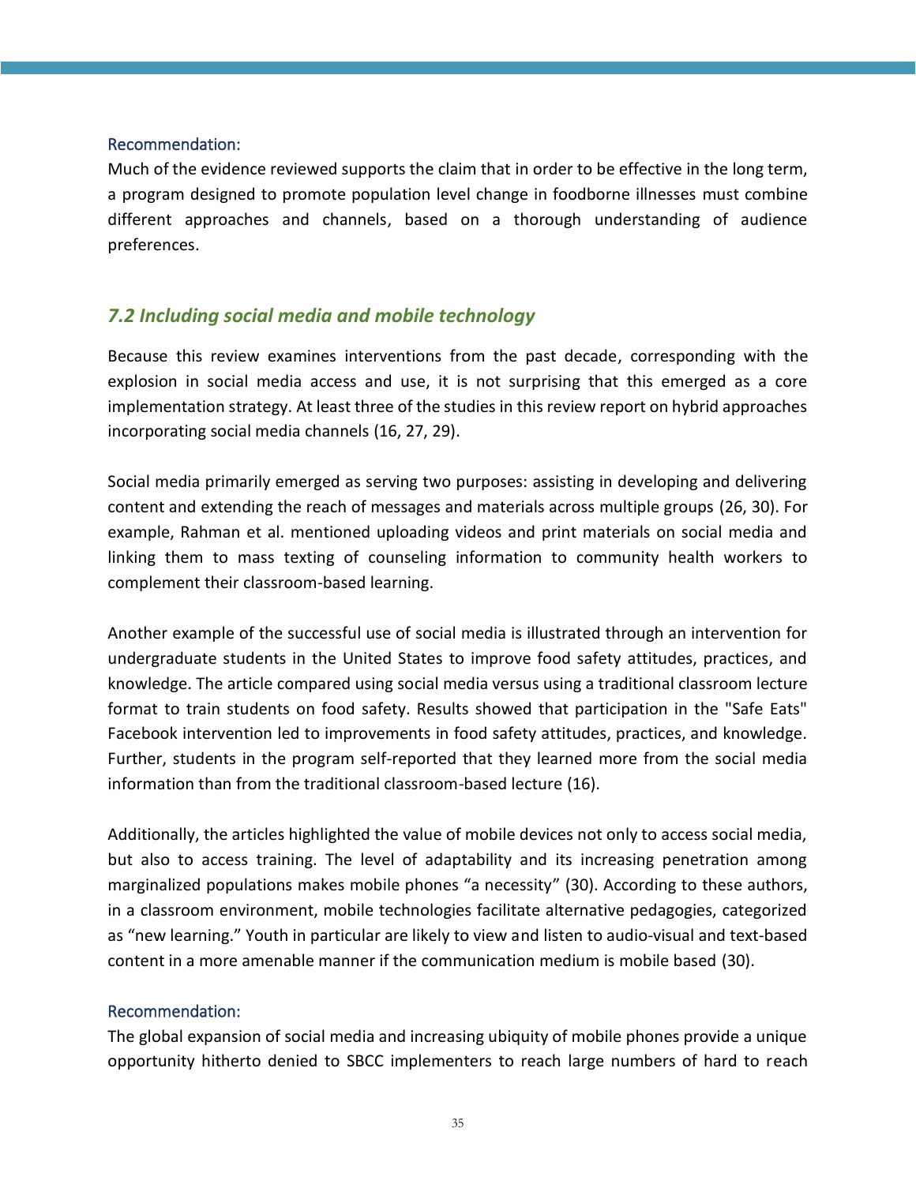Recommendation:

Much of the evidence reviewed supports the claim that in order to be effective in the long term, a program designed to promote population level change in foodborne illnesses must combine different approaches and channels, based on a thorough understanding of audience preferences.

## *7.2 Including social media and mobile technology*

Because this review examines interventions from the past decade, corresponding with the explosion in social media access and use, it is not surprising that this emerged as a core implementation strategy. At least three of the studies in this review report on hybrid approaches incorporating social media channels (16, 27, 29).

Social media primarily emerged as serving two purposes: assisting in developing and delivering content and extending the reach of messages and materials across multiple groups (26, 30). For example, Rahman et al. mentioned uploading videos and print materials on social media and linking them to mass texting of counseling information to community health workers to complement their classroom-based learning.

Another example of the successful use of social media is illustrated through an intervention for undergraduate students in the United States to improve food safety attitudes, practices, and knowledge. The article compared using social media versus using a traditional classroom lecture format to train students on food safety. Results showed that participation in the "Safe Eats" Facebook intervention led to improvements in food safety attitudes, practices, and knowledge. Further, students in the program self-reported that they learned more from the social media information than from the traditional classroom-based lecture (16).

Additionally, the articles highlighted the value of mobile devices not only to access social media, but also to access training. The level of adaptability and its increasing penetration among marginalized populations makes mobile phones "a necessity" (30). According to these authors, in a classroom environment, mobile technologies facilitate alternative pedagogies, categorized as "new learning." Youth in particular are likely to view and listen to audio-visual and text-based content in a more amenable manner if the communication medium is mobile based (30).

Recommendation:

The global expansion of social media and increasing ubiquity of mobile phones provide a unique opportunity hitherto denied to SBCC implementers to reach large numbers of hard to reach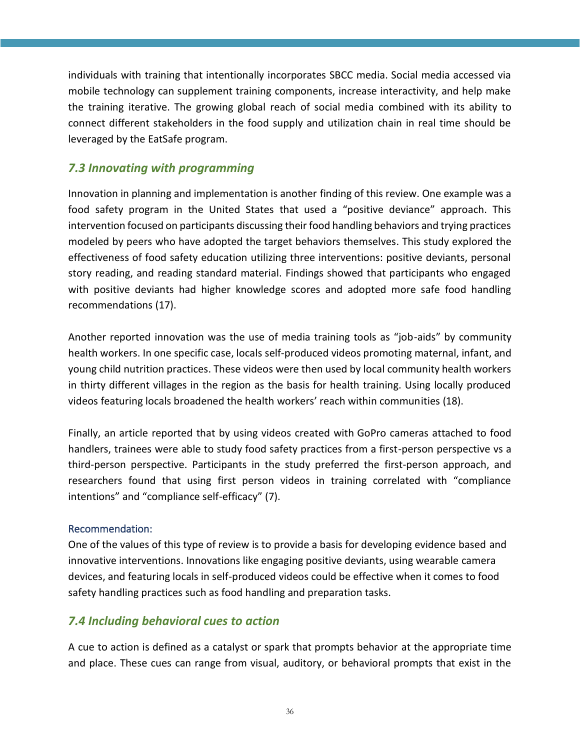individuals with training that intentionally incorporates SBCC media. Social media accessed via mobile technology can supplement training components, increase interactivity, and help make the training iterative. The growing global reach of social media combined with its ability to connect different stakeholders in the food supply and utilization chain in real time should be leveraged by the EatSafe program.

### *7.3 Innovating with programming*

Innovation in planning and implementation is another finding of this review. One example was a food safety program in the United States that used a "positive deviance" approach. This intervention focused on participants discussing their food handling behaviors and trying practices modeled by peers who have adopted the target behaviors themselves. This study explored the effectiveness of food safety education utilizing three interventions: positive deviants, personal story reading, and reading standard material. Findings showed that participants who engaged with positive deviants had higher knowledge scores and adopted more safe food handling recommendations (17).

Another reported innovation was the use of media training tools as "job-aids" by community health workers. In one specific case, locals self-produced videos promoting maternal, infant, and young child nutrition practices. These videos were then used by local community health workers in thirty different villages in the region as the basis for health training. Using locally produced videos featuring locals broadened the health workers' reach within communities (18).

Finally, an article reported that by using videos created with GoPro cameras attached to food handlers, trainees were able to study food safety practices from a first-person perspective vs a third-person perspective. Participants in the study preferred the first-person approach, and researchers found that using first person videos in training correlated with "compliance intentions" and "compliance self-efficacy" (7).

Recommendation:

One of the values of this type of review is to provide a basis for developing evidence based and innovative interventions. Innovations like engaging positive deviants, using wearable camera devices, and featuring locals in self-produced videos could be effective when it comes to food safety handling practices such as food handling and preparation tasks.

### *7.4 Including behavioral cues to action*

A cue to action is defined as a catalyst or spark that prompts behavior at the appropriate time and place. These cues can range from visual, auditory, or behavioral prompts that exist in the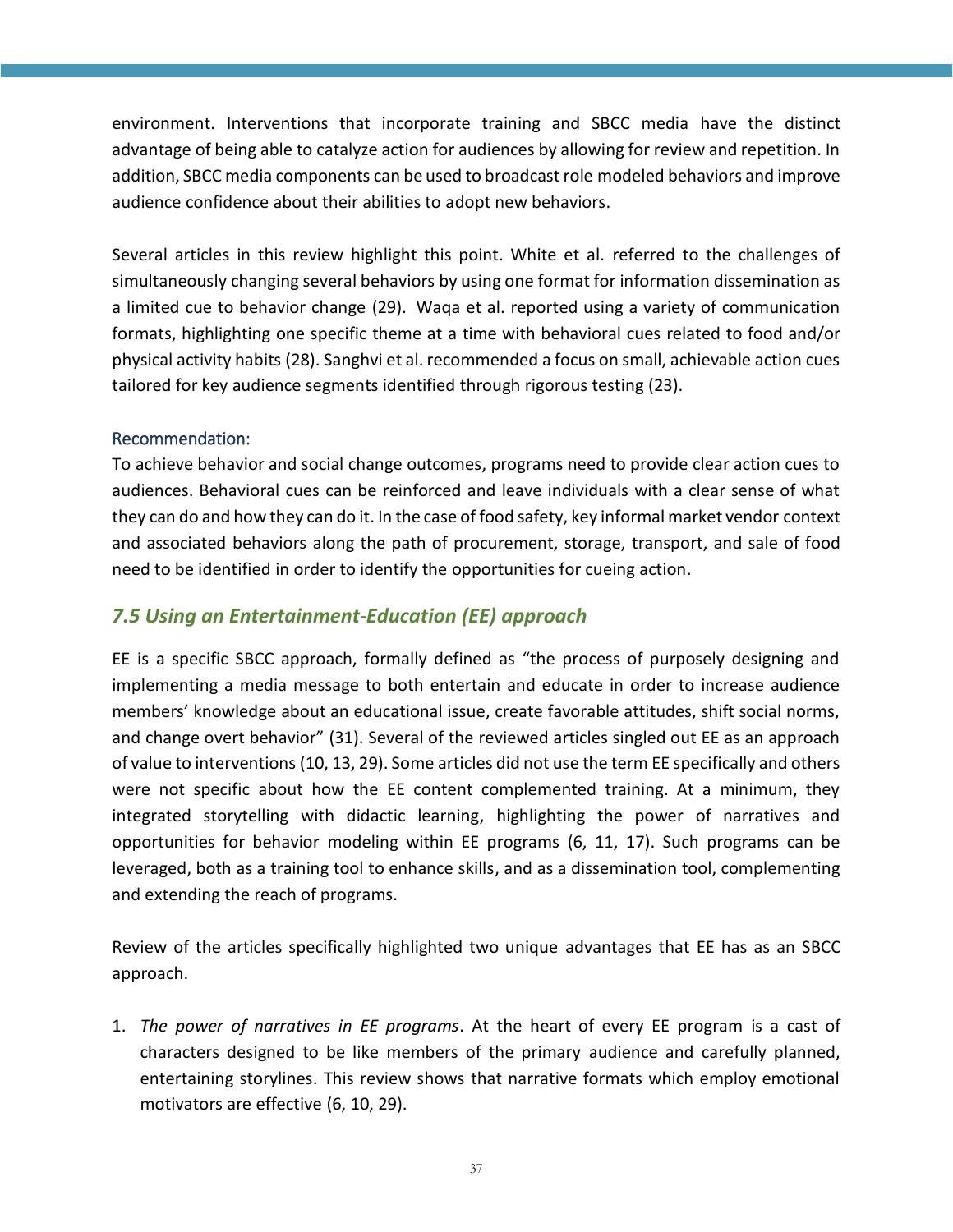environment. Interventions that incorporate training and SBCC media have the distinct advantage of being able to catalyze action for audiences by allowing for review and repetition. In addition, SBCC media components can be used to broadcast role modeled behaviors and improve audience confidence about their abilities to adopt new behaviors.

Several articles in this review highlight this point. White et al. referred to the challenges of simultaneously changing several behaviors by using one format for information dissemination as a limited cue to behavior change (29). Waqa et al. reported using a variety of communication formats, highlighting one specific theme at a time with behavioral cues related to food and/or physical activity habits (28). Sanghvi et al. recommended a focus on small, achievable action cues tailored for key audience segments identified through rigorous testing (23).

#### Recommendation:

To achieve behavior and social change outcomes, programs need to provide clear action cues to audiences. Behavioral cues can be reinforced and leave individuals with a clear sense of what they can do and how they can do it. In the case of food safety, key informal market vendor context and associated behaviors along the path of procurement, storage, transport, and sale of food need to be identified in order to identify the opportunities for cueing action.

## *7.5 Using an Entertainment-Education (EE) approach*

EE is a specific SBCC approach, formally defined as "the process of purposely designing and implementing a media message to both entertain and educate in order to increase audience members' knowledge about an educational issue, create favorable attitudes, shift social norms, and change overt behavior" (31). Several of the reviewed articles singled out EE as an approach of value to interventions (10, 13, 29). Some articles did not use the term EE specifically and others were not specific about how the EE content complemented training. At a minimum, they integrated storytelling with didactic learning, highlighting the power of narratives and opportunities for behavior modeling within EE programs (6, 11, 17). Such programs can be leveraged, both as a training tool to enhance skills, and as a dissemination tool, complementing and extending the reach of programs.

Review of the articles specifically highlighted two unique advantages that EE has as an SBCC approach.

1. *The power of narratives in EE programs*. At the heart of every EE program is a cast of characters designed to be like members of the primary audience and carefully planned, entertaining storylines. This review shows that narrative formats which employ emotional motivators are effective (6, 10, 29).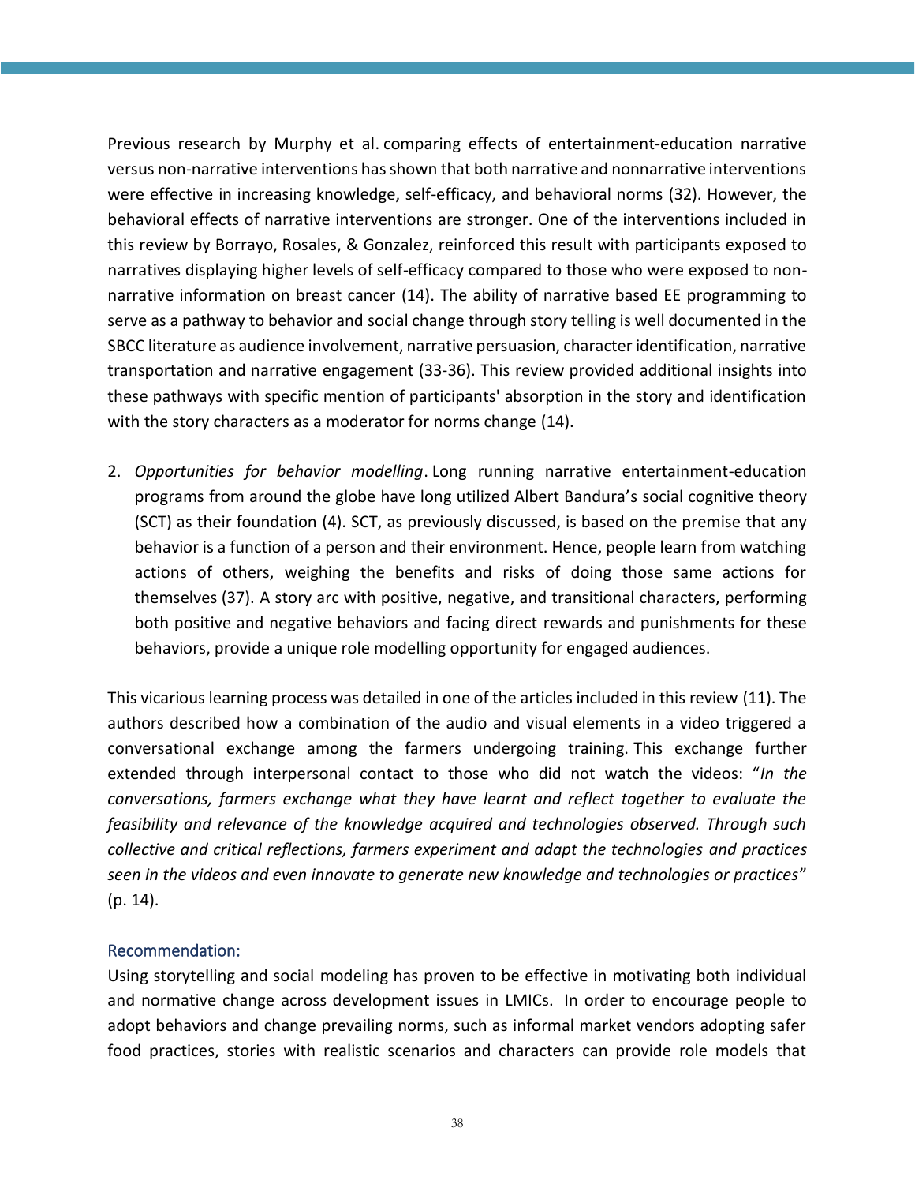Previous research by Murphy et al. comparing effects of entertainment-education narrative versus non-narrative interventions has shown that both narrative and nonnarrative interventions were effective in increasing knowledge, self-efficacy, and behavioral norms (32). However, the behavioral effects of narrative interventions are stronger. One of the interventions included in this review by Borrayo, Rosales, & Gonzalez, reinforced this result with participants exposed to narratives displaying higher levels of self-efficacy compared to those who were exposed to non-narrative information on breast cancer (14). The ability of narrative based EE programming to serve as a pathway to behavior and social change through story telling is well documented in the SBCC literature as audience involvement, narrative persuasion, character identification, narrative transportation and narrative engagement (33-36). This review provided additional insights into these pathways with specific mention of participants' absorption in the story and identification with the story characters as a moderator for norms change (14).

2. *Opportunities for behavior modelling*. Long running narrative entertainment-education programs from around the globe have long utilized Albert Bandura's social cognitive theory (SCT) as their foundation (4). SCT, as previously discussed, is based on the premise that any behavior is a function of a person and their environment. Hence, people learn from watching actions of others, weighing the benefits and risks of doing those same actions for themselves (37). A story arc with positive, negative, and transitional characters, performing both positive and negative behaviors and facing direct rewards and punishments for these behaviors, provide a unique role modelling opportunity for engaged audiences.

This vicarious learning process was detailed in one of the articles included in this review (11). The authors described how a combination of the audio and visual elements in a video triggered a conversational exchange among the farmers undergoing training. This exchange further extended through interpersonal contact to those who did not watch the videos: "*In the conversations, farmers exchange what they have learnt and reflect together to evaluate the feasibility and relevance of the knowledge acquired and technologies observed. Through such collective and critical reflections, farmers experiment and adapt the technologies and practices seen in the videos and even innovate to generate new knowledge and technologies or practices*" (p. 14).

### Recommendation:

Using storytelling and social modeling has proven to be effective in motivating both individual and normative change across development issues in LMICs. In order to encourage people to adopt behaviors and change prevailing norms, such as informal market vendors adopting safer food practices, stories with realistic scenarios and characters can provide role models that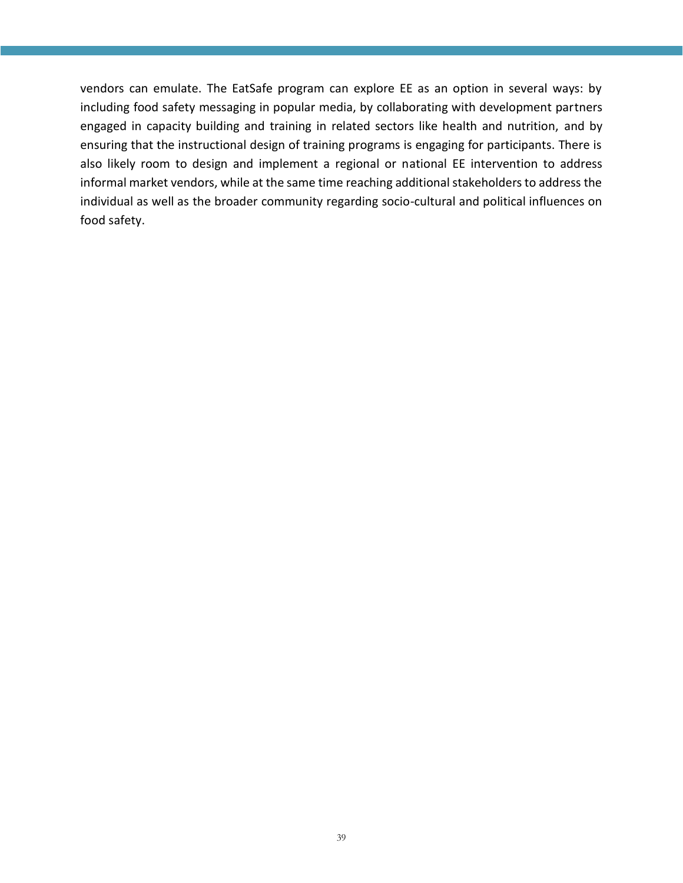vendors can emulate. The EatSafe program can explore EE as an option in several ways: by including food safety messaging in popular media, by collaborating with development partners engaged in capacity building and training in related sectors like health and nutrition, and by ensuring that the instructional design of training programs is engaging for participants. There is also likely room to design and implement a regional or national EE intervention to address informal market vendors, while at the same time reaching additional stakeholders to address the individual as well as the broader community regarding socio-cultural and political influences on food safety.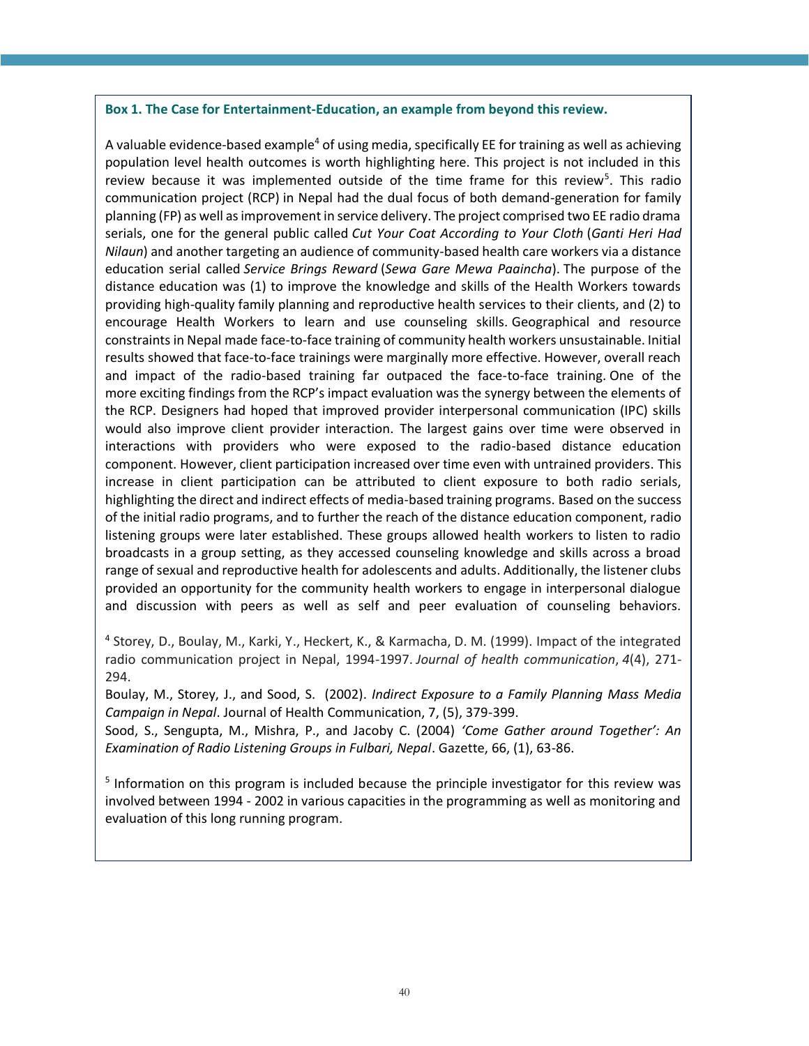**Box 1. The Case for Entertainment-Education, an example from beyond this review.**

A valuable evidence-based example[4] of using media, specifically EE for training as well as achieving population level health outcomes is worth highlighting here. This project is not included in this review because it was implemented outside of the time frame for this review[5]. This radio communication project (RCP) in Nepal had the dual focus of both demand-generation for family planning (FP) as well as improvement in service delivery. The project comprised two EE radio drama serials, one for the general public called *Cut Your Coat According to Your Cloth* (*Ganti Heri Had Nilaun*) and another targeting an audience of community-based health care workers via a distance education serial called *Service Brings Reward* (*Sewa Gare Mewa Paaincha*). The purpose of the distance education was (1) to improve the knowledge and skills of the Health Workers towards providing high-quality family planning and reproductive health services to their clients, and (2) to encourage Health Workers to learn and use counseling skills. Geographical and resource constraints in Nepal made face-to-face training of community health workers unsustainable. Initial results showed that face-to-face trainings were marginally more effective. However, overall reach and impact of the radio-based training far outpaced the face-to-face training. One of the more exciting findings from the RCP's impact evaluation was the synergy between the elements of the RCP. Designers had hoped that improved provider interpersonal communication (IPC) skills would also improve client provider interaction. The largest gains over time were observed in interactions with providers who were exposed to the radio-based distance education component. However, client participation increased over time even with untrained providers. This increase in client participation can be attributed to client exposure to both radio serials, highlighting the direct and indirect effects of media-based training programs. Based on the success of the initial radio programs, and to further the reach of the distance education component, radio listening groups were later established. These groups allowed health workers to listen to radio broadcasts in a group setting, as they accessed counseling knowledge and skills across a broad range of sexual and reproductive health for adolescents and adults. Additionally, the listener clubs provided an opportunity for the community health workers to engage in interpersonal dialogue and discussion with peers as well as self and peer evaluation of counseling behaviors.

[4] Storey, D., Boulay, M., Karki, Y., Heckert, K., & Karmacha, D. M. (1999). Impact of the integrated radio communication project in Nepal, 1994-1997. *Journal of health communication*, *4*(4), 271-294.

Boulay, M., Storey, J., and Sood, S. (2002). *Indirect Exposure to a Family Planning Mass Media Campaign in Nepal*. Journal of Health Communication, 7, (5), 379-399.

Sood, S., Sengupta, M., Mishra, P., and Jacoby C. (2004) *'Come Gather around Together': An Examination of Radio Listening Groups in Fulbari, Nepal*. Gazette, 66, (1), 63-86.

[5] Information on this program is included because the principle investigator for this review was involved between 1994 - 2002 in various capacities in the programming as well as monitoring and evaluation of this long running program.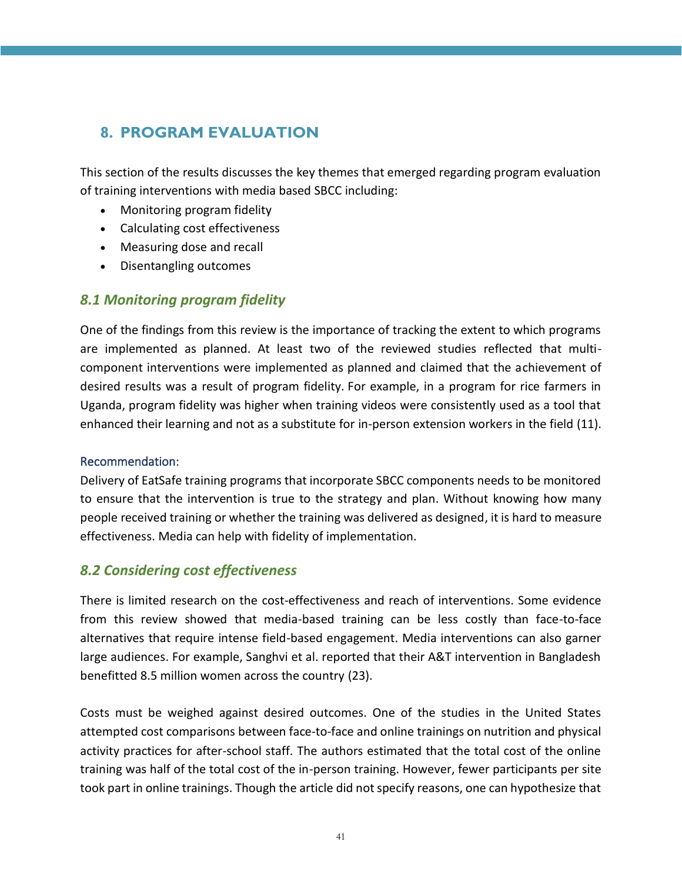## 8. PROGRAM EVALUATION

This section of the results discusses the key themes that emerged regarding program evaluation of training interventions with media based SBCC including:

- Monitoring program fidelity
- Calculating cost effectiveness
- Measuring dose and recall
- Disentangling outcomes

### *8.1 Monitoring program fidelity*

One of the findings from this review is the importance of tracking the extent to which programs are implemented as planned. At least two of the reviewed studies reflected that multi-component interventions were implemented as planned and claimed that the achievement of desired results was a result of program fidelity. For example, in a program for rice farmers in Uganda, program fidelity was higher when training videos were consistently used as a tool that enhanced their learning and not as a substitute for in-person extension workers in the field (11).

Recommendation:
Delivery of EatSafe training programs that incorporate SBCC components needs to be monitored to ensure that the intervention is true to the strategy and plan. Without knowing how many people received training or whether the training was delivered as designed, it is hard to measure effectiveness. Media can help with fidelity of implementation.

### *8.2 Considering cost effectiveness*

There is limited research on the cost-effectiveness and reach of interventions. Some evidence from this review showed that media-based training can be less costly than face-to-face alternatives that require intense field-based engagement. Media interventions can also garner large audiences. For example, Sanghvi et al. reported that their A&T intervention in Bangladesh benefitted 8.5 million women across the country (23).

Costs must be weighed against desired outcomes. One of the studies in the United States attempted cost comparisons between face-to-face and online trainings on nutrition and physical activity practices for after-school staff. The authors estimated that the total cost of the online training was half of the total cost of the in-person training. However, fewer participants per site took part in online trainings. Though the article did not specify reasons, one can hypothesize that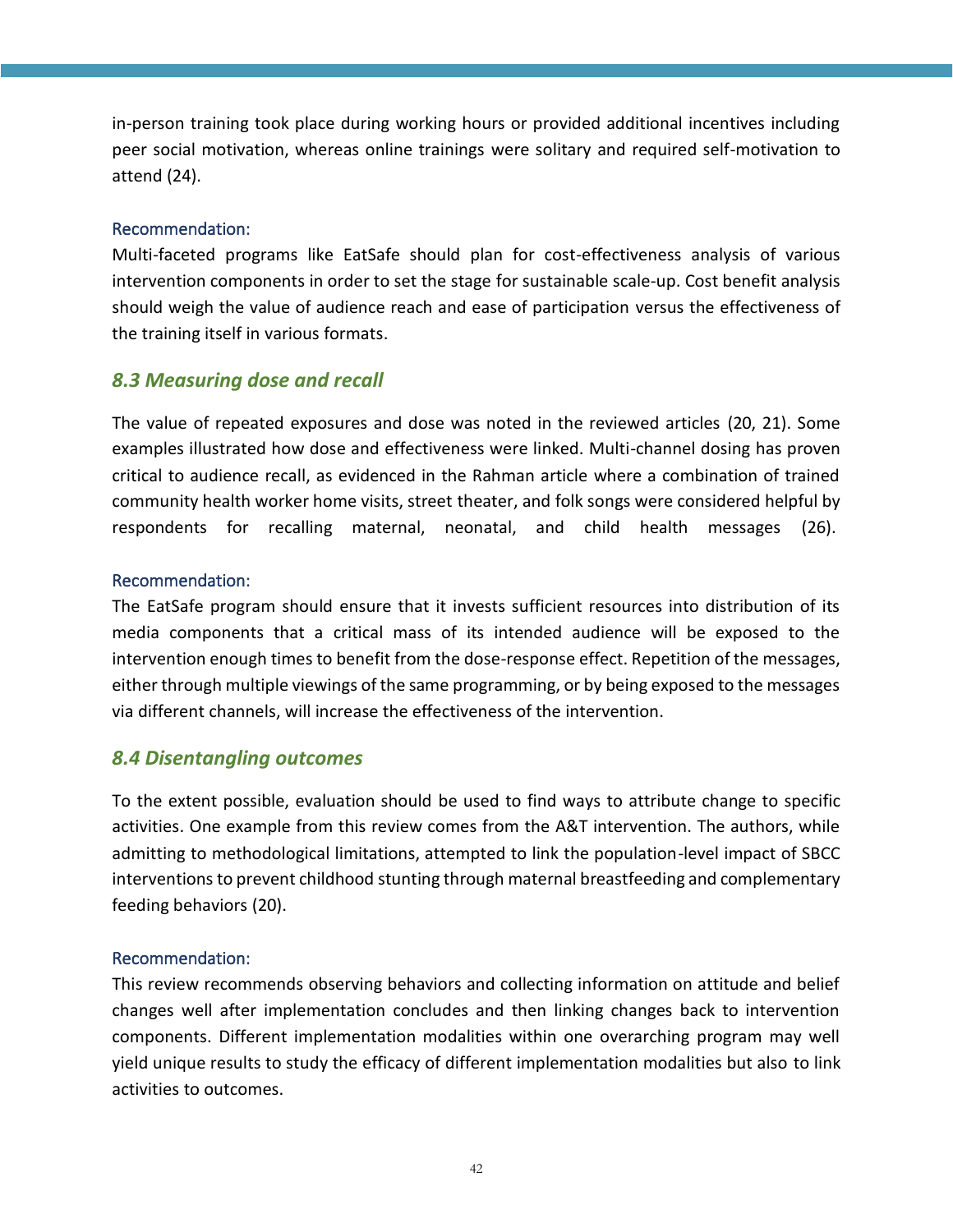in-person training took place during working hours or provided additional incentives including peer social motivation, whereas online trainings were solitary and required self-motivation to attend (24).

Recommendation:

Multi-faceted programs like EatSafe should plan for cost-effectiveness analysis of various intervention components in order to set the stage for sustainable scale-up. Cost benefit analysis should weigh the value of audience reach and ease of participation versus the effectiveness of the training itself in various formats.

### *8.3 Measuring dose and recall*

The value of repeated exposures and dose was noted in the reviewed articles (20, 21). Some examples illustrated how dose and effectiveness were linked. Multi-channel dosing has proven critical to audience recall, as evidenced in the Rahman article where a combination of trained community health worker home visits, street theater, and folk songs were considered helpful by respondents for recalling maternal, neonatal, and child health messages (26).

Recommendation:

The EatSafe program should ensure that it invests sufficient resources into distribution of its media components that a critical mass of its intended audience will be exposed to the intervention enough times to benefit from the dose-response effect. Repetition of the messages, either through multiple viewings of the same programming, or by being exposed to the messages via different channels, will increase the effectiveness of the intervention.

### *8.4 Disentangling outcomes*

To the extent possible, evaluation should be used to find ways to attribute change to specific activities. One example from this review comes from the A&T intervention. The authors, while admitting to methodological limitations, attempted to link the population-level impact of SBCC interventions to prevent childhood stunting through maternal breastfeeding and complementary feeding behaviors (20).

Recommendation:

This review recommends observing behaviors and collecting information on attitude and belief changes well after implementation concludes and then linking changes back to intervention components. Different implementation modalities within one overarching program may well yield unique results to study the efficacy of different implementation modalities but also to link activities to outcomes.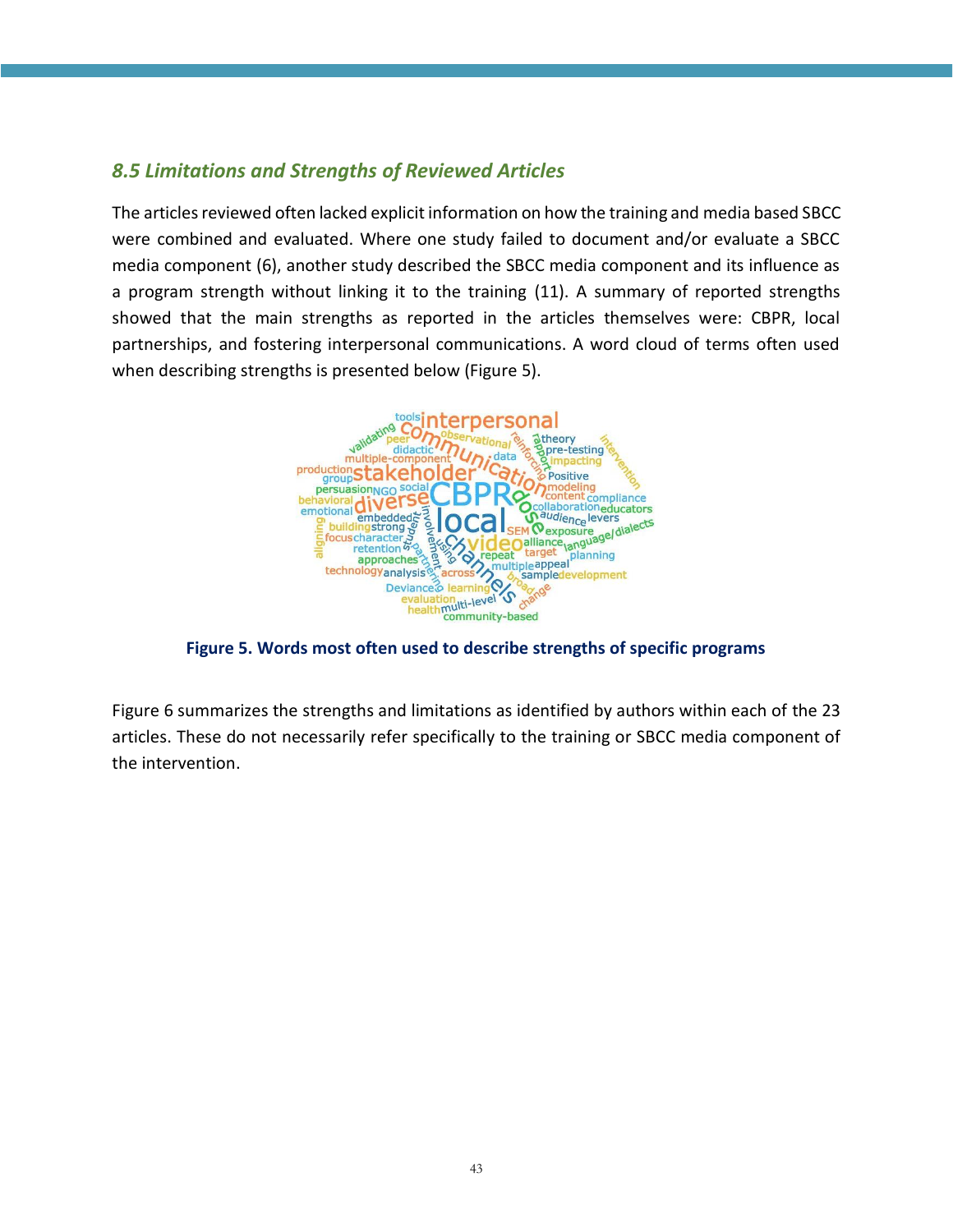### *8.5 Limitations and Strengths of Reviewed Articles*

The articles reviewed often lacked explicit information on how the training and media based SBCC were combined and evaluated. Where one study failed to document and/or evaluate a SBCC media component (6), another study described the SBCC media component and its influence as a program strength without linking it to the training (11). A summary of reported strengths showed that the main strengths as reported in the articles themselves were: CBPR, local partnerships, and fostering interpersonal communications. A word cloud of terms often used when describing strengths is presented below (Figure 5).

**Figure 5. Words most often used to describe strengths of specific programs**

Figure 6 summarizes the strengths and limitations as identified by authors within each of the 23 articles. These do not necessarily refer specifically to the training or SBCC media component of the intervention.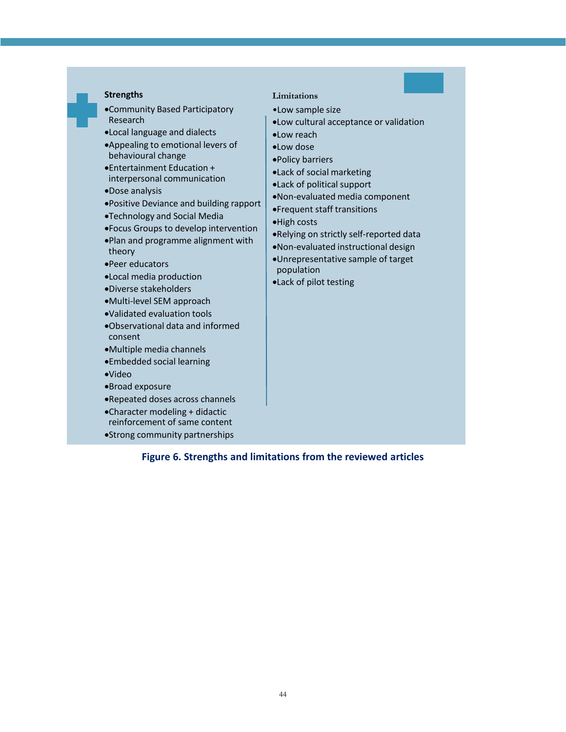**Strengths**

- Community Based Participatory Research
- Local language and dialects
- Appealing to emotional levers of behavioural change
- Entertainment Education + interpersonal communication
- Dose analysis
- Positive Deviance and building rapport
- Technology and Social Media
- Focus Groups to develop intervention
- Plan and programme alignment with theory
- Peer educators
- Local media production
- Diverse stakeholders
- Multi-level SEM approach
- Validated evaluation tools
- Observational data and informed consent
- Multiple media channels
- Embedded social learning
- Video
- Broad exposure
- Repeated doses across channels
- Character modeling + didactic reinforcement of same content
- Strong community partnerships

**Limitations**

- Low sample size
- Low cultural acceptance or validation
- Low reach
- Low dose
- Policy barriers
- Lack of social marketing
- Lack of political support
- Non-evaluated media component
- Frequent staff transitions
- High costs
- Relying on strictly self-reported data
- Non-evaluated instructional design
- Unrepresentative sample of target population
- Lack of pilot testing

**Figure 6. Strengths and limitations from the reviewed articles**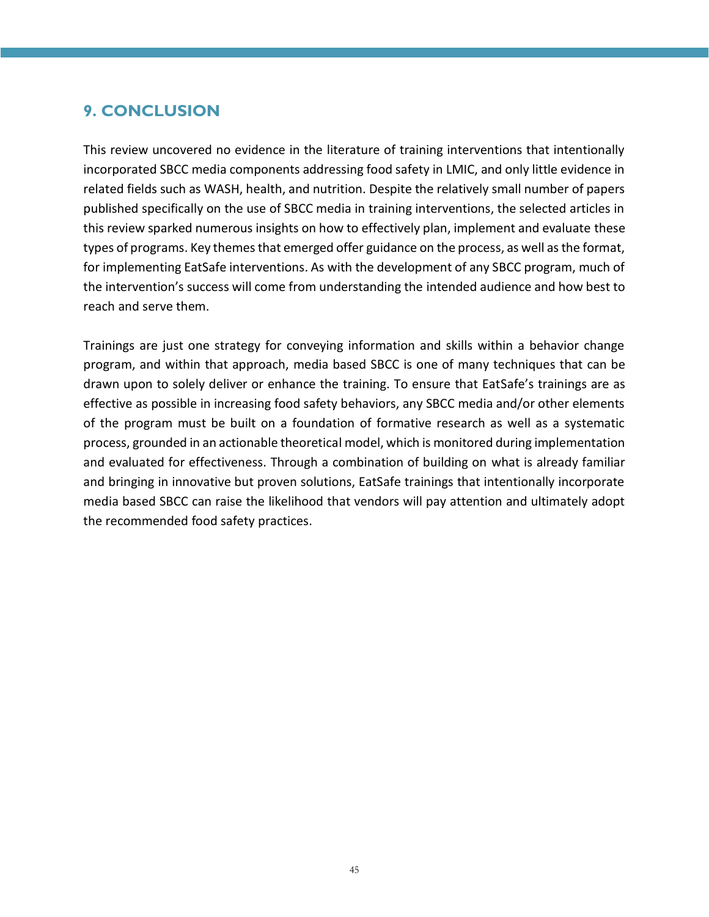## 9. CONCLUSION

This review uncovered no evidence in the literature of training interventions that intentionally incorporated SBCC media components addressing food safety in LMIC, and only little evidence in related fields such as WASH, health, and nutrition. Despite the relatively small number of papers published specifically on the use of SBCC media in training interventions, the selected articles in this review sparked numerous insights on how to effectively plan, implement and evaluate these types of programs. Key themes that emerged offer guidance on the process, as well as the format, for implementing EatSafe interventions. As with the development of any SBCC program, much of the intervention's success will come from understanding the intended audience and how best to reach and serve them.

Trainings are just one strategy for conveying information and skills within a behavior change program, and within that approach, media based SBCC is one of many techniques that can be drawn upon to solely deliver or enhance the training. To ensure that EatSafe's trainings are as effective as possible in increasing food safety behaviors, any SBCC media and/or other elements of the program must be built on a foundation of formative research as well as a systematic process, grounded in an actionable theoretical model, which is monitored during implementation and evaluated for effectiveness. Through a combination of building on what is already familiar and bringing in innovative but proven solutions, EatSafe trainings that intentionally incorporate media based SBCC can raise the likelihood that vendors will pay attention and ultimately adopt the recommended food safety practices.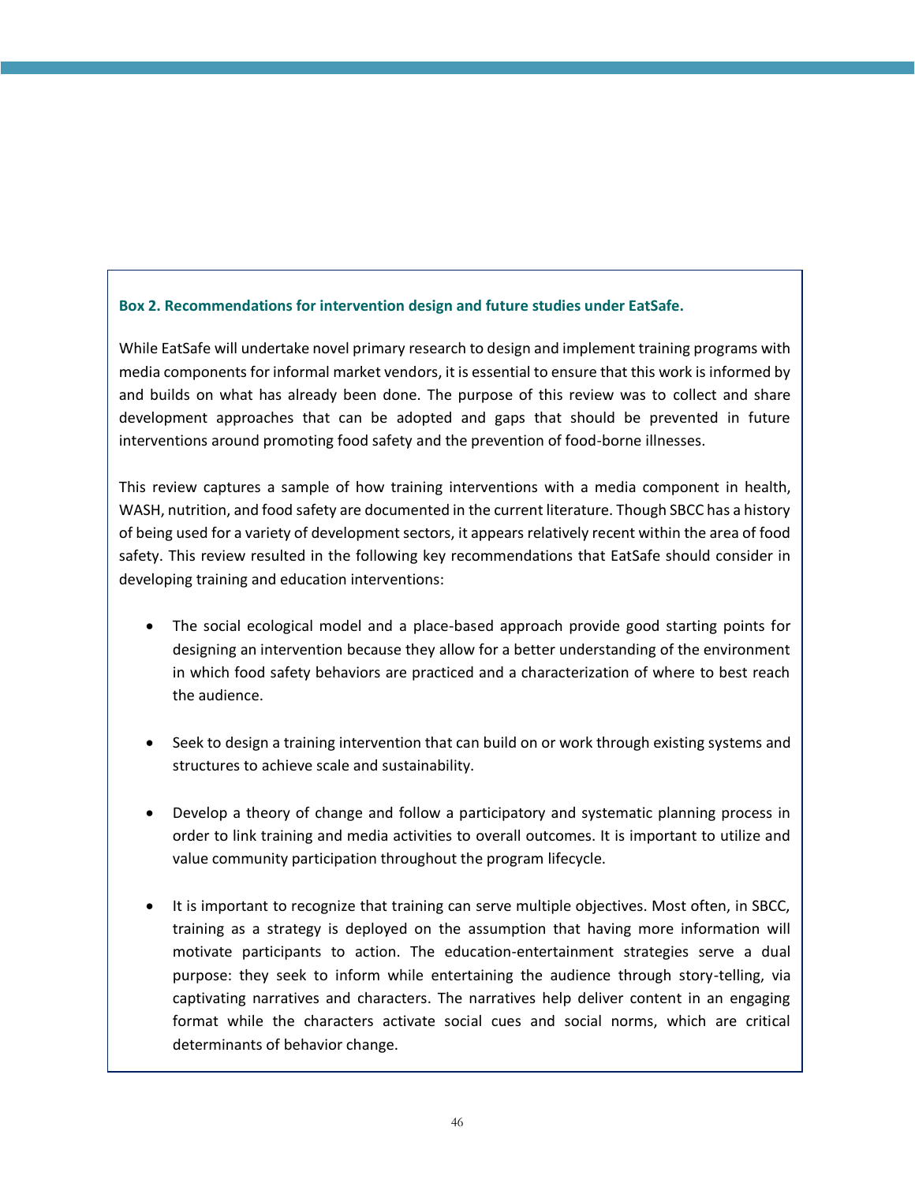**Box 2. Recommendations for intervention design and future studies under EatSafe.**

While EatSafe will undertake novel primary research to design and implement training programs with media components for informal market vendors, it is essential to ensure that this work is informed by and builds on what has already been done. The purpose of this review was to collect and share development approaches that can be adopted and gaps that should be prevented in future interventions around promoting food safety and the prevention of food-borne illnesses.

This review captures a sample of how training interventions with a media component in health, WASH, nutrition, and food safety are documented in the current literature. Though SBCC has a history of being used for a variety of development sectors, it appears relatively recent within the area of food safety. This review resulted in the following key recommendations that EatSafe should consider in developing training and education interventions:

- The social ecological model and a place-based approach provide good starting points for designing an intervention because they allow for a better understanding of the environment in which food safety behaviors are practiced and a characterization of where to best reach the audience.

- Seek to design a training intervention that can build on or work through existing systems and structures to achieve scale and sustainability.

- Develop a theory of change and follow a participatory and systematic planning process in order to link training and media activities to overall outcomes. It is important to utilize and value community participation throughout the program lifecycle.

- It is important to recognize that training can serve multiple objectives. Most often, in SBCC, training as a strategy is deployed on the assumption that having more information will motivate participants to action. The education-entertainment strategies serve a dual purpose: they seek to inform while entertaining the audience through story-telling, via captivating narratives and characters. The narratives help deliver content in an engaging format while the characters activate social cues and social norms, which are critical determinants of behavior change.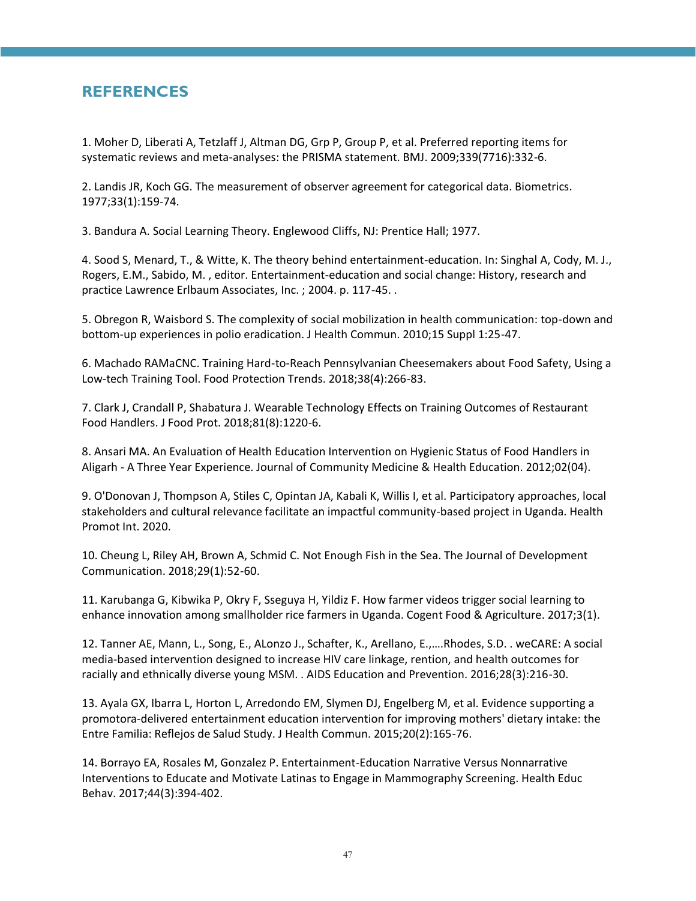## REFERENCES

1. Moher D, Liberati A, Tetzlaff J, Altman DG, Grp P, Group P, et al. Preferred reporting items for systematic reviews and meta-analyses: the PRISMA statement. BMJ. 2009;339(7716):332-6.

2. Landis JR, Koch GG. The measurement of observer agreement for categorical data. Biometrics. 1977;33(1):159-74.

3. Bandura A. Social Learning Theory. Englewood Cliffs, NJ: Prentice Hall; 1977.

4. Sood S, Menard, T., & Witte, K. The theory behind entertainment-education. In: Singhal A, Cody, M. J., Rogers, E.M., Sabido, M. , editor. Entertainment-education and social change: History, research and practice Lawrence Erlbaum Associates, Inc. ; 2004. p. 117-45. .

5. Obregon R, Waisbord S. The complexity of social mobilization in health communication: top-down and bottom-up experiences in polio eradication. J Health Commun. 2010;15 Suppl 1:25-47.

6. Machado RAMaCNC. Training Hard-to-Reach Pennsylvanian Cheesemakers about Food Safety, Using a Low-tech Training Tool. Food Protection Trends. 2018;38(4):266-83.

7. Clark J, Crandall P, Shabatura J. Wearable Technology Effects on Training Outcomes of Restaurant Food Handlers. J Food Prot. 2018;81(8):1220-6.

8. Ansari MA. An Evaluation of Health Education Intervention on Hygienic Status of Food Handlers in Aligarh - A Three Year Experience. Journal of Community Medicine & Health Education. 2012;02(04).

9. O'Donovan J, Thompson A, Stiles C, Opintan JA, Kabali K, Willis I, et al. Participatory approaches, local stakeholders and cultural relevance facilitate an impactful community-based project in Uganda. Health Promot Int. 2020.

10. Cheung L, Riley AH, Brown A, Schmid C. Not Enough Fish in the Sea. The Journal of Development Communication. 2018;29(1):52-60.

11. Karubanga G, Kibwika P, Okry F, Sseguya H, Yildiz F. How farmer videos trigger social learning to enhance innovation among smallholder rice farmers in Uganda. Cogent Food & Agriculture. 2017;3(1).

12. Tanner AE, Mann, L., Song, E., ALonzo J., Schafter, K., Arellano, E.,….Rhodes, S.D. . weCARE: A social media-based intervention designed to increase HIV care linkage, rention, and health outcomes for racially and ethnically diverse young MSM. . AIDS Education and Prevention. 2016;28(3):216-30.

13. Ayala GX, Ibarra L, Horton L, Arredondo EM, Slymen DJ, Engelberg M, et al. Evidence supporting a promotora-delivered entertainment education intervention for improving mothers' dietary intake: the Entre Familia: Reflejos de Salud Study. J Health Commun. 2015;20(2):165-76.

14. Borrayo EA, Rosales M, Gonzalez P. Entertainment-Education Narrative Versus Nonnarrative Interventions to Educate and Motivate Latinas to Engage in Mammography Screening. Health Educ Behav. 2017;44(3):394-402.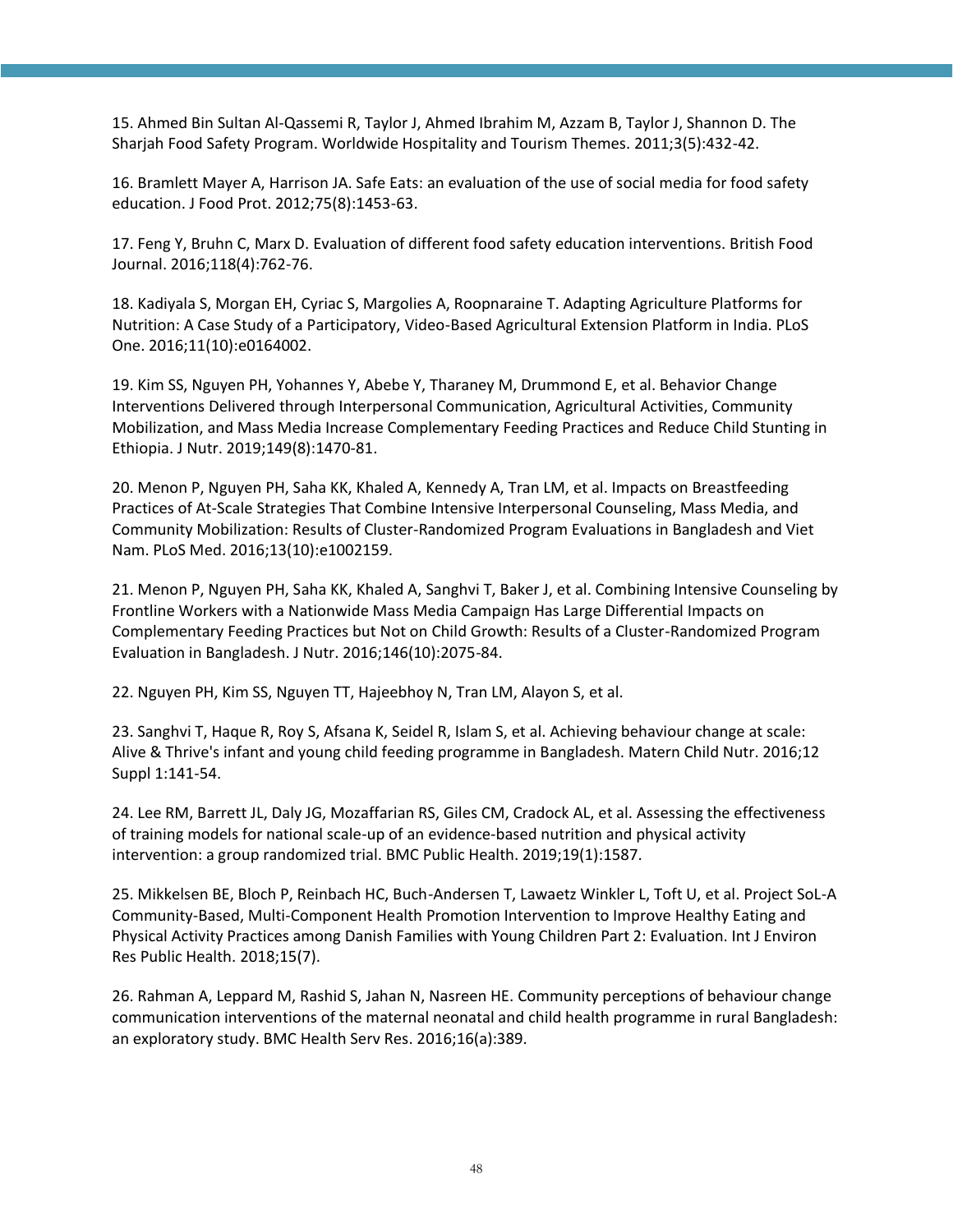15. Ahmed Bin Sultan Al-Qassemi R, Taylor J, Ahmed Ibrahim M, Azzam B, Taylor J, Shannon D. The Sharjah Food Safety Program. Worldwide Hospitality and Tourism Themes. 2011;3(5):432-42.

16. Bramlett Mayer A, Harrison JA. Safe Eats: an evaluation of the use of social media for food safety education. J Food Prot. 2012;75(8):1453-63.

17. Feng Y, Bruhn C, Marx D. Evaluation of different food safety education interventions. British Food Journal. 2016;118(4):762-76.

18. Kadiyala S, Morgan EH, Cyriac S, Margolies A, Roopnaraine T. Adapting Agriculture Platforms for Nutrition: A Case Study of a Participatory, Video-Based Agricultural Extension Platform in India. PLoS One. 2016;11(10):e0164002.

19. Kim SS, Nguyen PH, Yohannes Y, Abebe Y, Tharaney M, Drummond E, et al. Behavior Change Interventions Delivered through Interpersonal Communication, Agricultural Activities, Community Mobilization, and Mass Media Increase Complementary Feeding Practices and Reduce Child Stunting in Ethiopia. J Nutr. 2019;149(8):1470-81.

20. Menon P, Nguyen PH, Saha KK, Khaled A, Kennedy A, Tran LM, et al. Impacts on Breastfeeding Practices of At-Scale Strategies That Combine Intensive Interpersonal Counseling, Mass Media, and Community Mobilization: Results of Cluster-Randomized Program Evaluations in Bangladesh and Viet Nam. PLoS Med. 2016;13(10):e1002159.

21. Menon P, Nguyen PH, Saha KK, Khaled A, Sanghvi T, Baker J, et al. Combining Intensive Counseling by Frontline Workers with a Nationwide Mass Media Campaign Has Large Differential Impacts on Complementary Feeding Practices but Not on Child Growth: Results of a Cluster-Randomized Program Evaluation in Bangladesh. J Nutr. 2016;146(10):2075-84.

22. Nguyen PH, Kim SS, Nguyen TT, Hajeebhoy N, Tran LM, Alayon S, et al.

23. Sanghvi T, Haque R, Roy S, Afsana K, Seidel R, Islam S, et al. Achieving behaviour change at scale: Alive & Thrive's infant and young child feeding programme in Bangladesh. Matern Child Nutr. 2016;12 Suppl 1:141-54.

24. Lee RM, Barrett JL, Daly JG, Mozaffarian RS, Giles CM, Cradock AL, et al. Assessing the effectiveness of training models for national scale-up of an evidence-based nutrition and physical activity intervention: a group randomized trial. BMC Public Health. 2019;19(1):1587.

25. Mikkelsen BE, Bloch P, Reinbach HC, Buch-Andersen T, Lawaetz Winkler L, Toft U, et al. Project SoL-A Community-Based, Multi-Component Health Promotion Intervention to Improve Healthy Eating and Physical Activity Practices among Danish Families with Young Children Part 2: Evaluation. Int J Environ Res Public Health. 2018;15(7).

26. Rahman A, Leppard M, Rashid S, Jahan N, Nasreen HE. Community perceptions of behaviour change communication interventions of the maternal neonatal and child health programme in rural Bangladesh: an exploratory study. BMC Health Serv Res. 2016;16(a):389.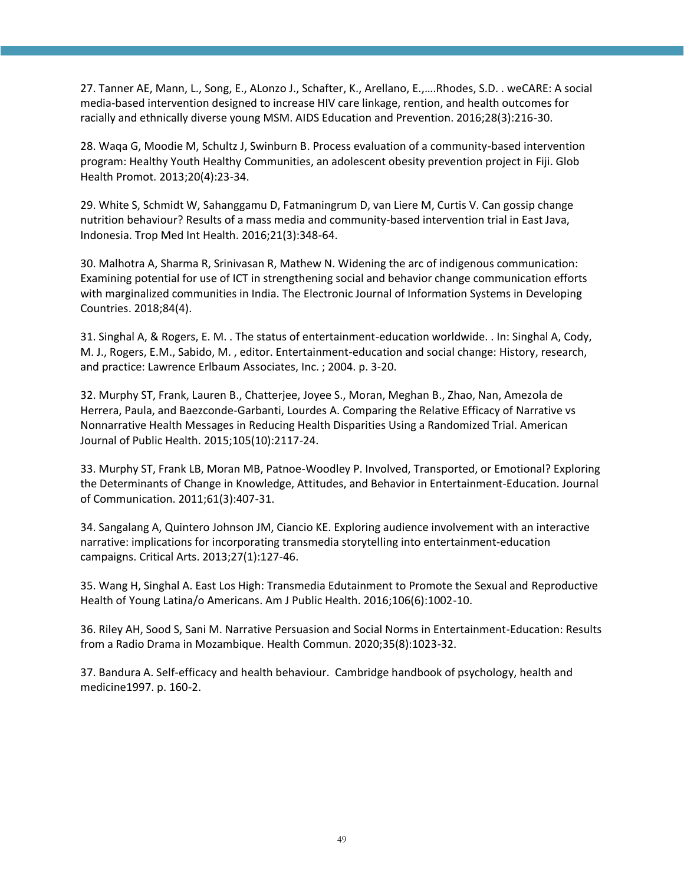27. Tanner AE, Mann, L., Song, E., ALonzo J., Schafter, K., Arellano, E.,….Rhodes, S.D. . weCARE: A social media-based intervention designed to increase HIV care linkage, rention, and health outcomes for racially and ethnically diverse young MSM. AIDS Education and Prevention. 2016;28(3):216-30.

28. Waqa G, Moodie M, Schultz J, Swinburn B. Process evaluation of a community-based intervention program: Healthy Youth Healthy Communities, an adolescent obesity prevention project in Fiji. Glob Health Promot. 2013;20(4):23-34.

29. White S, Schmidt W, Sahanggamu D, Fatmaningrum D, van Liere M, Curtis V. Can gossip change nutrition behaviour? Results of a mass media and community-based intervention trial in East Java, Indonesia. Trop Med Int Health. 2016;21(3):348-64.

30. Malhotra A, Sharma R, Srinivasan R, Mathew N. Widening the arc of indigenous communication: Examining potential for use of ICT in strengthening social and behavior change communication efforts with marginalized communities in India. The Electronic Journal of Information Systems in Developing Countries. 2018;84(4).

31. Singhal A, & Rogers, E. M. . The status of entertainment-education worldwide. . In: Singhal A, Cody, M. J., Rogers, E.M., Sabido, M. , editor. Entertainment-education and social change: History, research, and practice: Lawrence Erlbaum Associates, Inc. ; 2004. p. 3-20.

32. Murphy ST, Frank, Lauren B., Chatterjee, Joyee S., Moran, Meghan B., Zhao, Nan, Amezola de Herrera, Paula, and Baezconde-Garbanti, Lourdes A. Comparing the Relative Efficacy of Narrative vs Nonnarrative Health Messages in Reducing Health Disparities Using a Randomized Trial. American Journal of Public Health. 2015;105(10):2117-24.

33. Murphy ST, Frank LB, Moran MB, Patnoe-Woodley P. Involved, Transported, or Emotional? Exploring the Determinants of Change in Knowledge, Attitudes, and Behavior in Entertainment-Education. Journal of Communication. 2011;61(3):407-31.

34. Sangalang A, Quintero Johnson JM, Ciancio KE. Exploring audience involvement with an interactive narrative: implications for incorporating transmedia storytelling into entertainment-education campaigns. Critical Arts. 2013;27(1):127-46.

35. Wang H, Singhal A. East Los High: Transmedia Edutainment to Promote the Sexual and Reproductive Health of Young Latina/o Americans. Am J Public Health. 2016;106(6):1002-10.

36. Riley AH, Sood S, Sani M. Narrative Persuasion and Social Norms in Entertainment-Education: Results from a Radio Drama in Mozambique. Health Commun. 2020;35(8):1023-32.

37. Bandura A. Self-efficacy and health behaviour. Cambridge handbook of psychology, health and medicine1997. p. 160-2.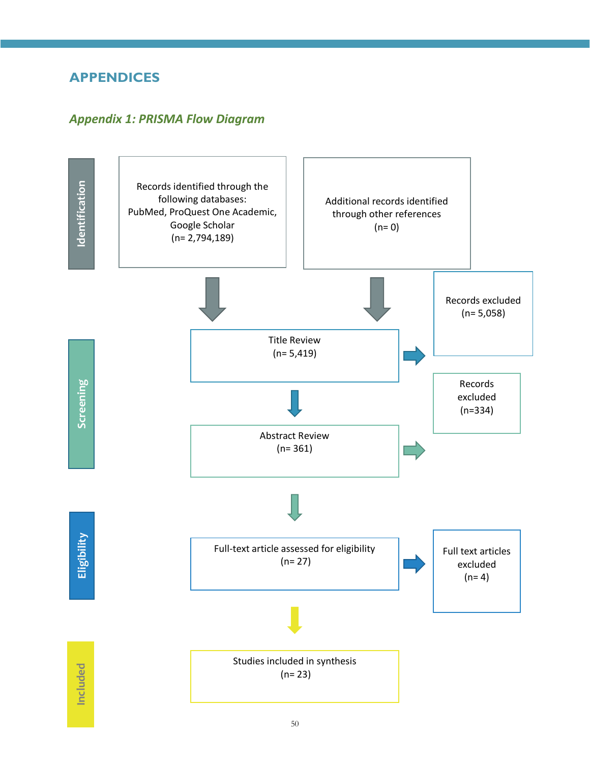# APPENDICES

## *Appendix 1: PRISMA Flow Diagram*

**Identification**

Records identified through the following databases: PubMed, ProQuest One Academic, Google Scholar (n= 2,794,189)

Additional records identified through other references (n= 0)

**Screening**

Title Review (n= 5,419) → Records excluded (n= 5,058)

Abstract Review (n= 361) → Records excluded (n=334)

**Eligibility**

Full-text article assessed for eligibility (n= 27) → Full text articles excluded (n= 4)

**Included**

Studies included in synthesis (n= 23)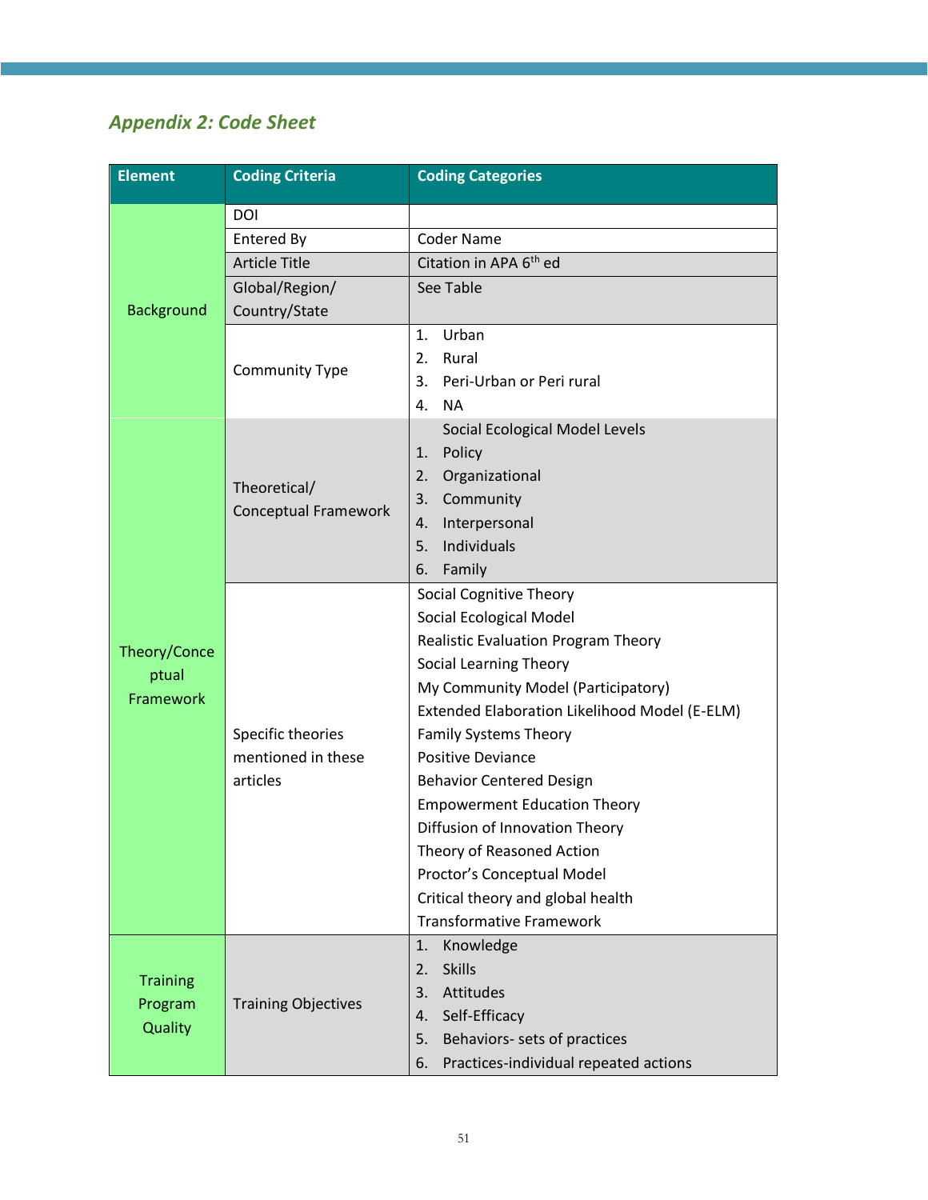## *Appendix 2: Code Sheet*

| Element | Coding Criteria | Coding Categories |
| --- | --- | --- |
| Background | DOI | |
| | Entered By | Coder Name |
| | Article Title | Citation in APA 6th ed |
| | Global/Region/ Country/State | See Table |
| | Community Type | 1. Urban<br>2. Rural<br>3. Peri-Urban or Peri rural<br>4. NA |
| Theory/Conceptual Framework | Theoretical/ Conceptual Framework | Social Ecological Model Levels<br>1. Policy<br>2. Organizational<br>3. Community<br>4. Interpersonal<br>5. Individuals<br>6. Family |
| | Specific theories mentioned in these articles | Social Cognitive Theory<br>Social Ecological Model<br>Realistic Evaluation Program Theory<br>Social Learning Theory<br>My Community Model (Participatory)<br>Extended Elaboration Likelihood Model (E-ELM)<br>Family Systems Theory<br>Positive Deviance<br>Behavior Centered Design<br>Empowerment Education Theory<br>Diffusion of Innovation Theory<br>Theory of Reasoned Action<br>Proctor's Conceptual Model<br>Critical theory and global health<br>Transformative Framework |
| Training Program Quality | Training Objectives | 1. Knowledge<br>2. Skills<br>3. Attitudes<br>4. Self-Efficacy<br>5. Behaviors- sets of practices<br>6. Practices-individual repeated actions |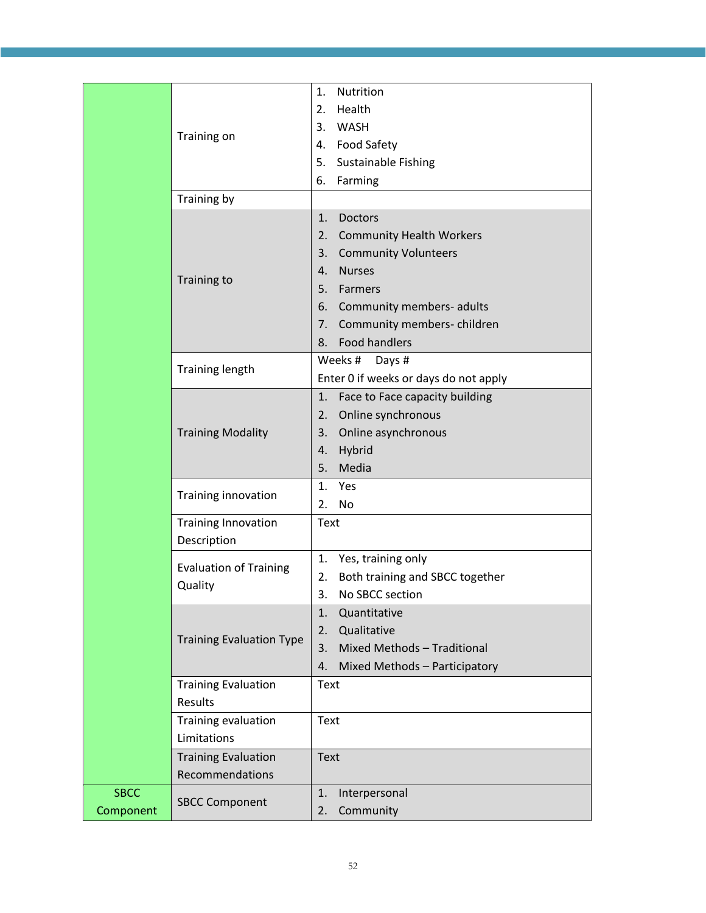| | | |
|---|---|---|
| | Training on | 1. Nutrition<br>2. Health<br>3. WASH<br>4. Food Safety<br>5. Sustainable Fishing<br>6. Farming |
| | Training by | |
| | Training to | 1. Doctors<br>2. Community Health Workers<br>3. Community Volunteers<br>4. Nurses<br>5. Farmers<br>6. Community members- adults<br>7. Community members- children<br>8. Food handlers |
| | Training length | Weeks # Days #<br>Enter 0 if weeks or days do not apply |
| | Training Modality | 1. Face to Face capacity building<br>2. Online synchronous<br>3. Online asynchronous<br>4. Hybrid<br>5. Media |
| | Training innovation | 1. Yes<br>2. No |
| | Training Innovation Description | Text |
| | Evaluation of Training Quality | 1. Yes, training only<br>2. Both training and SBCC together<br>3. No SBCC section |
| | Training Evaluation Type | 1. Quantitative<br>2. Qualitative<br>3. Mixed Methods – Traditional<br>4. Mixed Methods – Participatory |
| | Training Evaluation Results | Text |
| | Training evaluation Limitations | Text |
| | Training Evaluation Recommendations | Text |
| SBCC Component | SBCC Component | 1. Interpersonal<br>2. Community |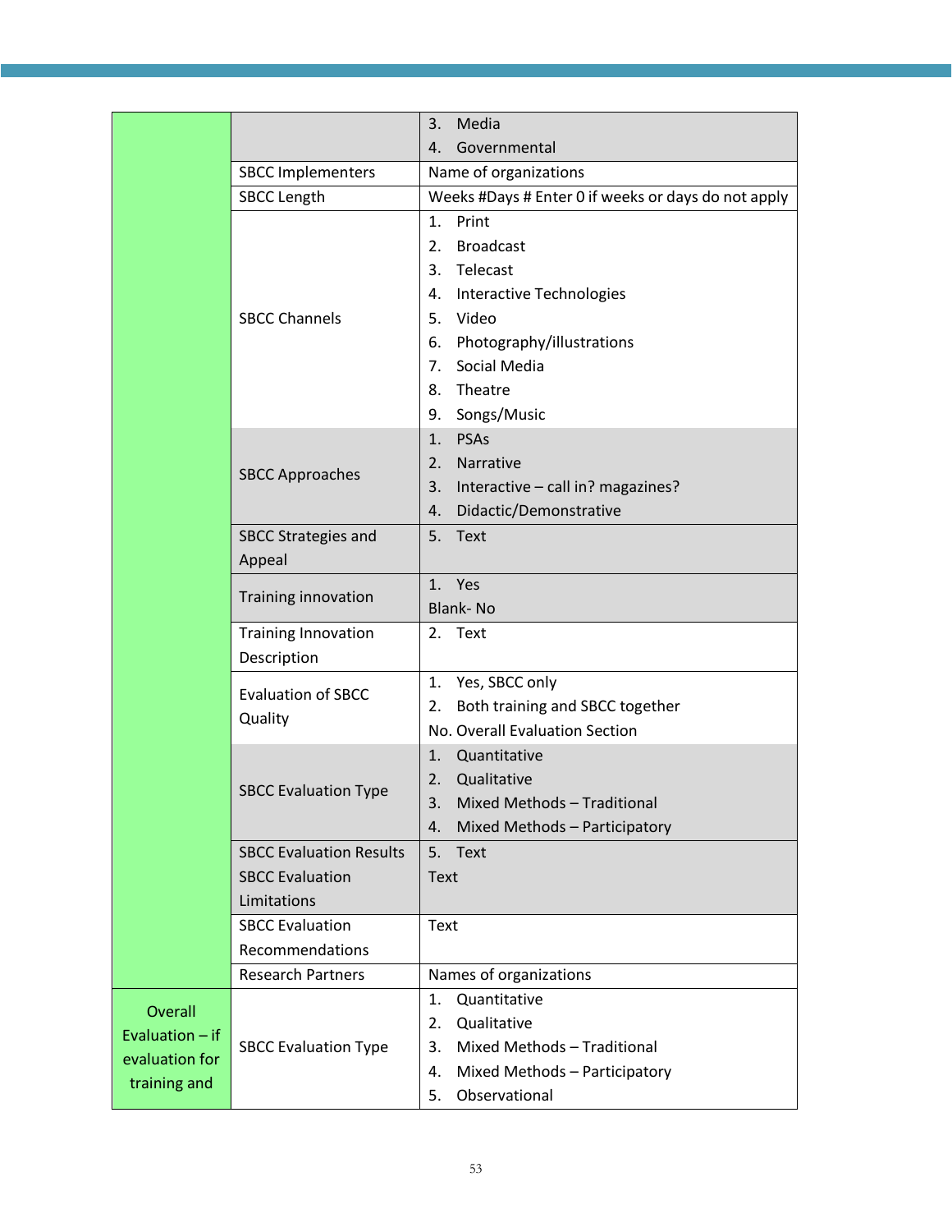| | | |
|---|---|---|
| | | 3. Media<br>4. Governmental |
| | SBCC Implementers | Name of organizations |
| | SBCC Length | Weeks #Days # Enter 0 if weeks or days do not apply |
| | SBCC Channels | 1. Print<br>2. Broadcast<br>3. Telecast<br>4. Interactive Technologies<br>5. Video<br>6. Photography/illustrations<br>7. Social Media<br>8. Theatre<br>9. Songs/Music |
| | SBCC Approaches | 1. PSAs<br>2. Narrative<br>3. Interactive – call in? magazines?<br>4. Didactic/Demonstrative |
| | SBCC Strategies and Appeal | 5. Text |
| | Training innovation | 1. Yes<br>Blank- No |
| | Training Innovation Description | 2. Text |
| | Evaluation of SBCC Quality | 1. Yes, SBCC only<br>2. Both training and SBCC together<br>No. Overall Evaluation Section |
| | SBCC Evaluation Type | 1. Quantitative<br>2. Qualitative<br>3. Mixed Methods – Traditional<br>4. Mixed Methods – Participatory |
| | SBCC Evaluation Results<br>SBCC Evaluation Limitations | 5. Text<br>Text |
| | SBCC Evaluation Recommendations | Text |
| | Research Partners | Names of organizations |
| Overall Evaluation – if evaluation for training and | SBCC Evaluation Type | 1. Quantitative<br>2. Qualitative<br>3. Mixed Methods – Traditional<br>4. Mixed Methods – Participatory<br>5. Observational |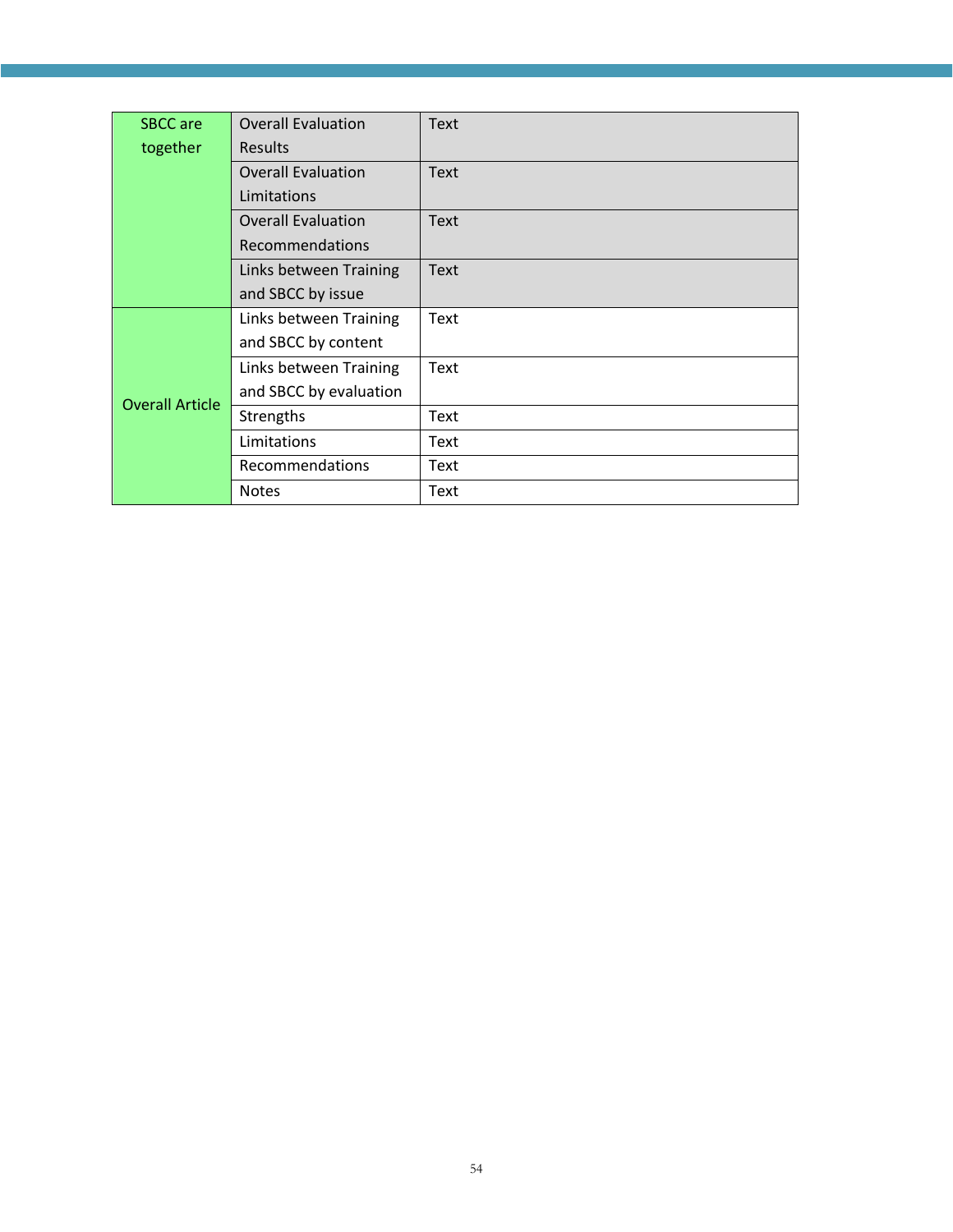| | | |
|---|---|---|
| SBCC are together | Overall Evaluation Results | Text |
| | Overall Evaluation Limitations | Text |
| | Overall Evaluation Recommendations | Text |
| | Links between Training and SBCC by issue | Text |
| Overall Article | Links between Training and SBCC by content | Text |
| | Links between Training and SBCC by evaluation | Text |
| | Strengths | Text |
| | Limitations | Text |
| | Recommendations | Text |
| | Notes | Text |